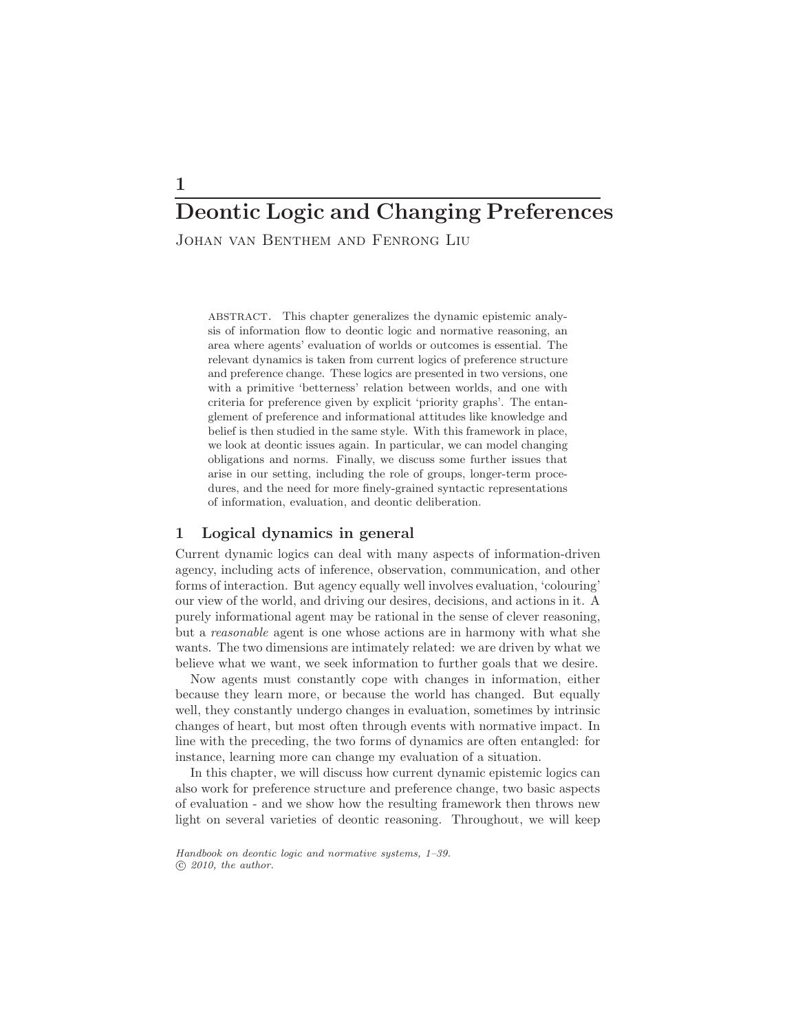# 1

# Deontic Logic and Changing Preferences

Johan van Benthem and Fenrong Liu

ABSTRACT. This chapter generalizes the dynamic epistemic analysis of information flow to deontic logic and normative reasoning, an area where agents' evaluation of worlds or outcomes is essential. The relevant dynamics is taken from current logics of preference structure and preference change. These logics are presented in two versions, one with a primitive 'betterness' relation between worlds, and one with criteria for preference given by explicit 'priority graphs'. The entanglement of preference and informational attitudes like knowledge and belief is then studied in the same style. With this framework in place, we look at deontic issues again. In particular, we can model changing obligations and norms. Finally, we discuss some further issues that arise in our setting, including the role of groups, longer-term procedures, and the need for more finely-grained syntactic representations of information, evaluation, and deontic deliberation.

## 1 Logical dynamics in general

Current dynamic logics can deal with many aspects of information-driven agency, including acts of inference, observation, communication, and other forms of interaction. But agency equally well involves evaluation, 'colouring' our view of the world, and driving our desires, decisions, and actions in it. A purely informational agent may be rational in the sense of clever reasoning, but a *reasonable* agent is one whose actions are in harmony with what she wants. The two dimensions are intimately related: we are driven by what we believe what we want, we seek information to further goals that we desire.

Now agents must constantly cope with changes in information, either because they learn more, or because the world has changed. But equally well, they constantly undergo changes in evaluation, sometimes by intrinsic changes of heart, but most often through events with normative impact. In line with the preceding, the two forms of dynamics are often entangled: for instance, learning more can change my evaluation of a situation.

In this chapter, we will discuss how current dynamic epistemic logics can also work for preference structure and preference change, two basic aspects of evaluation - and we show how the resulting framework then throws new light on several varieties of deontic reasoning. Throughout, we will keep

*Handbook on deontic logic and normative systems, 1–39.*
*© 2010, the author.*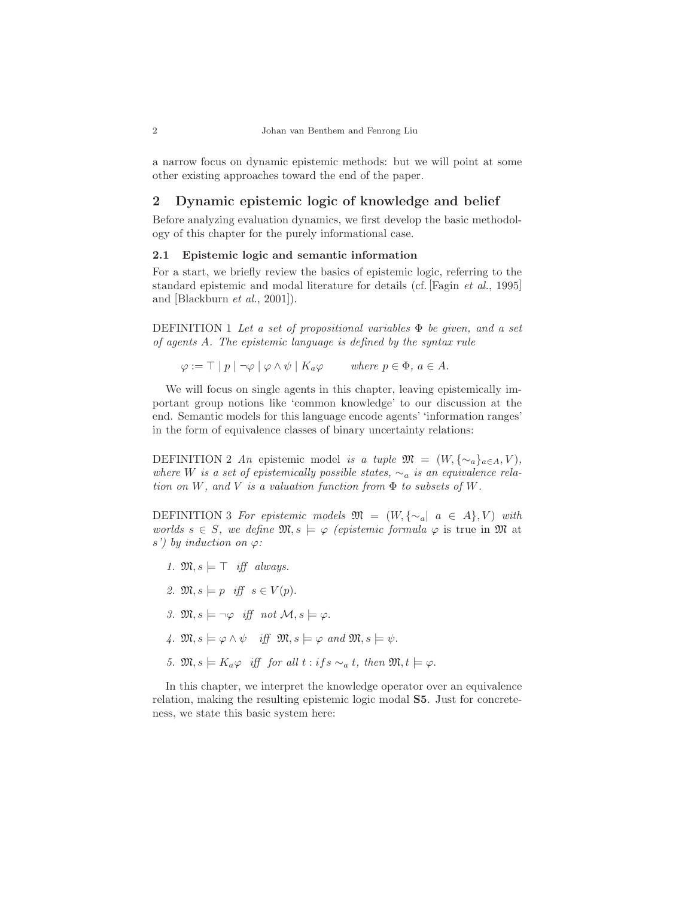a narrow focus on dynamic epistemic methods: but we will point at some other existing approaches toward the end of the paper.

## 2 Dynamic epistemic logic of knowledge and belief

Before analyzing evaluation dynamics, we first develop the basic methodology of this chapter for the purely informational case.

### 2.1 Epistemic logic and semantic information

For a start, we briefly review the basics of epistemic logic, referring to the standard epistemic and modal literature for details (cf. [Fagin *et al.*, 1995] and [Blackburn *et al.*, 2001]).

DEFINITION 1 *Let a set of propositional variables $\Phi$ be given, and a set of agents $A$. The epistemic language is defined by the syntax rule*

$$\varphi := \top \mid p \mid \neg\varphi \mid \varphi \wedge \psi \mid K_a\varphi \qquad \textit{where } p \in \Phi,\ a \in A.$$

We will focus on single agents in this chapter, leaving epistemically important group notions like 'common knowledge' to our discussion at the end. Semantic models for this language encode agents' 'information ranges' in the form of equivalence classes of binary uncertainty relations:

DEFINITION 2 *An* epistemic model *is a tuple $\mathfrak{M} = (W, \{\sim_a\}_{a\in A}, V)$, where $W$ is a set of epistemically possible states, $\sim_a$ is an equivalence relation on $W$, and $V$ is a valuation function from $\Phi$ to subsets of $W$.*

DEFINITION 3 *For epistemic models $\mathfrak{M} = (W, \{\sim_a \mid a \in A\}, V)$ with worlds $s \in S$, we define $\mathfrak{M}, s \models \varphi$ (epistemic formula $\varphi$* is true in $\mathfrak{M}$ at *s') by induction on $\varphi$:*

1. $\mathfrak{M}, s \models \top$ *iff always.*
2. $\mathfrak{M}, s \models p$ *iff* $s \in V(p)$.
3. $\mathfrak{M}, s \models \neg\varphi$ *iff not* $\mathcal{M}, s \models \varphi$.
4. $\mathfrak{M}, s \models \varphi \wedge \psi$ *iff* $\mathfrak{M}, s \models \varphi$ *and* $\mathfrak{M}, s \models \psi$.
5. $\mathfrak{M}, s \models K_a\varphi$ *iff for all $t$ : if $s \sim_a t$, then* $\mathfrak{M}, t \models \varphi$.

In this chapter, we interpret the knowledge operator over an equivalence relation, making the resulting epistemic logic modal **S5**. Just for concreteness, we state this basic system here: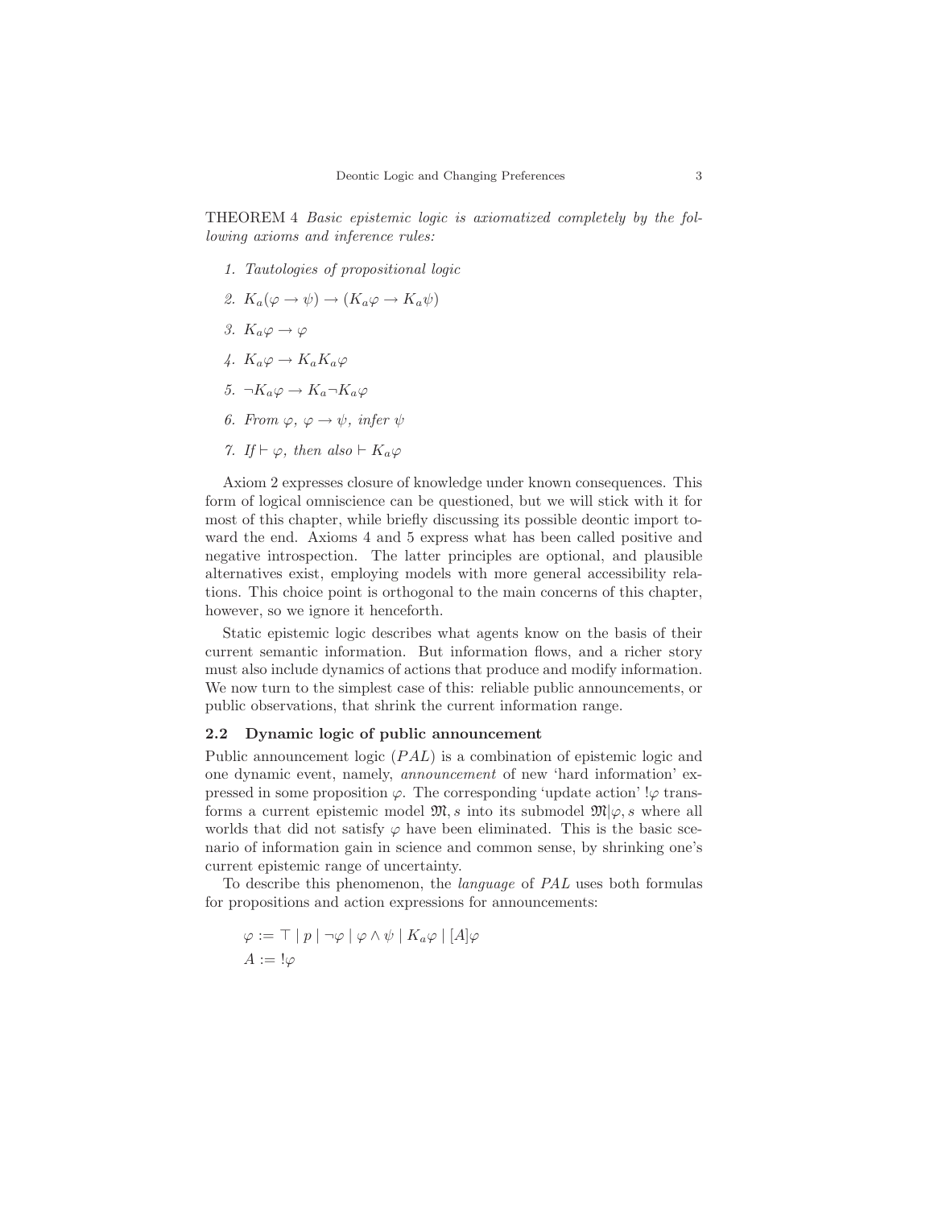THEOREM 4 *Basic epistemic logic is axiomatized completely by the following axioms and inference rules:*

1. *Tautologies of propositional logic*
2. $K_a(\varphi \to \psi) \to (K_a\varphi \to K_a\psi)$
3. $K_a\varphi \to \varphi$
4. $K_a\varphi \to K_aK_a\varphi$
5. $\neg K_a\varphi \to K_a\neg K_a\varphi$
6. *From* $\varphi$, $\varphi \to \psi$, *infer* $\psi$
7. *If* $\vdash \varphi$, *then also* $\vdash K_a\varphi$

Axiom 2 expresses closure of knowledge under known consequences. This form of logical omniscience can be questioned, but we will stick with it for most of this chapter, while briefly discussing its possible deontic import toward the end. Axioms 4 and 5 express what has been called positive and negative introspection. The latter principles are optional, and plausible alternatives exist, employing models with more general accessibility relations. This choice point is orthogonal to the main concerns of this chapter, however, so we ignore it henceforth.

Static epistemic logic describes what agents know on the basis of their current semantic information. But information flows, and a richer story must also include dynamics of actions that produce and modify information. We now turn to the simplest case of this: reliable public announcements, or public observations, that shrink the current information range.

### 2.2 Dynamic logic of public announcement

Public announcement logic ($PAL$) is a combination of epistemic logic and one dynamic event, namely, *announcement* of new 'hard information' expressed in some proposition $\varphi$. The corresponding 'update action' $!\varphi$ transforms a current epistemic model $\mathfrak{M}, s$ into its submodel $\mathfrak{M}|\varphi, s$ where all worlds that did not satisfy $\varphi$ have been eliminated. This is the basic scenario of information gain in science and common sense, by shrinking one's current epistemic range of uncertainty.

To describe this phenomenon, the *language* of $PAL$ uses both formulas for propositions and action expressions for announcements:

$$\varphi := \top \mid p \mid \neg\varphi \mid \varphi \wedge \psi \mid K_a\varphi \mid [A]\varphi$$
$$A := !\varphi$$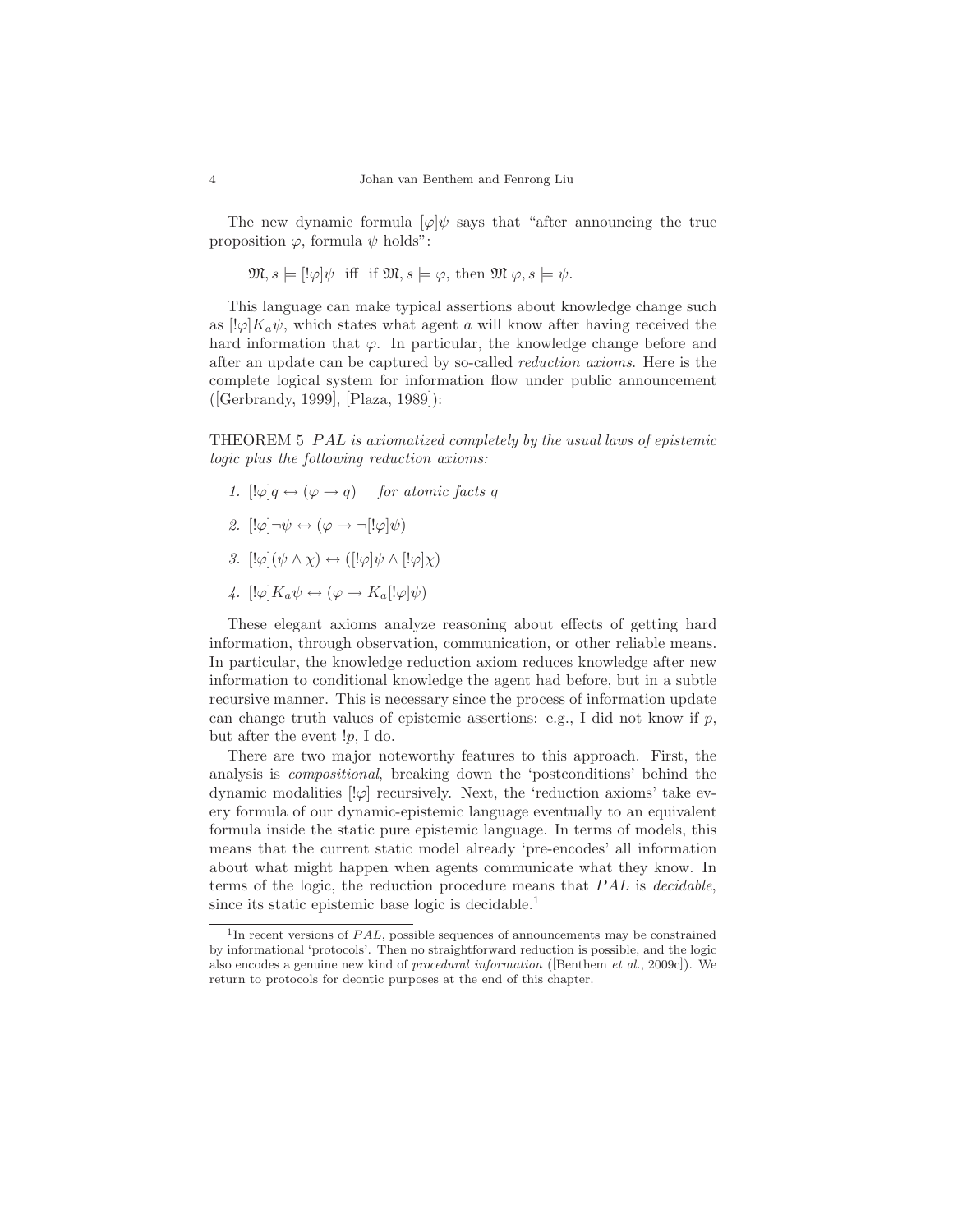The new dynamic formula $[\varphi]\psi$ says that "after announcing the true proposition $\varphi$, formula $\psi$ holds":

$$\mathfrak{M}, s \models [!\varphi]\psi \text{ iff if } \mathfrak{M}, s \models \varphi, \text{ then } \mathfrak{M}|\varphi, s \models \psi.$$

This language can make typical assertions about knowledge change such as $[!\varphi]K_a\psi$, which states what agent $a$ will know after having received the hard information that $\varphi$. In particular, the knowledge change before and after an update can be captured by so-called *reduction axioms*. Here is the complete logical system for information flow under public announcement ([Gerbrandy, 1999], [Plaza, 1989]):

THEOREM 5 *PAL is axiomatized completely by the usual laws of epistemic logic plus the following reduction axioms:*

1. $[!\varphi]q \leftrightarrow (\varphi \to q)$ *for atomic facts q*
2. $[!\varphi]\neg\psi \leftrightarrow (\varphi \to \neg[!\varphi]\psi)$
3. $[!\varphi](\psi \wedge \chi) \leftrightarrow ([!\varphi]\psi \wedge [!\varphi]\chi)$
4. $[!\varphi]K_a\psi \leftrightarrow (\varphi \to K_a[!\varphi]\psi)$

These elegant axioms analyze reasoning about effects of getting hard information, through observation, communication, or other reliable means. In particular, the knowledge reduction axiom reduces knowledge after new information to conditional knowledge the agent had before, but in a subtle recursive manner. This is necessary since the process of information update can change truth values of epistemic assertions: e.g., I did not know if $p$, but after the event $!p$, I do.

There are two major noteworthy features to this approach. First, the analysis is *compositional*, breaking down the 'postconditions' behind the dynamic modalities $[!\varphi]$ recursively. Next, the 'reduction axioms' take every formula of our dynamic-epistemic language eventually to an equivalent formula inside the static pure epistemic language. In terms of models, this means that the current static model already 'pre-encodes' all information about what might happen when agents communicate what they know. In terms of the logic, the reduction procedure means that *PAL* is *decidable*, since its static epistemic base logic is decidable.[1]

[1] In recent versions of *PAL*, possible sequences of announcements may be constrained by informational 'protocols'. Then no straightforward reduction is possible, and the logic also encodes a genuine new kind of *procedural information* ([Benthem *et al.*, 2009c]). We return to protocols for deontic purposes at the end of this chapter.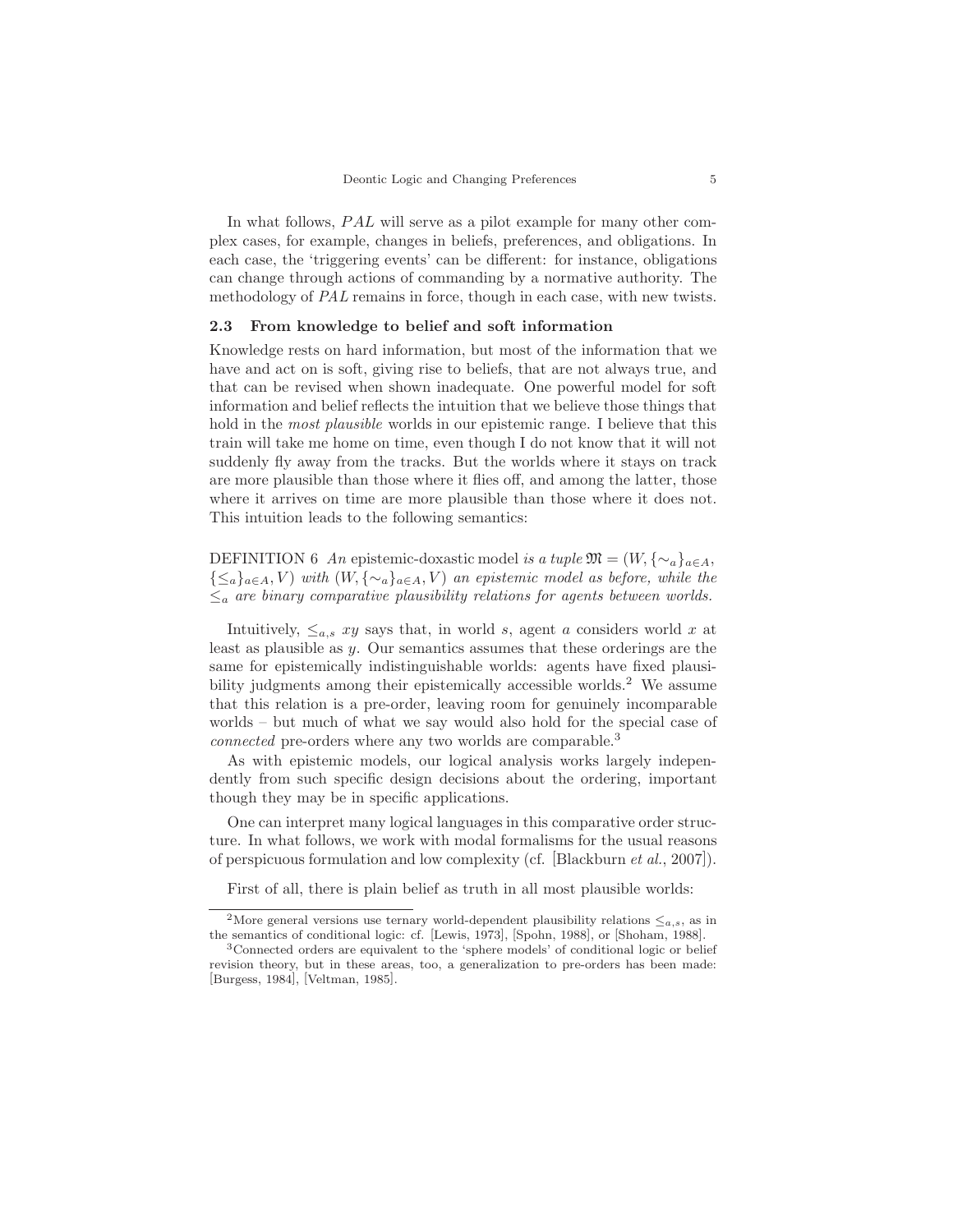In what follows, $PAL$ will serve as a pilot example for many other complex cases, for example, changes in beliefs, preferences, and obligations. In each case, the 'triggering events' can be different: for instance, obligations can change through actions of commanding by a normative authority. The methodology of $PAL$ remains in force, though in each case, with new twists.

### 2.3 From knowledge to belief and soft information

Knowledge rests on hard information, but most of the information that we have and act on is soft, giving rise to beliefs, that are not always true, and that can be revised when shown inadequate. One powerful model for soft information and belief reflects the intuition that we believe those things that hold in the *most plausible* worlds in our epistemic range. I believe that this train will take me home on time, even though I do not know that it will not suddenly fly away from the tracks. But the worlds where it stays on track are more plausible than those where it flies off, and among the latter, those where it arrives on time are more plausible than those where it does not. This intuition leads to the following semantics:

DEFINITION 6 *An* epistemic-doxastic model *is a tuple* $\mathfrak{M} = (W, \{\sim_a\}_{a \in A}, \{\leq_a\}_{a \in A}, V)$ *with* $(W, \{\sim_a\}_{a \in A}, V)$ *an epistemic model as before, while the* $\leq_a$ *are binary comparative plausibility relations for agents between worlds.*

Intuitively, $\leq_{a,s}$ $xy$ says that, in world $s$, agent $a$ considers world $x$ at least as plausible as $y$. Our semantics assumes that these orderings are the same for epistemically indistinguishable worlds: agents have fixed plausibility judgments among their epistemically accessible worlds.[2] We assume that this relation is a pre-order, leaving room for genuinely incomparable worlds – but much of what we say would also hold for the special case of *connected* pre-orders where any two worlds are comparable.[3]

As with epistemic models, our logical analysis works largely independently from such specific design decisions about the ordering, important though they may be in specific applications.

One can interpret many logical languages in this comparative order structure. In what follows, we work with modal formalisms for the usual reasons of perspicuous formulation and low complexity (cf. [Blackburn *et al.*, 2007]).

First of all, there is plain belief as truth in all most plausible worlds:

---

[2] More general versions use ternary world-dependent plausibility relations $\leq_{a,s}$, as in the semantics of conditional logic: cf. [Lewis, 1973], [Spohn, 1988], or [Shoham, 1988].

[3] Connected orders are equivalent to the 'sphere models' of conditional logic or belief revision theory, but in these areas, too, a generalization to pre-orders has been made: [Burgess, 1984], [Veltman, 1985].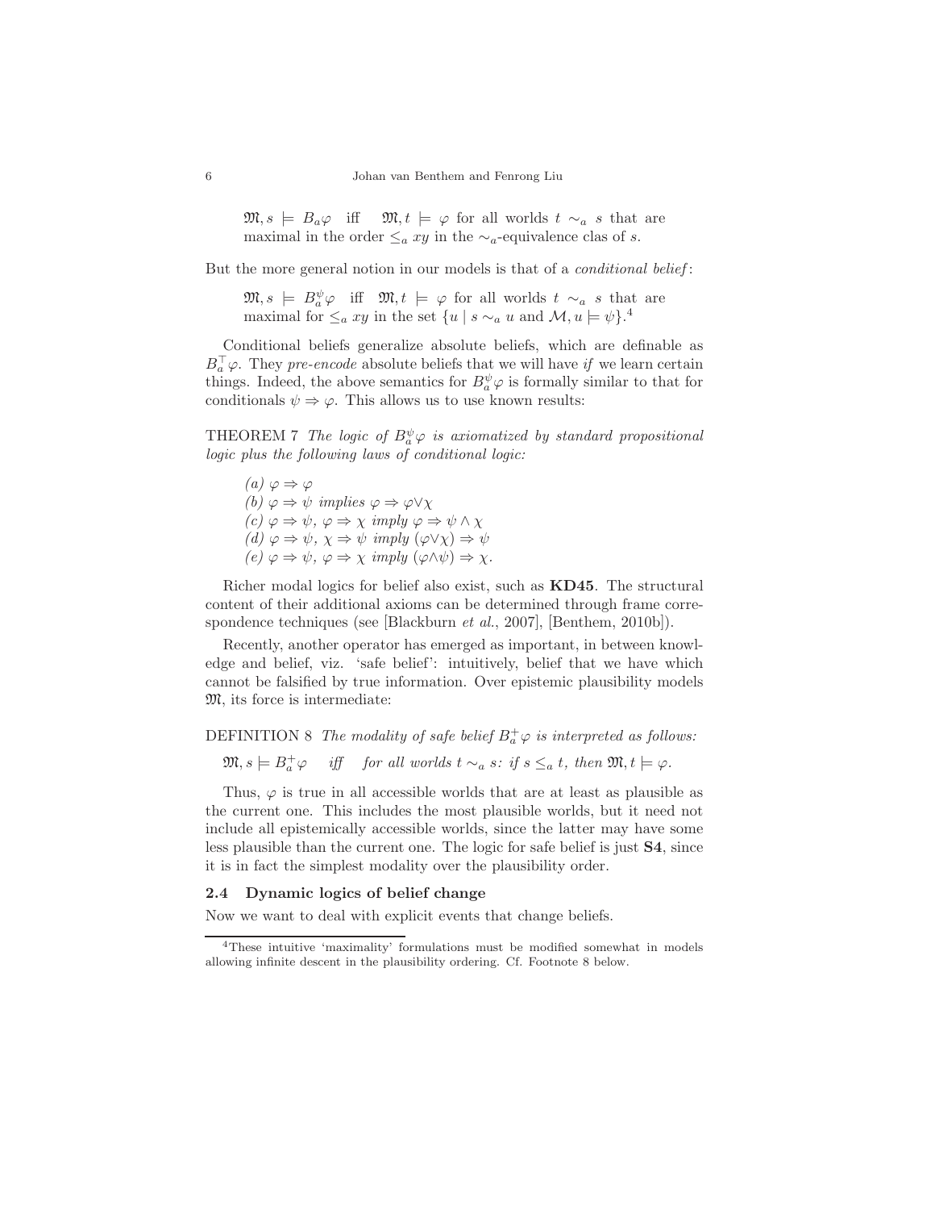$\mathfrak{M}, s \models B_a\varphi$ iff $\mathfrak{M}, t \models \varphi$ for all worlds $t \sim_a s$ that are maximal in the order $\leq_a xy$ in the $\sim_a$-equivalence clas of $s$.

But the more general notion in our models is that of a *conditional belief*:

$\mathfrak{M}, s \models B_a^{\psi}\varphi$ iff $\mathfrak{M}, t \models \varphi$ for all worlds $t \sim_a s$ that are maximal for $\leq_a xy$ in the set $\{u \mid s \sim_a u$ and $\mathcal{M}, u \models \psi\}$.[4]

Conditional beliefs generalize absolute beliefs, which are definable as $B_a^{\top}\varphi$. They *pre-encode* absolute beliefs that we will have *if* we learn certain things. Indeed, the above semantics for $B_a^{\psi}\varphi$ is formally similar to that for conditionals $\psi \Rightarrow \varphi$. This allows us to use known results:

THEOREM 7 *The logic of $B_a^{\psi}\varphi$ is axiomatized by standard propositional logic plus the following laws of conditional logic:*

*(a)* $\varphi \Rightarrow \varphi$
*(b)* $\varphi \Rightarrow \psi$ *implies* $\varphi \Rightarrow \varphi \vee \chi$
*(c)* $\varphi \Rightarrow \psi$, $\varphi \Rightarrow \chi$ *imply* $\varphi \Rightarrow \psi \wedge \chi$
*(d)* $\varphi \Rightarrow \psi$, $\chi \Rightarrow \psi$ *imply* $(\varphi \vee \chi) \Rightarrow \psi$
*(e)* $\varphi \Rightarrow \psi$, $\varphi \Rightarrow \chi$ *imply* $(\varphi \wedge \psi) \Rightarrow \chi$.

Richer modal logics for belief also exist, such as **KD45**. The structural content of their additional axioms can be determined through frame correspondence techniques (see [Blackburn *et al.*, 2007], [Benthem, 2010b]).

Recently, another operator has emerged as important, in between knowledge and belief, viz. 'safe belief': intuitively, belief that we have which cannot be falsified by true information. Over epistemic plausibility models $\mathfrak{M}$, its force is intermediate:

DEFINITION 8 *The modality of safe belief $B_a^{+}\varphi$ is interpreted as follows:*

$\mathfrak{M}, s \models B_a^{+}\varphi$ *iff for all worlds $t \sim_a s$: if $s \leq_a t$, then $\mathfrak{M}, t \models \varphi$.*

Thus, $\varphi$ is true in all accessible worlds that are at least as plausible as the current one. This includes the most plausible worlds, but it need not include all epistemically accessible worlds, since the latter may have some less plausible than the current one. The logic for safe belief is just **S4**, since it is in fact the simplest modality over the plausibility order.

### 2.4 Dynamic logics of belief change

Now we want to deal with explicit events that change beliefs.

---

[4] These intuitive 'maximality' formulations must be modified somewhat in models allowing infinite descent in the plausibility ordering. Cf. Footnote 8 below.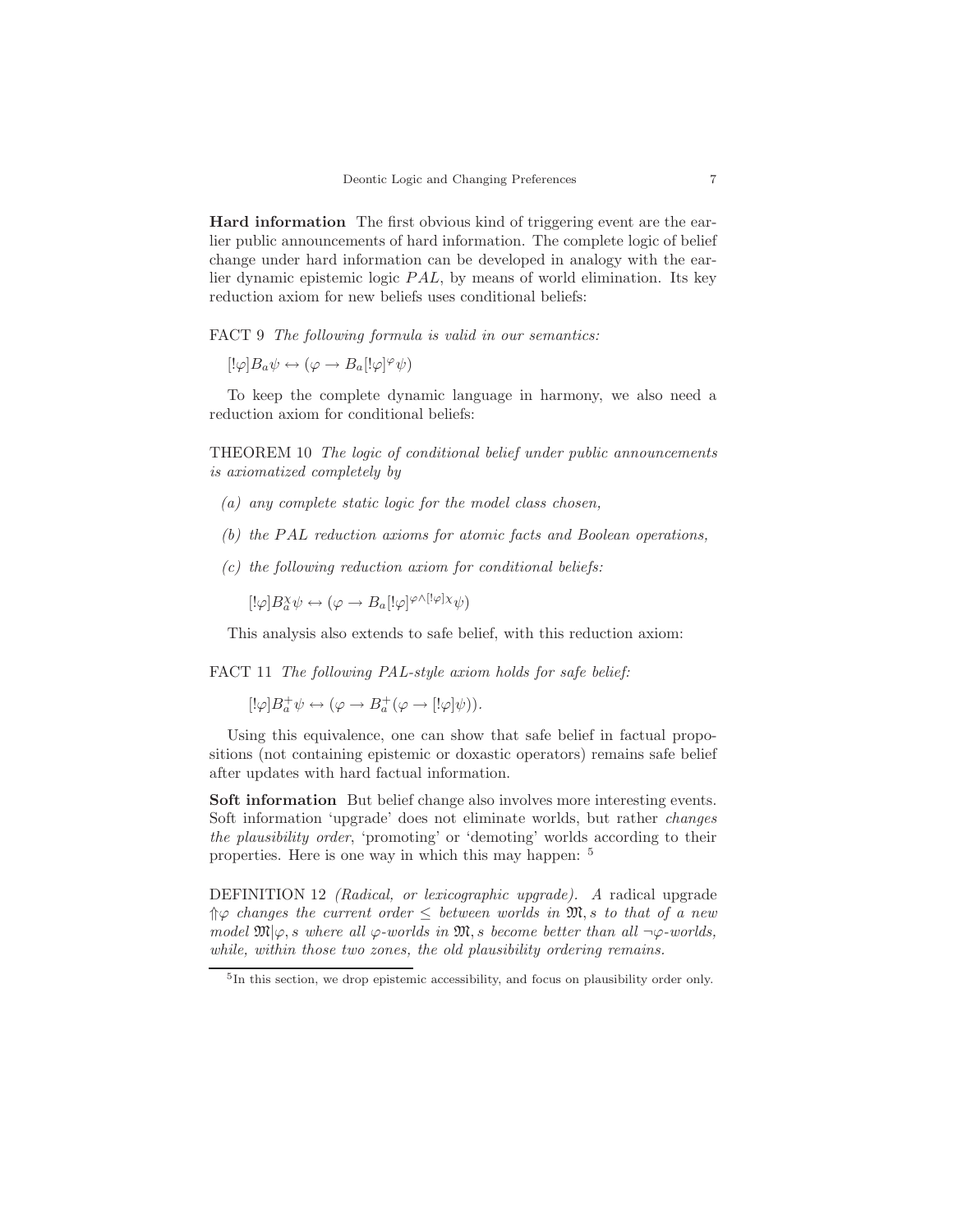**Hard information** The first obvious kind of triggering event are the earlier public announcements of hard information. The complete logic of belief change under hard information can be developed in analogy with the earlier dynamic epistemic logic $PAL$, by means of world elimination. Its key reduction axiom for new beliefs uses conditional beliefs:

FACT 9 *The following formula is valid in our semantics:*

$[!\varphi]B_a\psi \leftrightarrow (\varphi \rightarrow B_a[!\varphi]^{\varphi}\psi)$

To keep the complete dynamic language in harmony, we also need a reduction axiom for conditional beliefs:

THEOREM 10 *The logic of conditional belief under public announcements is axiomatized completely by*

*(a) any complete static logic for the model class chosen,*

*(b) the $PAL$ reduction axioms for atomic facts and Boolean operations,*

*(c) the following reduction axiom for conditional beliefs:*

$[!\varphi]B_a^{\chi}\psi \leftrightarrow (\varphi \rightarrow B_a[!\varphi]^{\varphi \wedge [!\varphi]\chi}\psi)$

This analysis also extends to safe belief, with this reduction axiom:

FACT 11 *The following PAL-style axiom holds for safe belief:*

$[!\varphi]B_a^{+}\psi \leftrightarrow (\varphi \rightarrow B_a^{+}(\varphi \rightarrow [!\varphi]\psi)).$

Using this equivalence, one can show that safe belief in factual propositions (not containing epistemic or doxastic operators) remains safe belief after updates with hard factual information.

**Soft information** But belief change also involves more interesting events. Soft information 'upgrade' does not eliminate worlds, but rather *changes the plausibility order*, 'promoting' or 'demoting' worlds according to their properties. Here is one way in which this may happen: [5]

DEFINITION 12 *(Radical, or lexicographic upgrade). A* radical upgrade *$\Uparrow\varphi$ changes the current order $\leq$ between worlds in $\mathfrak{M}, s$ to that of a new model $\mathfrak{M}|\varphi, s$ where all $\varphi$-worlds in $\mathfrak{M}, s$ become better than all $\neg\varphi$-worlds, while, within those two zones, the old plausibility ordering remains.*

[5] In this section, we drop epistemic accessibility, and focus on plausibility order only.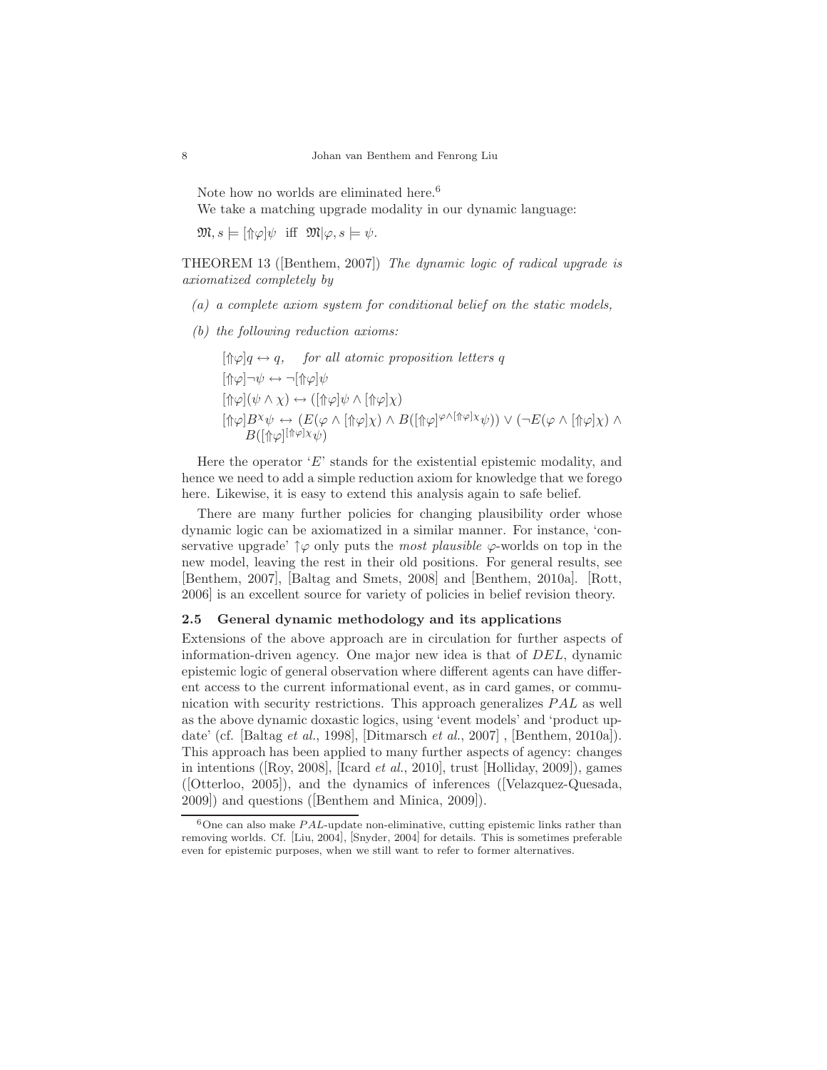Note how no worlds are eliminated here.[6]

We take a matching upgrade modality in our dynamic language:

$\mathfrak{M}, s \models [\Uparrow\varphi]\psi$ iff $\mathfrak{M}|\varphi, s \models \psi$.

THEOREM 13 ([Benthem, 2007]) *The dynamic logic of radical upgrade is axiomatized completely by*

*(a) a complete axiom system for conditional belief on the static models,*

*(b) the following reduction axioms:*

$[\Uparrow\varphi]q \leftrightarrow q,$ *for all atomic proposition letters q*

$[\Uparrow\varphi]\neg\psi \leftrightarrow \neg[\Uparrow\varphi]\psi$

$[\Uparrow\varphi](\psi \wedge \chi) \leftrightarrow ([\Uparrow\varphi]\psi \wedge [\Uparrow\varphi]\chi)$

$[\Uparrow\varphi]B^{\chi}\psi \leftrightarrow (E(\varphi \wedge [\Uparrow\varphi]\chi) \wedge B([\Uparrow\varphi]^{\varphi\wedge[\Uparrow\varphi]\chi}\psi)) \vee (\neg E(\varphi \wedge [\Uparrow\varphi]\chi) \wedge B([\Uparrow\varphi]^{[\Uparrow\varphi]\chi}\psi)$

Here the operator '$E$' stands for the existential epistemic modality, and hence we need to add a simple reduction axiom for knowledge that we forego here. Likewise, it is easy to extend this analysis again to safe belief.

There are many further policies for changing plausibility order whose dynamic logic can be axiomatized in a similar manner. For instance, 'conservative upgrade' $\uparrow\varphi$ only puts the *most plausible* $\varphi$-worlds on top in the new model, leaving the rest in their old positions. For general results, see [Benthem, 2007], [Baltag and Smets, 2008] and [Benthem, 2010a]. [Rott, 2006] is an excellent source for variety of policies in belief revision theory.

### 2.5 General dynamic methodology and its applications

Extensions of the above approach are in circulation for further aspects of information-driven agency. One major new idea is that of *DEL*, dynamic epistemic logic of general observation where different agents can have different access to the current informational event, as in card games, or communication with security restrictions. This approach generalizes *PAL* as well as the above dynamic doxastic logics, using 'event models' and 'product update' (cf. [Baltag *et al.*, 1998], [Ditmarsch *et al.*, 2007] , [Benthem, 2010a]). This approach has been applied to many further aspects of agency: changes in intentions ([Roy, 2008], [Icard *et al.*, 2010], trust [Holliday, 2009]), games ([Otterloo, 2005]), and the dynamics of inferences ([Velazquez-Quesada, 2009]) and questions ([Benthem and Minica, 2009]).

[6] One can also make *PAL*-update non-eliminative, cutting epistemic links rather than removing worlds. Cf. [Liu, 2004], [Snyder, 2004] for details. This is sometimes preferable even for epistemic purposes, when we still want to refer to former alternatives.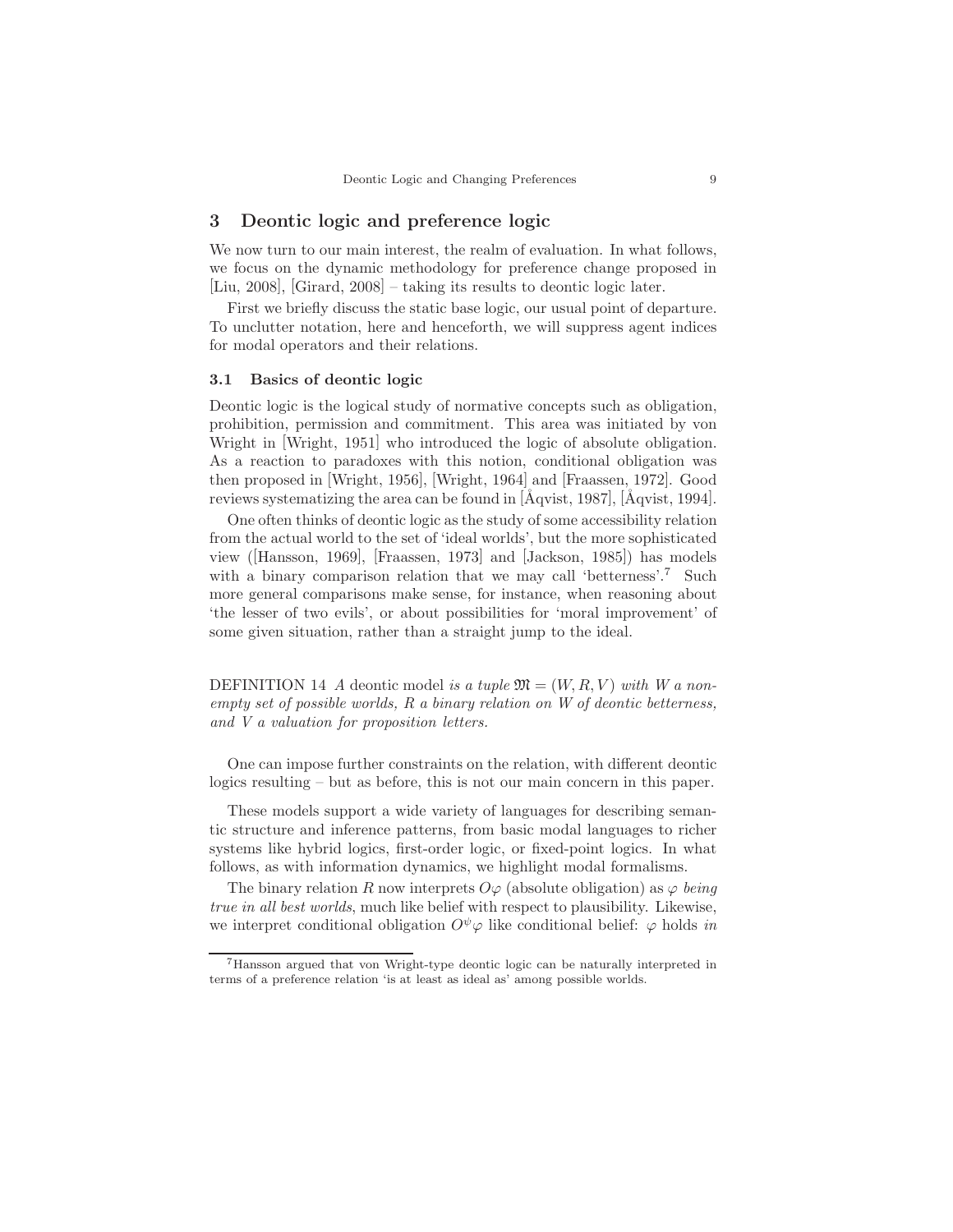## 3 Deontic logic and preference logic

We now turn to our main interest, the realm of evaluation. In what follows, we focus on the dynamic methodology for preference change proposed in [Liu, 2008], [Girard, 2008] – taking its results to deontic logic later.

First we briefly discuss the static base logic, our usual point of departure. To unclutter notation, here and henceforth, we will suppress agent indices for modal operators and their relations.

### 3.1 Basics of deontic logic

Deontic logic is the logical study of normative concepts such as obligation, prohibition, permission and commitment. This area was initiated by von Wright in [Wright, 1951] who introduced the logic of absolute obligation. As a reaction to paradoxes with this notion, conditional obligation was then proposed in [Wright, 1956], [Wright, 1964] and [Fraassen, 1972]. Good reviews systematizing the area can be found in [Åqvist, 1987], [Åqvist, 1994].

One often thinks of deontic logic as the study of some accessibility relation from the actual world to the set of 'ideal worlds', but the more sophisticated view ([Hansson, 1969], [Fraassen, 1973] and [Jackson, 1985]) has models with a binary comparison relation that we may call 'betterness'.[7] Such more general comparisons make sense, for instance, when reasoning about 'the lesser of two evils', or about possibilities for 'moral improvement' of some given situation, rather than a straight jump to the ideal.

DEFINITION 14 *A* deontic model *is a tuple* $\mathfrak{M} = (W, R, V)$ *with* $W$ *a non-empty set of possible worlds,* $R$ *a binary relation on* $W$ *of deontic betterness, and* $V$ *a valuation for proposition letters.*

One can impose further constraints on the relation, with different deontic logics resulting – but as before, this is not our main concern in this paper.

These models support a wide variety of languages for describing semantic structure and inference patterns, from basic modal languages to richer systems like hybrid logics, first-order logic, or fixed-point logics. In what follows, as with information dynamics, we highlight modal formalisms.

The binary relation $R$ now interprets $O\varphi$ (absolute obligation) as $\varphi$ *being true in all best worlds*, much like belief with respect to plausibility. Likewise, we interpret conditional obligation $O^{\psi}\varphi$ like conditional belief: $\varphi$ holds *in*

---

[7] Hansson argued that von Wright-type deontic logic can be naturally interpreted in terms of a preference relation 'is at least as ideal as' among possible worlds.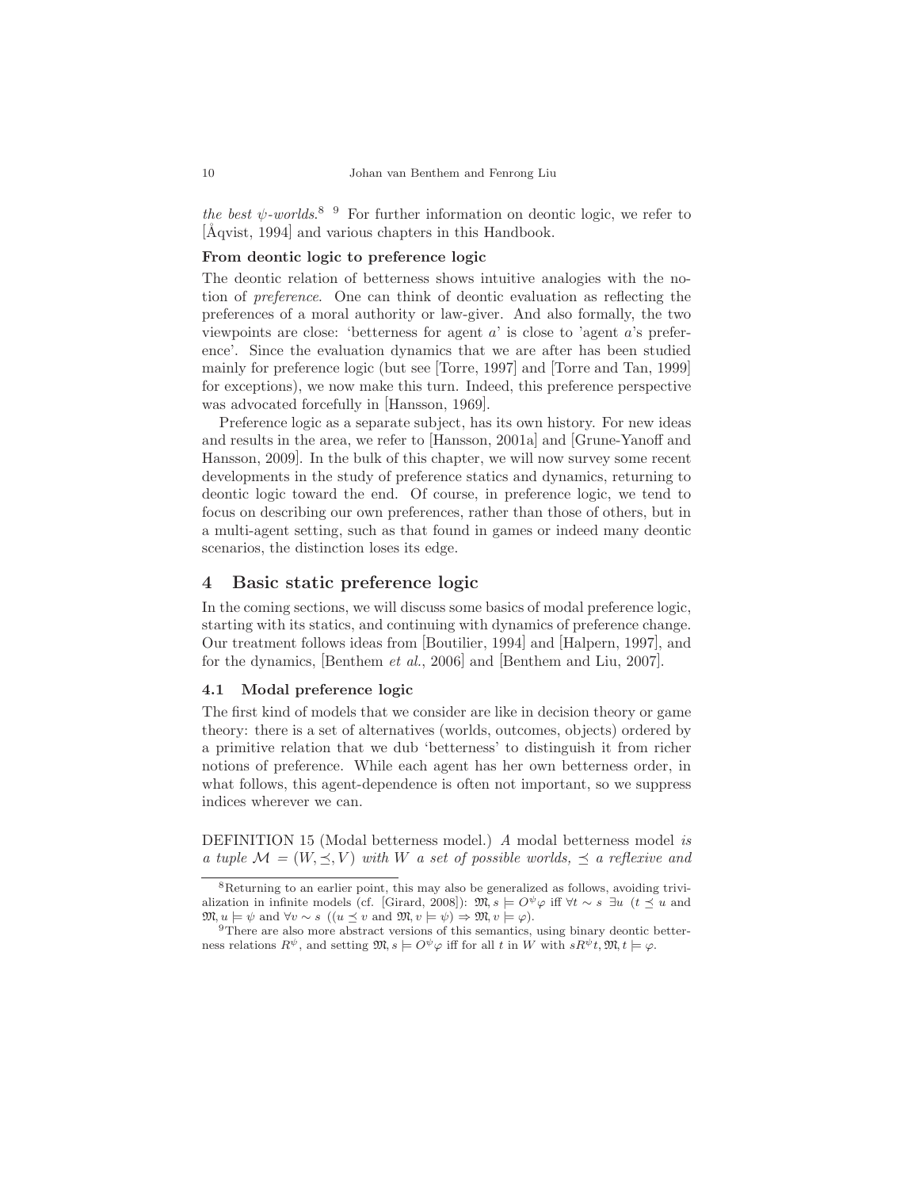*the best $\psi$-worlds*.[8] [9] For further information on deontic logic, we refer to [Åqvist, 1994] and various chapters in this Handbook.

**From deontic logic to preference logic**

The deontic relation of betterness shows intuitive analogies with the notion of *preference*. One can think of deontic evaluation as reflecting the preferences of a moral authority or law-giver. And also formally, the two viewpoints are close: 'betterness for agent $a$' is close to 'agent $a$'s preference'. Since the evaluation dynamics that we are after has been studied mainly for preference logic (but see [Torre, 1997] and [Torre and Tan, 1999] for exceptions), we now make this turn. Indeed, this preference perspective was advocated forcefully in [Hansson, 1969].

Preference logic as a separate subject, has its own history. For new ideas and results in the area, we refer to [Hansson, 2001a] and [Grune-Yanoff and Hansson, 2009]. In the bulk of this chapter, we will now survey some recent developments in the study of preference statics and dynamics, returning to deontic logic toward the end. Of course, in preference logic, we tend to focus on describing our own preferences, rather than those of others, but in a multi-agent setting, such as that found in games or indeed many deontic scenarios, the distinction loses its edge.

## 4 Basic static preference logic

In the coming sections, we will discuss some basics of modal preference logic, starting with its statics, and continuing with dynamics of preference change. Our treatment follows ideas from [Boutilier, 1994] and [Halpern, 1997], and for the dynamics, [Benthem *et al.*, 2006] and [Benthem and Liu, 2007].

### 4.1 Modal preference logic

The first kind of models that we consider are like in decision theory or game theory: there is a set of alternatives (worlds, outcomes, objects) ordered by a primitive relation that we dub 'betterness' to distinguish it from richer notions of preference. While each agent has her own betterness order, in what follows, this agent-dependence is often not important, so we suppress indices wherever we can.

DEFINITION 15 (Modal betterness model.) *A modal betterness model is a tuple $\mathcal{M} = (W, \preceq, V)$ with $W$ a set of possible worlds, $\preceq$ a reflexive and*

---

[8] Returning to an earlier point, this may also be generalized as follows, avoiding trivialization in infinite models (cf. [Girard, 2008]): $\mathfrak{M}, s \models O^{\psi}\varphi$ iff $\forall t \sim s\ \exists u\ (t \preceq u$ and $\mathfrak{M}, u \models \psi$ and $\forall v \sim s\ ((u \preceq v$ and $\mathfrak{M}, v \models \psi) \Rightarrow \mathfrak{M}, v \models \varphi)$.

[9] There are also more abstract versions of this semantics, using binary deontic betterness relations $R^{\psi}$, and setting $\mathfrak{M}, s \models O^{\psi}\varphi$ iff for all $t$ in $W$ with $sR^{\psi}t, \mathfrak{M}, t \models \varphi$.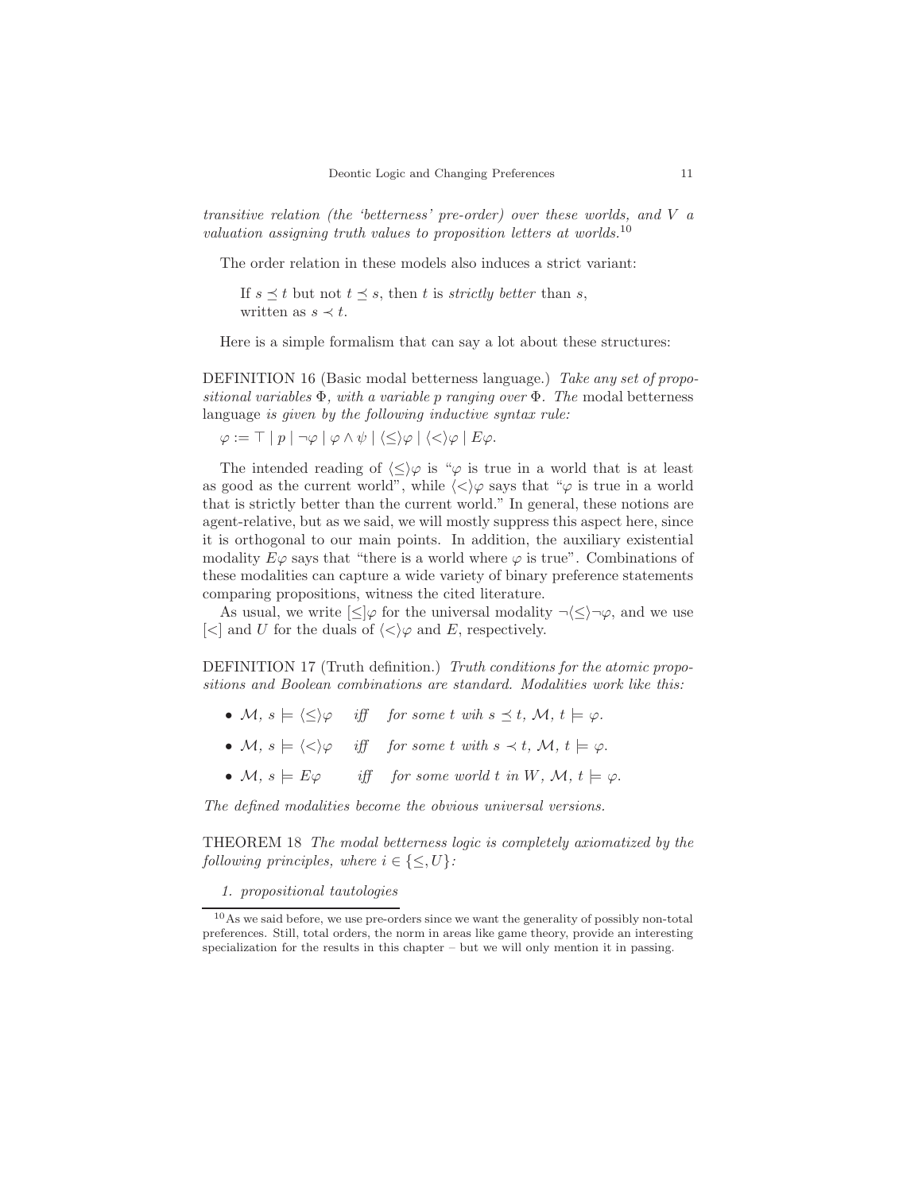*transitive relation (the 'betterness' pre-order) over these worlds, and $V$ a valuation assigning truth values to proposition letters at worlds.*[10]

The order relation in these models also induces a strict variant:

> If $s \preceq t$ but not $t \preceq s$, then $t$ is *strictly better* than $s$, written as $s \prec t$.

Here is a simple formalism that can say a lot about these structures:

DEFINITION 16 (Basic modal betterness language.) *Take any set of propositional variables $\Phi$, with a variable $p$ ranging over $\Phi$. The* modal betterness language *is given by the following inductive syntax rule:*

$\varphi := \top \mid p \mid \neg\varphi \mid \varphi \wedge \psi \mid \langle\leq\rangle\varphi \mid \langle<\rangle\varphi \mid E\varphi.$

The intended reading of $\langle\leq\rangle\varphi$ is "$\varphi$ is true in a world that is at least as good as the current world", while $\langle<\rangle\varphi$ says that "$\varphi$ is true in a world that is strictly better than the current world." In general, these notions are agent-relative, but as we said, we will mostly suppress this aspect here, since it is orthogonal to our main points. In addition, the auxiliary existential modality $E\varphi$ says that "there is a world where $\varphi$ is true". Combinations of these modalities can capture a wide variety of binary preference statements comparing propositions, witness the cited literature.

As usual, we write $[\leq]\varphi$ for the universal modality $\neg\langle\leq\rangle\neg\varphi$, and we use $[<]$ and $U$ for the duals of $\langle<\rangle\varphi$ and $E$, respectively.

DEFINITION 17 (Truth definition.) *Truth conditions for the atomic propositions and Boolean combinations are standard. Modalities work like this:*

- $\mathcal{M}, s \models \langle\leq\rangle\varphi$ *iff* *for some $t$ wih $s \preceq t$, $\mathcal{M}, t \models \varphi$.*
- $\mathcal{M}, s \models \langle<\rangle\varphi$ *iff* *for some $t$ with $s \prec t$, $\mathcal{M}, t \models \varphi$.*
- $\mathcal{M}, s \models E\varphi$ *iff* *for some world $t$ in $W$, $\mathcal{M}, t \models \varphi$.*

*The defined modalities become the obvious universal versions.*

THEOREM 18 *The modal betterness logic is completely axiomatized by the following principles, where $i \in \{\leq, U\}$:*

1. *propositional tautologies*

[10] As we said before, we use pre-orders since we want the generality of possibly non-total preferences. Still, total orders, the norm in areas like game theory, provide an interesting specialization for the results in this chapter – but we will only mention it in passing.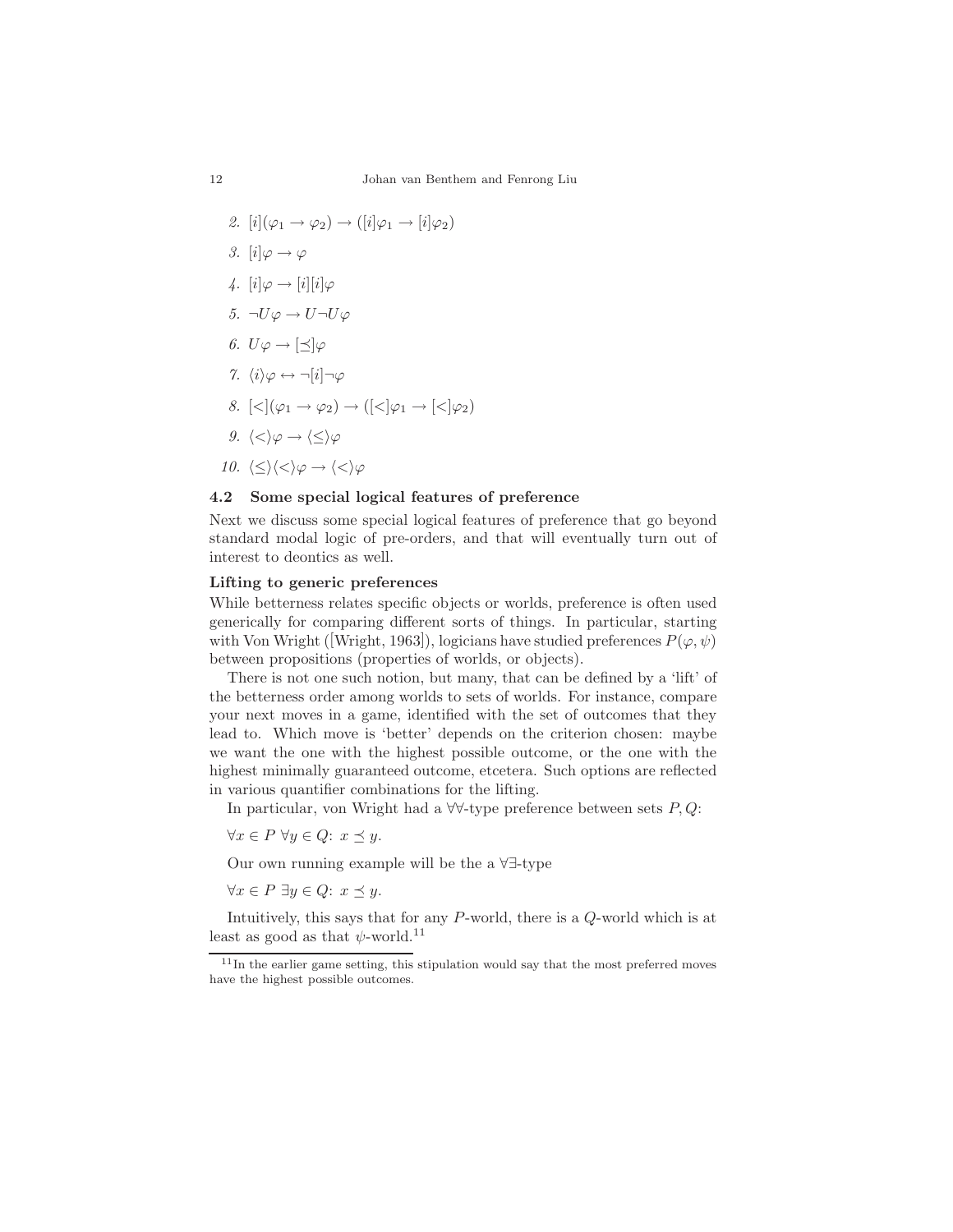2. $[i](\varphi_1 \rightarrow \varphi_2) \rightarrow ([i]\varphi_1 \rightarrow [i]\varphi_2)$
3. $[i]\varphi \rightarrow \varphi$
4. $[i]\varphi \rightarrow [i][i]\varphi$
5. $\neg U\varphi \rightarrow U\neg U\varphi$
6. $U\varphi \rightarrow [\preceq]\varphi$
7. $\langle i\rangle\varphi \leftrightarrow \neg[i]\neg\varphi$
8. $[<](\varphi_1 \rightarrow \varphi_2) \rightarrow ([<]\varphi_1 \rightarrow [<]\varphi_2)$
9. $\langle<\rangle\varphi \rightarrow \langle\leq\rangle\varphi$
10. $\langle\leq\rangle\langle<\rangle\varphi \rightarrow \langle<\rangle\varphi$

### 4.2 Some special logical features of preference

Next we discuss some special logical features of preference that go beyond standard modal logic of pre-orders, and that will eventually turn out of interest to deontics as well.

**Lifting to generic preferences**

While betterness relates specific objects or worlds, preference is often used generically for comparing different sorts of things. In particular, starting with Von Wright ([Wright, 1963]), logicians have studied preferences $P(\varphi, \psi)$ between propositions (properties of worlds, or objects).

There is not one such notion, but many, that can be defined by a 'lift' of the betterness order among worlds to sets of worlds. For instance, compare your next moves in a game, identified with the set of outcomes that they lead to. Which move is 'better' depends on the criterion chosen: maybe we want the one with the highest possible outcome, or the one with the highest minimally guaranteed outcome, etcetera. Such options are reflected in various quantifier combinations for the lifting.

In particular, von Wright had a $\forall\forall$-type preference between sets $P, Q$:

$\forall x \in P\ \forall y \in Q$: $x \preceq y$.

Our own running example will be the a $\forall\exists$-type

$\forall x \in P\ \exists y \in Q$: $x \preceq y$.

Intuitively, this says that for any $P$-world, there is a $Q$-world which is at least as good as that $\psi$-world.[11]

[11] In the earlier game setting, this stipulation would say that the most preferred moves have the highest possible outcomes.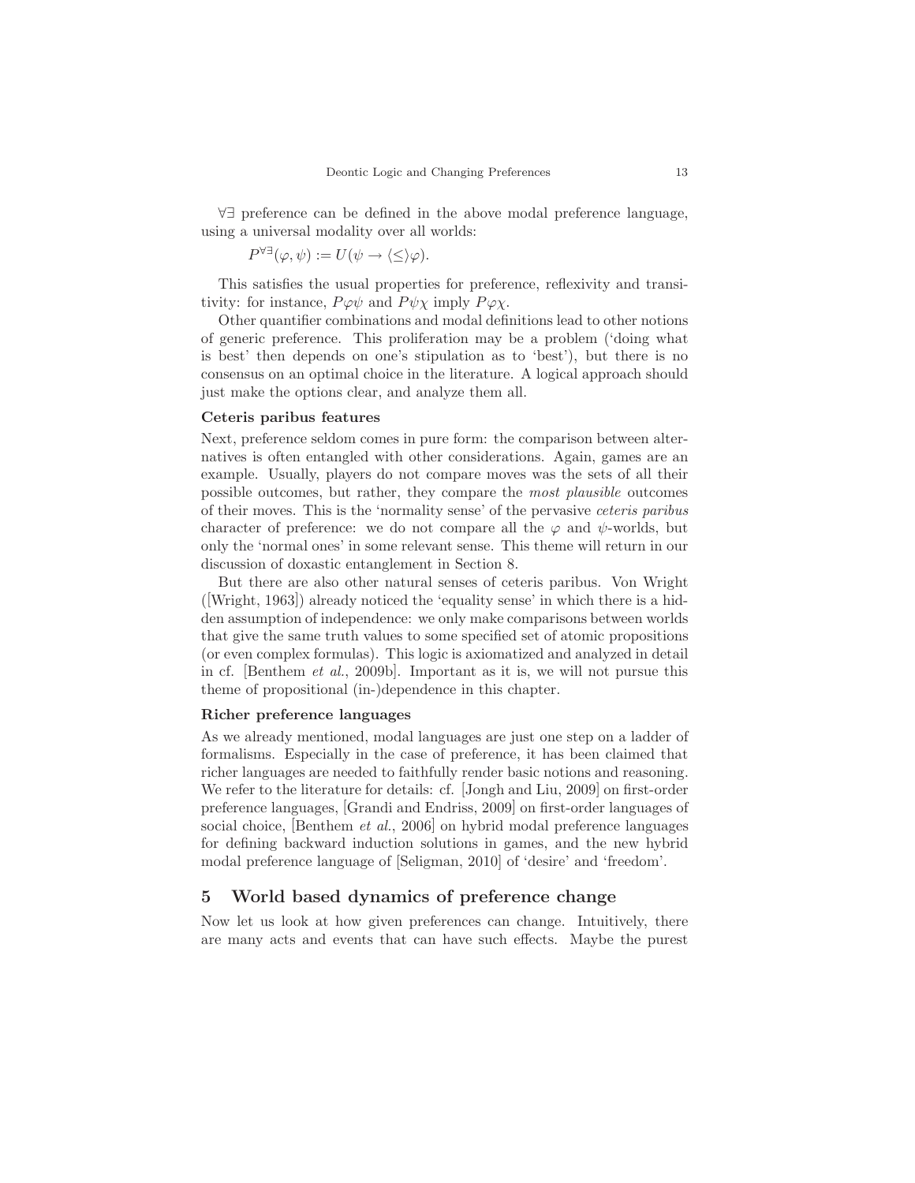$\forall\exists$ preference can be defined in the above modal preference language, using a universal modality over all worlds:

$$P^{\forall\exists}(\varphi, \psi) := U(\psi \to \langle\leq\rangle\varphi).$$

This satisfies the usual properties for preference, reflexivity and transitivity: for instance, $P\varphi\psi$ and $P\psi\chi$ imply $P\varphi\chi$.

Other quantifier combinations and modal definitions lead to other notions of generic preference. This proliferation may be a problem ('doing what is best' then depends on one's stipulation as to 'best'), but there is no consensus on an optimal choice in the literature. A logical approach should just make the options clear, and analyze them all.

**Ceteris paribus features**

Next, preference seldom comes in pure form: the comparison between alternatives is often entangled with other considerations. Again, games are an example. Usually, players do not compare moves was the sets of all their possible outcomes, but rather, they compare the *most plausible* outcomes of their moves. This is the 'normality sense' of the pervasive *ceteris paribus* character of preference: we do not compare all the $\varphi$ and $\psi$-worlds, but only the 'normal ones' in some relevant sense. This theme will return in our discussion of doxastic entanglement in Section 8.

But there are also other natural senses of ceteris paribus. Von Wright ([Wright, 1963]) already noticed the 'equality sense' in which there is a hidden assumption of independence: we only make comparisons between worlds that give the same truth values to some specified set of atomic propositions (or even complex formulas). This logic is axiomatized and analyzed in detail in cf. [Benthem *et al.*, 2009b]. Important as it is, we will not pursue this theme of propositional (in-)dependence in this chapter.

**Richer preference languages**

As we already mentioned, modal languages are just one step on a ladder of formalisms. Especially in the case of preference, it has been claimed that richer languages are needed to faithfully render basic notions and reasoning. We refer to the literature for details: cf. [Jongh and Liu, 2009] on first-order preference languages, [Grandi and Endriss, 2009] on first-order languages of social choice, [Benthem *et al.*, 2006] on hybrid modal preference languages for defining backward induction solutions in games, and the new hybrid modal preference language of [Seligman, 2010] of 'desire' and 'freedom'.

## 5 World based dynamics of preference change

Now let us look at how given preferences can change. Intuitively, there are many acts and events that can have such effects. Maybe the purest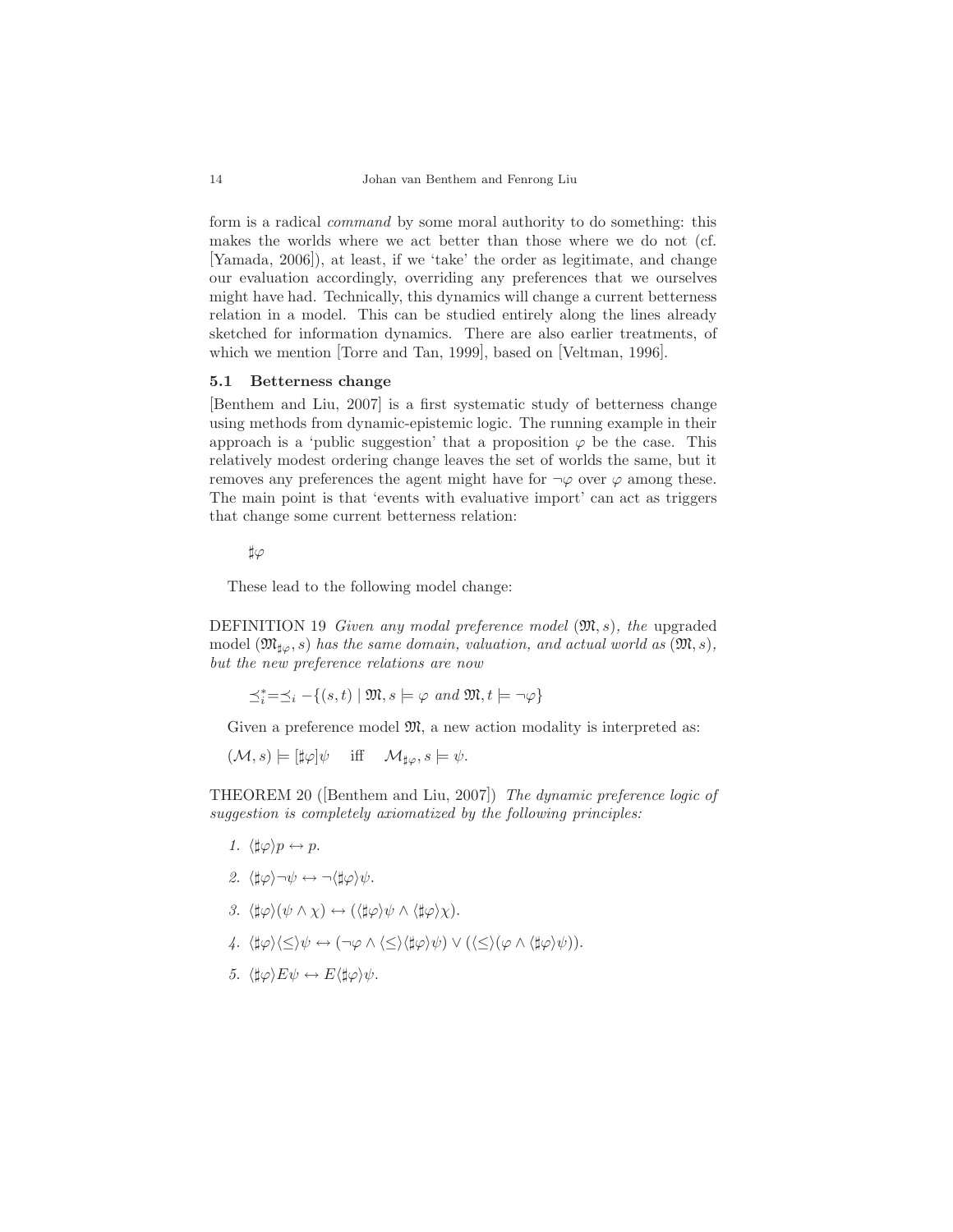form is a radical *command* by some moral authority to do something: this makes the worlds where we act better than those where we do not (cf. [Yamada, 2006]), at least, if we 'take' the order as legitimate, and change our evaluation accordingly, overriding any preferences that we ourselves might have had. Technically, this dynamics will change a current betterness relation in a model. This can be studied entirely along the lines already sketched for information dynamics. There are also earlier treatments, of which we mention [Torre and Tan, 1999], based on [Veltman, 1996].

### 5.1 Betterness change

[Benthem and Liu, 2007] is a first systematic study of betterness change using methods from dynamic-epistemic logic. The running example in their approach is a 'public suggestion' that a proposition $\varphi$ be the case. This relatively modest ordering change leaves the set of worlds the same, but it removes any preferences the agent might have for $\neg\varphi$ over $\varphi$ among these. The main point is that 'events with evaluative import' can act as triggers that change some current betterness relation:

$$\sharp\varphi$$

These lead to the following model change:

DEFINITION 19 *Given any modal preference model* $(\mathfrak{M}, s)$*, the* upgraded model $(\mathfrak{M}_{\sharp\varphi}, s)$ *has the same domain, valuation, and actual world as* $(\mathfrak{M}, s)$*, but the new preference relations are now*

$$\preceq_i^* = \preceq_i - \{(s,t) \mid \mathfrak{M}, s \models \varphi \text{ and } \mathfrak{M}, t \models \neg\varphi\}$$

Given a preference model $\mathfrak{M}$, a new action modality is interpreted as:

$$(\mathcal{M}, s) \models [\sharp\varphi]\psi \quad \text{iff} \quad \mathcal{M}_{\sharp\varphi}, s \models \psi.$$

THEOREM 20 ([Benthem and Liu, 2007]) *The dynamic preference logic of suggestion is completely axiomatized by the following principles:*

1. $\langle\sharp\varphi\rangle p \leftrightarrow p$.
2. $\langle\sharp\varphi\rangle\neg\psi \leftrightarrow \neg\langle\sharp\varphi\rangle\psi$.
3. $\langle\sharp\varphi\rangle(\psi \wedge \chi) \leftrightarrow (\langle\sharp\varphi\rangle\psi \wedge \langle\sharp\varphi\rangle\chi)$.
4. $\langle\sharp\varphi\rangle\langle\leq\rangle\psi \leftrightarrow (\neg\varphi \wedge \langle\leq\rangle\langle\sharp\varphi\rangle\psi) \vee (\langle\leq\rangle(\varphi \wedge \langle\sharp\varphi\rangle\psi))$.
5. $\langle\sharp\varphi\rangle E\psi \leftrightarrow E\langle\sharp\varphi\rangle\psi$.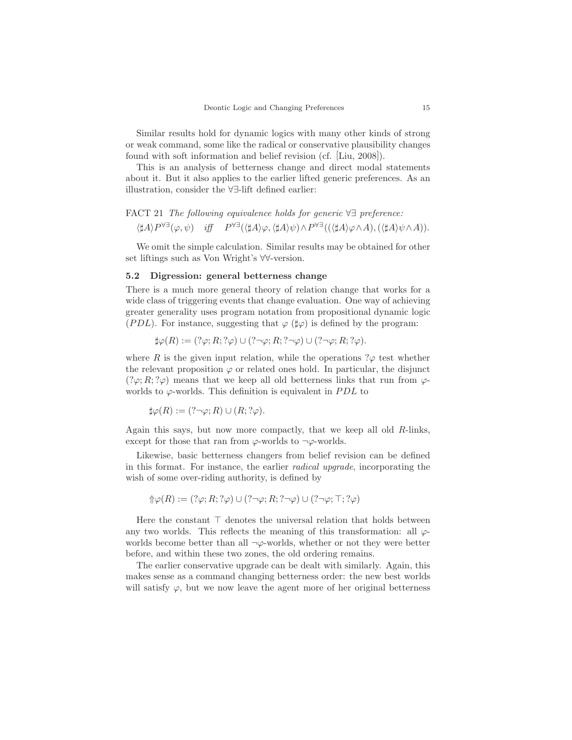Similar results hold for dynamic logics with many other kinds of strong or weak command, some like the radical or conservative plausibility changes found with soft information and belief revision (cf. [Liu, 2008]).

This is an analysis of betterness change and direct modal statements about it. But it also applies to the earlier lifted generic preferences. As an illustration, consider the $\forall\exists$-lift defined earlier:

FACT 21 *The following equivalence holds for generic $\forall\exists$ preference:*

$$\langle\sharp A\rangle P^{\forall\exists}(\varphi,\psi) \quad \textit{iff} \quad P^{\forall\exists}(\langle\sharp A\rangle\varphi, \langle\sharp A\rangle\psi) \wedge P^{\forall\exists}((\langle\sharp A\rangle\varphi \wedge A), (\langle\sharp A\rangle\psi \wedge A)).$$

We omit the simple calculation. Similar results may be obtained for other set liftings such as Von Wright's $\forall\forall$-version.

### 5.2 Digression: general betterness change

There is a much more general theory of relation change that works for a wide class of triggering events that change evaluation. One way of achieving greater generality uses program notation from propositional dynamic logic ($PDL$). For instance, suggesting that $\varphi$ ($\sharp\varphi$) is defined by the program:

$$\sharp\varphi(R) := (?\varphi; R; ?\varphi) \cup (?\neg\varphi; R; ?\neg\varphi) \cup (?\neg\varphi; R; ?\varphi).$$

where $R$ is the given input relation, while the operations $?\varphi$ test whether the relevant proposition $\varphi$ or related ones hold. In particular, the disjunct $(?\varphi; R; ?\varphi)$ means that we keep all old betterness links that run from $\varphi$-worlds to $\varphi$-worlds. This definition is equivalent in $PDL$ to

$$\sharp\varphi(R) := (?\neg\varphi; R) \cup (R; ?\varphi).$$

Again this says, but now more compactly, that we keep all old $R$-links, except for those that ran from $\varphi$-worlds to $\neg\varphi$-worlds.

Likewise, basic betterness changers from belief revision can be defined in this format. For instance, the earlier *radical upgrade*, incorporating the wish of some over-riding authority, is defined by

$$\Uparrow\varphi(R) := (?\varphi; R; ?\varphi) \cup (?\neg\varphi; R; ?\neg\varphi) \cup (?\neg\varphi; \top; ?\varphi)$$

Here the constant $\top$ denotes the universal relation that holds between any two worlds. This reflects the meaning of this transformation: all $\varphi$-worlds become better than all $\neg\varphi$-worlds, whether or not they were better before, and within these two zones, the old ordering remains.

The earlier conservative upgrade can be dealt with similarly. Again, this makes sense as a command changing betterness order: the new best worlds will satisfy $\varphi$, but we now leave the agent more of her original betterness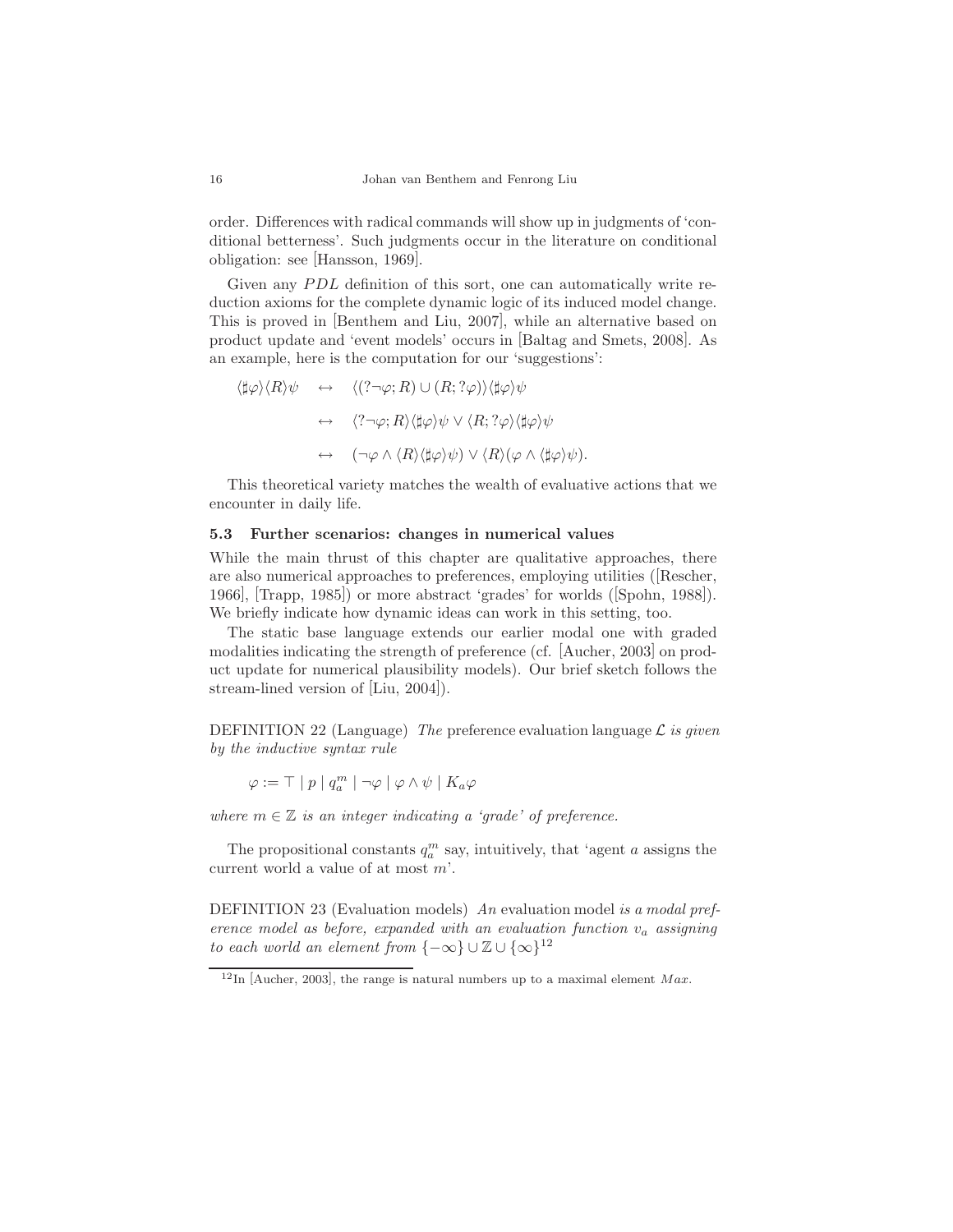order. Differences with radical commands will show up in judgments of 'conditional betterness'. Such judgments occur in the literature on conditional obligation: see [Hansson, 1969].

Given any $PDL$ definition of this sort, one can automatically write reduction axioms for the complete dynamic logic of its induced model change. This is proved in [Benthem and Liu, 2007], while an alternative based on product update and 'event models' occurs in [Baltag and Smets, 2008]. As an example, here is the computation for our 'suggestions':

$$
\begin{aligned}
\langle\sharp\varphi\rangle\langle R\rangle\psi \quad &\leftrightarrow \quad \langle(?\neg\varphi;R)\cup(R;?\varphi)\rangle\langle\sharp\varphi\rangle\psi \\
&\leftrightarrow \quad \langle ?\neg\varphi;R\rangle\langle\sharp\varphi\rangle\psi \vee \langle R;?\varphi\rangle\langle\sharp\varphi\rangle\psi \\
&\leftrightarrow \quad (\neg\varphi \wedge \langle R\rangle\langle\sharp\varphi\rangle\psi) \vee \langle R\rangle(\varphi \wedge \langle\sharp\varphi\rangle\psi).
\end{aligned}
$$

This theoretical variety matches the wealth of evaluative actions that we encounter in daily life.

### 5.3 Further scenarios: changes in numerical values

While the main thrust of this chapter are qualitative approaches, there are also numerical approaches to preferences, employing utilities ([Rescher, 1966], [Trapp, 1985]) or more abstract 'grades' for worlds ([Spohn, 1988]). We briefly indicate how dynamic ideas can work in this setting, too.

The static base language extends our earlier modal one with graded modalities indicating the strength of preference (cf. [Aucher, 2003] on product update for numerical plausibility models). Our brief sketch follows the stream-lined version of [Liu, 2004]).

DEFINITION 22 (Language) *The* preference evaluation language $\mathcal{L}$ *is given by the inductive syntax rule*

$$\varphi := \top \mid p \mid q_a^m \mid \neg\varphi \mid \varphi \wedge \psi \mid K_a\varphi$$

*where* $m \in \mathbb{Z}$ *is an integer indicating a 'grade' of preference.*

The propositional constants $q_a^m$ say, intuitively, that 'agent $a$ assigns the current world a value of at most $m$'.

DEFINITION 23 (Evaluation models) *An* evaluation model *is a modal preference model as before, expanded with an evaluation function* $v_a$ *assigning to each world an element from* $\{-\infty\} \cup \mathbb{Z} \cup \{\infty\}$[12]

[12] In [Aucher, 2003], the range is natural numbers up to a maximal element $Max$.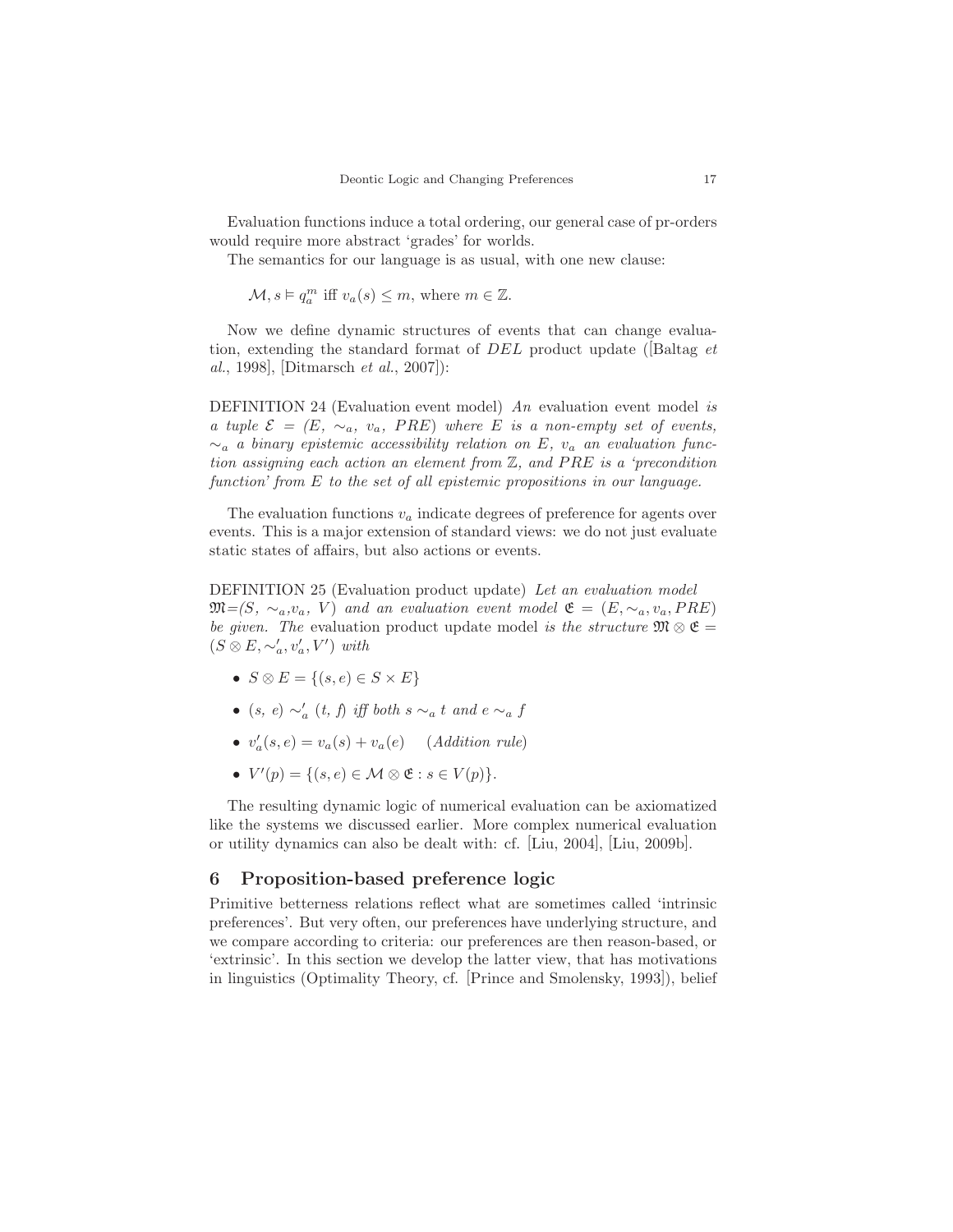Evaluation functions induce a total ordering, our general case of pr-orders would require more abstract 'grades' for worlds.

The semantics for our language is as usual, with one new clause:

$$\mathcal{M}, s \vDash q_a^m \text{ iff } v_a(s) \leq m, \text{ where } m \in \mathbb{Z}.$$

Now we define dynamic structures of events that can change evaluation, extending the standard format of $DEL$ product update ([Baltag *et al.*, 1998], [Ditmarsch *et al.*, 2007]):

DEFINITION 24 (Evaluation event model) *An* evaluation event model *is a tuple* $\mathcal{E} = (E, \sim_a, v_a, PRE)$ *where* $E$ *is a non-empty set of events,* $\sim_a$ *a binary epistemic accessibility relation on* $E$*,* $v_a$ *an evaluation function assigning each action an element from* $\mathbb{Z}$*, and* $PRE$ *is a 'precondition function' from* $E$ *to the set of all epistemic propositions in our language.*

The evaluation functions $v_a$ indicate degrees of preference for agents over events. This is a major extension of standard views: we do not just evaluate static states of affairs, but also actions or events.

DEFINITION 25 (Evaluation product update) *Let an evaluation model* $\mathfrak{M}=(S, \sim_a, v_a, V)$ *and an evaluation event model* $\mathfrak{E} = (E, \sim_a, v_a, PRE)$ *be given. The* evaluation product update model *is the structure* $\mathfrak{M} \otimes \mathfrak{E} = (S \otimes E, \sim'_a, v'_a, V')$ *with*

- $S \otimes E = \{(s, e) \in S \times E\}$
- $(s, e) \sim'_a (t, f)$ *iff both* $s \sim_a t$ *and* $e \sim_a f$
- $v'_a(s, e) = v_a(s) + v_a(e)$ &nbsp;&nbsp;&nbsp; (*Addition rule*)
- $V'(p) = \{(s, e) \in \mathcal{M} \otimes \mathfrak{E} : s \in V(p)\}$.

The resulting dynamic logic of numerical evaluation can be axiomatized like the systems we discussed earlier. More complex numerical evaluation or utility dynamics can also be dealt with: cf. [Liu, 2004], [Liu, 2009b].

## 6 Proposition-based preference logic

Primitive betterness relations reflect what are sometimes called 'intrinsic preferences'. But very often, our preferences have underlying structure, and we compare according to criteria: our preferences are then reason-based, or 'extrinsic'. In this section we develop the latter view, that has motivations in linguistics (Optimality Theory, cf. [Prince and Smolensky, 1993]), belief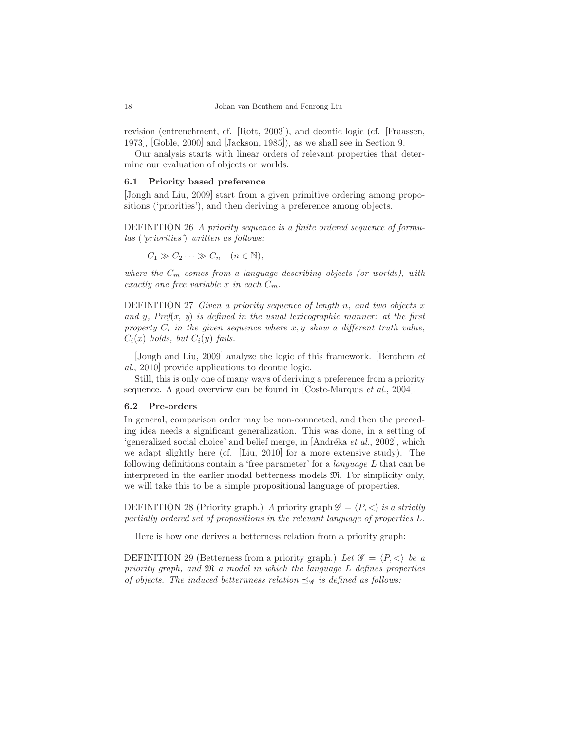revision (entrenchment, cf. [Rott, 2003]), and deontic logic (cf. [Fraassen, 1973], [Goble, 2000] and [Jackson, 1985]), as we shall see in Section 9.

Our analysis starts with linear orders of relevant properties that determine our evaluation of objects or worlds.

### 6.1 Priority based preference

[Jongh and Liu, 2009] start from a given primitive ordering among propositions ('priorities'), and then deriving a preference among objects.

DEFINITION 26 *A priority sequence is a finite ordered sequence of formulas ('priorities') written as follows:*

$$C_1 \gg C_2 \cdots \gg C_n \quad (n \in \mathbb{N}),$$

*where the $C_m$ comes from a language describing objects (or worlds), with exactly one free variable $x$ in each $C_m$.*

DEFINITION 27 *Given a priority sequence of length $n$, and two objects $x$ and $y$, Pref$(x, y)$ is defined in the usual lexicographic manner: at the first property $C_i$ in the given sequence where $x, y$ show a different truth value, $C_i(x)$ holds, but $C_i(y)$ fails.*

[Jongh and Liu, 2009] analyze the logic of this framework. [Benthem *et al.*, 2010] provide applications to deontic logic.

Still, this is only one of many ways of deriving a preference from a priority sequence. A good overview can be found in [Coste-Marquis *et al.*, 2004].

### 6.2 Pre-orders

In general, comparison order may be non-connected, and then the preceding idea needs a significant generalization. This was done, in a setting of 'generalized social choice' and belief merge, in [Andréka *et al.*, 2002], which we adapt slightly here (cf. [Liu, 2010] for a more extensive study). The following definitions contain a 'free parameter' for a *language* $L$ that can be interpreted in the earlier modal betterness models $\mathfrak{M}$. For simplicity only, we will take this to be a simple propositional language of properties.

DEFINITION 28 (Priority graph.) *A* priority graph $\mathscr{G} = \langle P, < \rangle$ *is a strictly partially ordered set of propositions in the relevant language of properties $L$.*

Here is how one derives a betterness relation from a priority graph:

DEFINITION 29 (Betterness from a priority graph.) *Let $\mathscr{G} = \langle P, < \rangle$ be a priority graph, and $\mathfrak{M}$ a model in which the language $L$ defines properties of objects. The induced betternness relation $\preceq_{\mathscr{G}}$ is defined as follows:*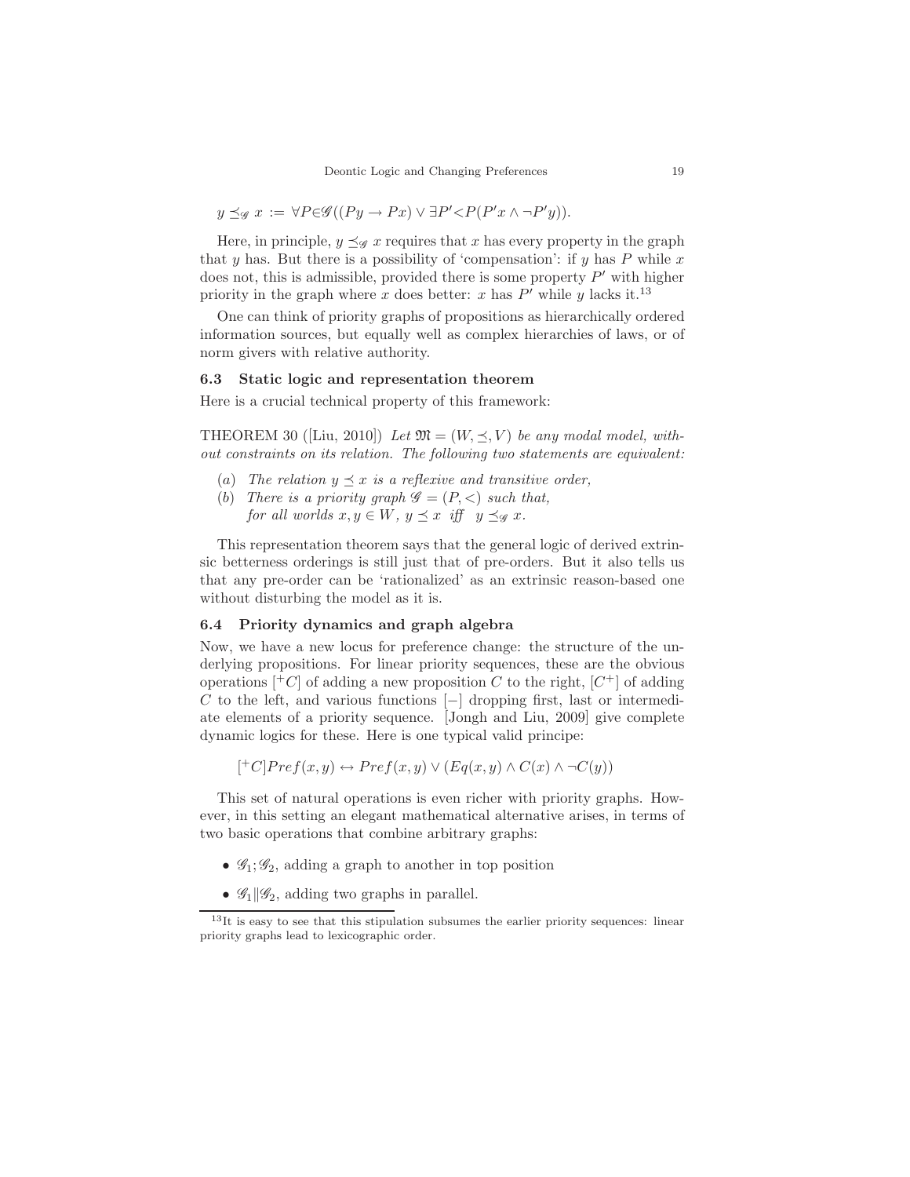$$y \preceq_{\mathscr{G}} x := \forall P{\in}\mathscr{G}((Py \rightarrow Px) \vee \exists P'{<}P(P'x \wedge \neg P'y)).$$

Here, in principle, $y \preceq_{\mathscr{G}} x$ requires that $x$ has every property in the graph that $y$ has. But there is a possibility of 'compensation': if $y$ has $P$ while $x$ does not, this is admissible, provided there is some property $P'$ with higher priority in the graph where $x$ does better: $x$ has $P'$ while $y$ lacks it.[13]

One can think of priority graphs of propositions as hierarchically ordered information sources, but equally well as complex hierarchies of laws, or of norm givers with relative authority.

### 6.3 Static logic and representation theorem

Here is a crucial technical property of this framework:

THEOREM 30 ([Liu, 2010]) *Let $\mathfrak{M} = (W, \preceq, V)$ be any modal model, without constraints on its relation. The following two statements are equivalent:*

- ($a$) *The relation $y \preceq x$ is a reflexive and transitive order,*
- ($b$) *There is a priority graph $\mathscr{G} = (P, <)$ such that, for all worlds $x, y \in W$, $y \preceq x$ iff $y \preceq_{\mathscr{G}} x$.*

This representation theorem says that the general logic of derived extrinsic betterness orderings is still just that of pre-orders. But it also tells us that any pre-order can be 'rationalized' as an extrinsic reason-based one without disturbing the model as it is.

### 6.4 Priority dynamics and graph algebra

Now, we have a new locus for preference change: the structure of the underlying propositions. For linear priority sequences, these are the obvious operations $[^{+}C]$ of adding a new proposition $C$ to the right, $[C^{+}]$ of adding $C$ to the left, and various functions $[-]$ dropping first, last or intermediate elements of a priority sequence. [Jongh and Liu, 2009] give complete dynamic logics for these. Here is one typical valid principe:

$$[^{+}C]Pref(x, y) \leftrightarrow Pref(x, y) \vee (Eq(x, y) \wedge C(x) \wedge \neg C(y))$$

This set of natural operations is even richer with priority graphs. However, in this setting an elegant mathematical alternative arises, in terms of two basic operations that combine arbitrary graphs:

- $\mathscr{G}_1;\mathscr{G}_2$, adding a graph to another in top position
- $\mathscr{G}_1 \| \mathscr{G}_2$, adding two graphs in parallel.

---

[13] It is easy to see that this stipulation subsumes the earlier priority sequences: linear priority graphs lead to lexicographic order.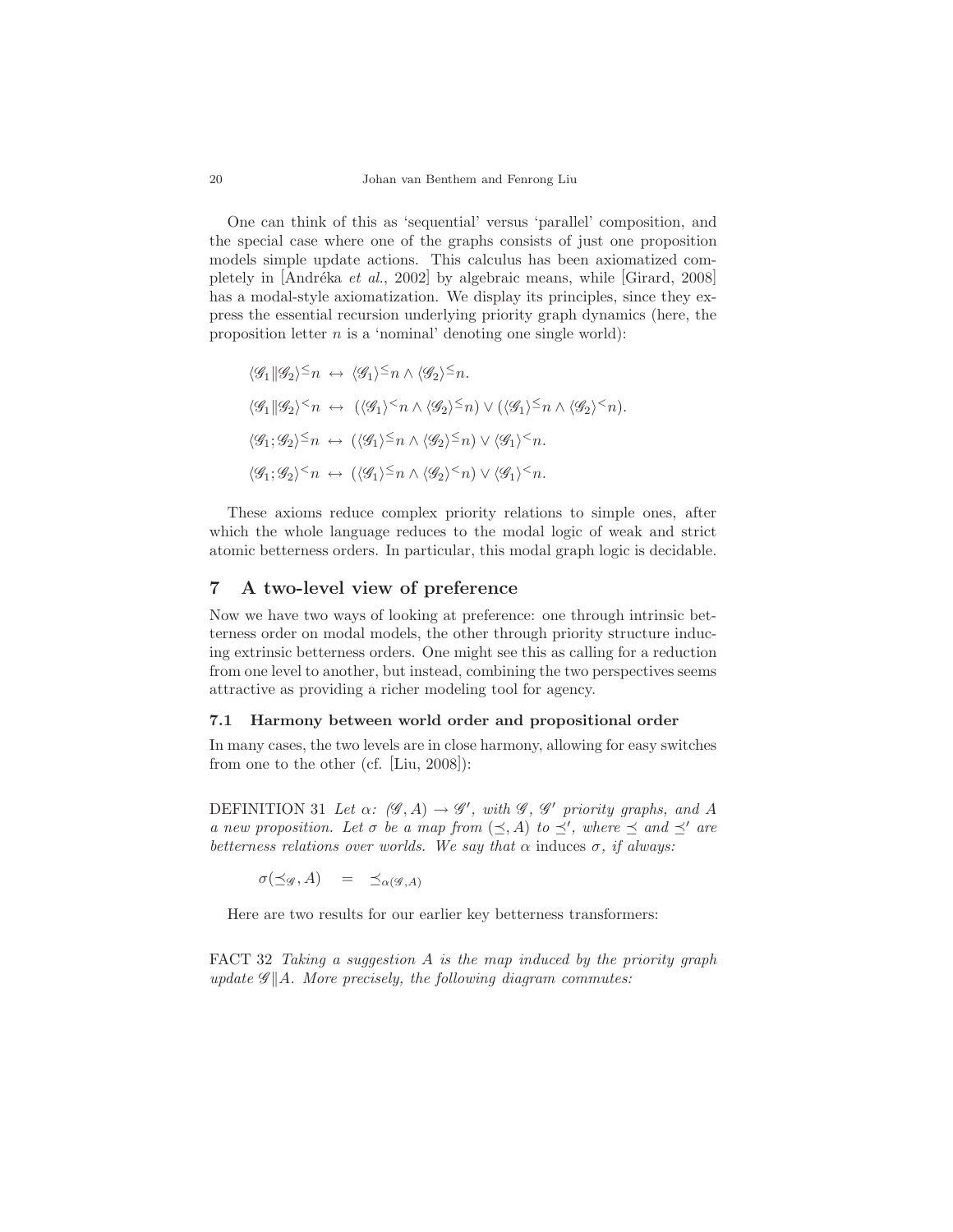One can think of this as 'sequential' versus 'parallel' composition, and the special case where one of the graphs consists of just one proposition models simple update actions. This calculus has been axiomatized completely in [Andréka *et al.*, 2002] by algebraic means, while [Girard, 2008] has a modal-style axiomatization. We display its principles, since they express the essential recursion underlying priority graph dynamics (here, the proposition letter $n$ is a 'nominal' denoting one single world):

$$\langle \mathscr{G}_1 \| \mathscr{G}_2 \rangle^{\leq} n \;\leftrightarrow\; \langle \mathscr{G}_1 \rangle^{\leq} n \wedge \langle \mathscr{G}_2 \rangle^{\leq} n.$$

$$\langle \mathscr{G}_1 \| \mathscr{G}_2 \rangle^{<} n \;\leftrightarrow\; (\langle \mathscr{G}_1 \rangle^{<} n \wedge \langle \mathscr{G}_2 \rangle^{\leq} n) \vee (\langle \mathscr{G}_1 \rangle^{\leq} n \wedge \langle \mathscr{G}_2 \rangle^{<} n).$$

$$\langle \mathscr{G}_1 ; \mathscr{G}_2 \rangle^{\leq} n \;\leftrightarrow\; (\langle \mathscr{G}_1 \rangle^{\leq} n \wedge \langle \mathscr{G}_2 \rangle^{\leq} n) \vee \langle \mathscr{G}_1 \rangle^{<} n.$$

$$\langle \mathscr{G}_1 ; \mathscr{G}_2 \rangle^{<} n \;\leftrightarrow\; (\langle \mathscr{G}_1 \rangle^{\leq} n \wedge \langle \mathscr{G}_2 \rangle^{<} n) \vee \langle \mathscr{G}_1 \rangle^{<} n.$$

These axioms reduce complex priority relations to simple ones, after which the whole language reduces to the modal logic of weak and strict atomic betterness orders. In particular, this modal graph logic is decidable.

## 7 A two-level view of preference

Now we have two ways of looking at preference: one through intrinsic betterness order on modal models, the other through priority structure inducing extrinsic betterness orders. One might see this as calling for a reduction from one level to another, but instead, combining the two perspectives seems attractive as providing a richer modeling tool for agency.

### 7.1 Harmony between world order and propositional order

In many cases, the two levels are in close harmony, allowing for easy switches from one to the other (cf. [Liu, 2008]):

DEFINITION 31 *Let $\alpha$: $(\mathscr{G}, A) \to \mathscr{G}'$, with $\mathscr{G}$, $\mathscr{G}'$ priority graphs, and $A$ a new proposition. Let $\sigma$ be a map from $(\preceq, A)$ to $\preceq'$, where $\preceq$ and $\preceq'$ are betterness relations over worlds. We say that $\alpha$* induces *$\sigma$, if always:*

$$\sigma(\preceq_{\mathscr{G}}, A) \quad = \quad \preceq_{\alpha(\mathscr{G}, A)}$$

Here are two results for our earlier key betterness transformers:

FACT 32 *Taking a suggestion $A$ is the map induced by the priority graph update $\mathscr{G} \| A$. More precisely, the following diagram commutes:*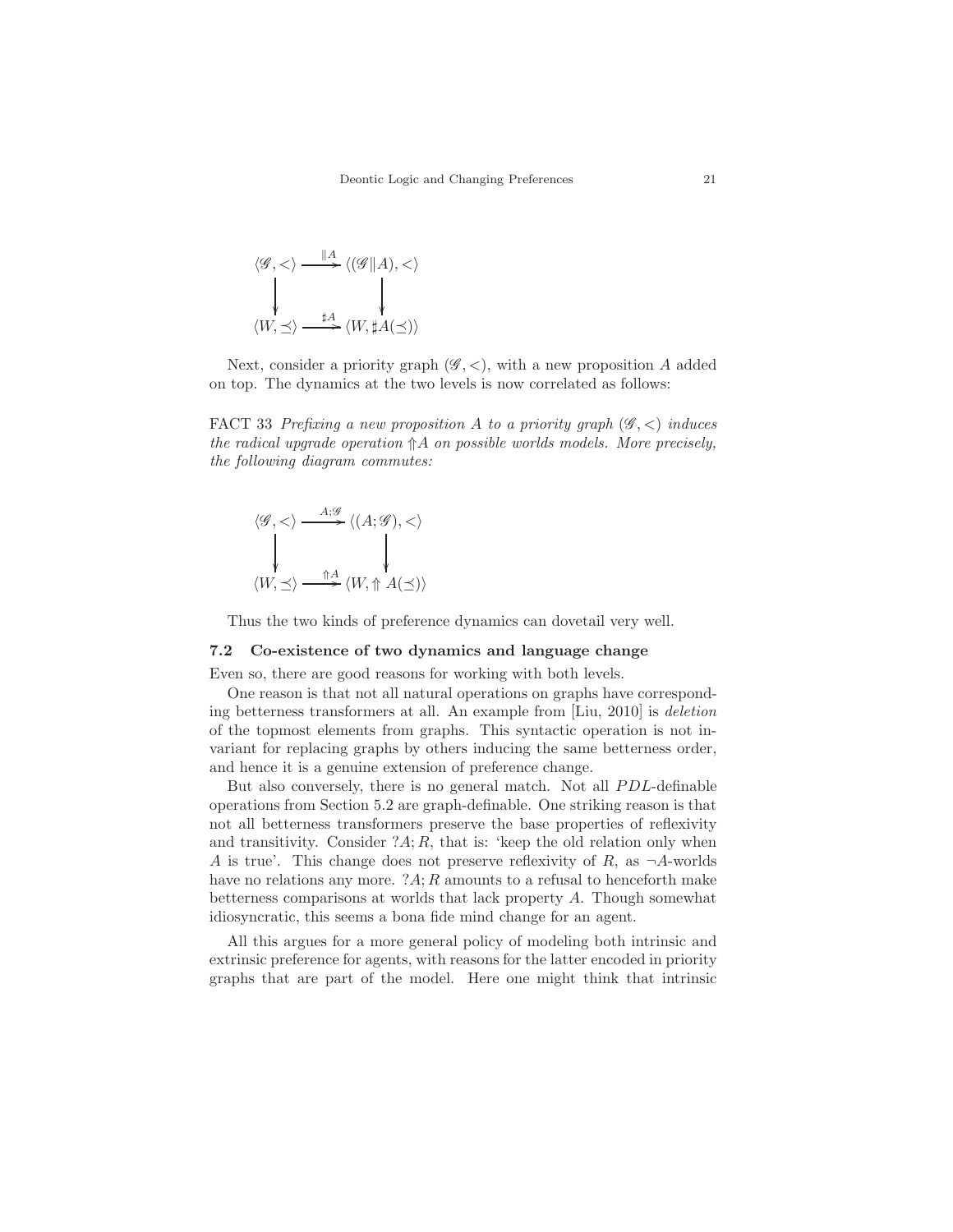$$
\begin{array}{ccc}
\langle \mathscr{G}, < \rangle & \xrightarrow{\;\|A\;} & \langle (\mathscr{G}\|A), < \rangle \\
\downarrow & & \downarrow \\
\langle W, \preceq \rangle & \xrightarrow{\;\sharp A\;} & \langle W, \sharp A(\preceq) \rangle
\end{array}
$$

Next, consider a priority graph $(\mathscr{G}, <)$, with a new proposition $A$ added on top. The dynamics at the two levels is now correlated as follows:

FACT 33 *Prefixing a new proposition $A$ to a priority graph $(\mathscr{G}, <)$ induces the radical upgrade operation $\Uparrow A$ on possible worlds models. More precisely, the following diagram commutes:*

$$
\begin{array}{ccc}
\langle \mathscr{G}, < \rangle & \xrightarrow{\;A;\mathscr{G}\;} & \langle (A;\mathscr{G}), < \rangle \\
\downarrow & & \downarrow \\
\langle W, \preceq \rangle & \xrightarrow{\;\Uparrow A\;} & \langle W, \Uparrow A(\preceq) \rangle
\end{array}
$$

Thus the two kinds of preference dynamics can dovetail very well.

### 7.2 Co-existence of two dynamics and language change

Even so, there are good reasons for working with both levels.

One reason is that not all natural operations on graphs have corresponding betterness transformers at all. An example from [Liu, 2010] is *deletion* of the topmost elements from graphs. This syntactic operation is not invariant for replacing graphs by others inducing the same betterness order, and hence it is a genuine extension of preference change.

But also conversely, there is no general match. Not all $PDL$-definable operations from Section 5.2 are graph-definable. One striking reason is that not all betterness transformers preserve the base properties of reflexivity and transitivity. Consider $?A; R$, that is: 'keep the old relation only when $A$ is true'. This change does not preserve reflexivity of $R$, as $\neg A$-worlds have no relations any more. $?A; R$ amounts to a refusal to henceforth make betterness comparisons at worlds that lack property $A$. Though somewhat idiosyncratic, this seems a bona fide mind change for an agent.

All this argues for a more general policy of modeling both intrinsic and extrinsic preference for agents, with reasons for the latter encoded in priority graphs that are part of the model. Here one might think that intrinsic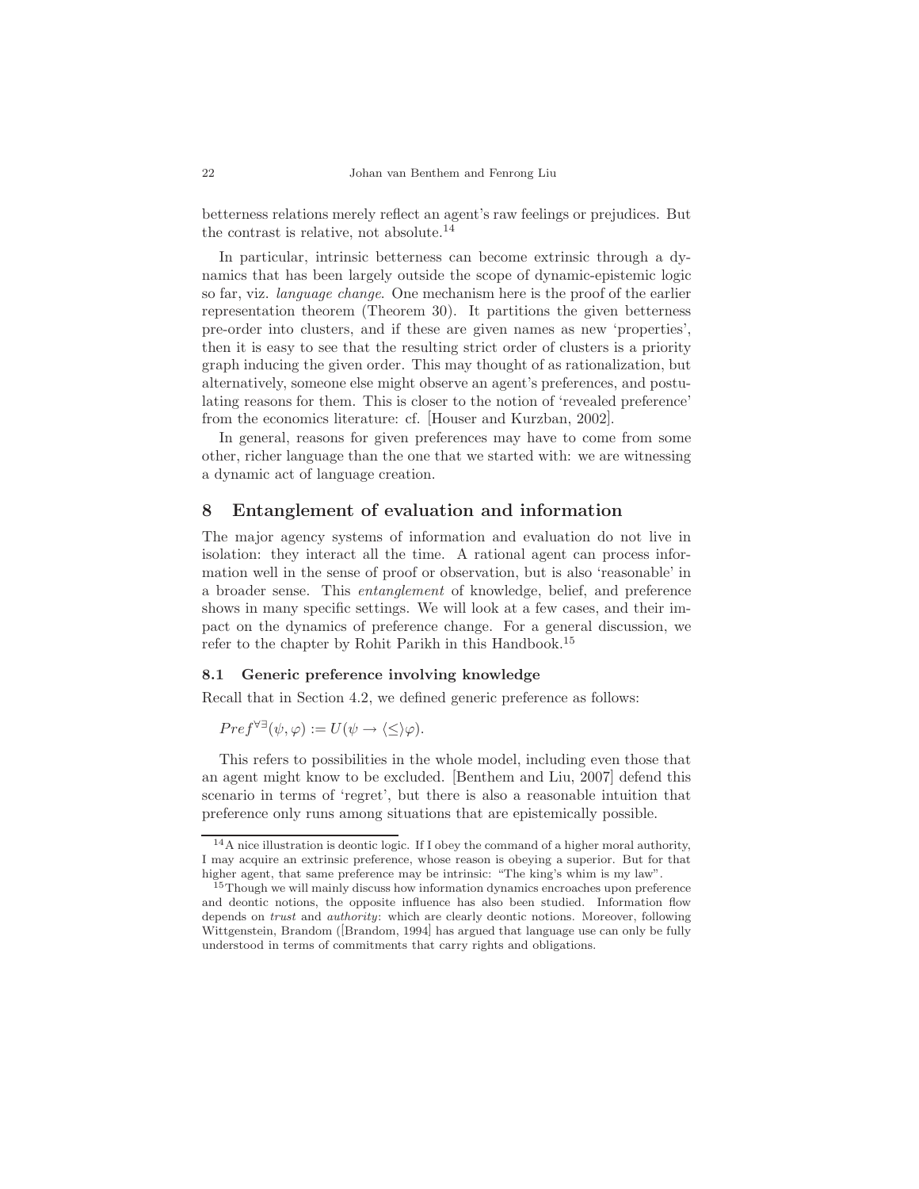betterness relations merely reflect an agent's raw feelings or prejudices. But the contrast is relative, not absolute.[14]

In particular, intrinsic betterness can become extrinsic through a dynamics that has been largely outside the scope of dynamic-epistemic logic so far, viz. *language change*. One mechanism here is the proof of the earlier representation theorem (Theorem 30). It partitions the given betterness pre-order into clusters, and if these are given names as new 'properties', then it is easy to see that the resulting strict order of clusters is a priority graph inducing the given order. This may thought of as rationalization, but alternatively, someone else might observe an agent's preferences, and postulating reasons for them. This is closer to the notion of 'revealed preference' from the economics literature: cf. [Houser and Kurzban, 2002].

In general, reasons for given preferences may have to come from some other, richer language than the one that we started with: we are witnessing a dynamic act of language creation.

## 8 Entanglement of evaluation and information

The major agency systems of information and evaluation do not live in isolation: they interact all the time. A rational agent can process information well in the sense of proof or observation, but is also 'reasonable' in a broader sense. This *entanglement* of knowledge, belief, and preference shows in many specific settings. We will look at a few cases, and their impact on the dynamics of preference change. For a general discussion, we refer to the chapter by Rohit Parikh in this Handbook.[15]

### 8.1 Generic preference involving knowledge

Recall that in Section 4.2, we defined generic preference as follows:

$Pref^{\forall\exists}(\psi, \varphi) := U(\psi \to \langle\leq\rangle\varphi)$.

This refers to possibilities in the whole model, including even those that an agent might know to be excluded. [Benthem and Liu, 2007] defend this scenario in terms of 'regret', but there is also a reasonable intuition that preference only runs among situations that are epistemically possible.

[14] A nice illustration is deontic logic. If I obey the command of a higher moral authority, I may acquire an extrinsic preference, whose reason is obeying a superior. But for that higher agent, that same preference may be intrinsic: "The king's whim is my law".

[15] Though we will mainly discuss how information dynamics encroaches upon preference and deontic notions, the opposite influence has also been studied. Information flow depends on *trust* and *authority*: which are clearly deontic notions. Moreover, following Wittgenstein, Brandom ([Brandom, 1994] has argued that language use can only be fully understood in terms of commitments that carry rights and obligations.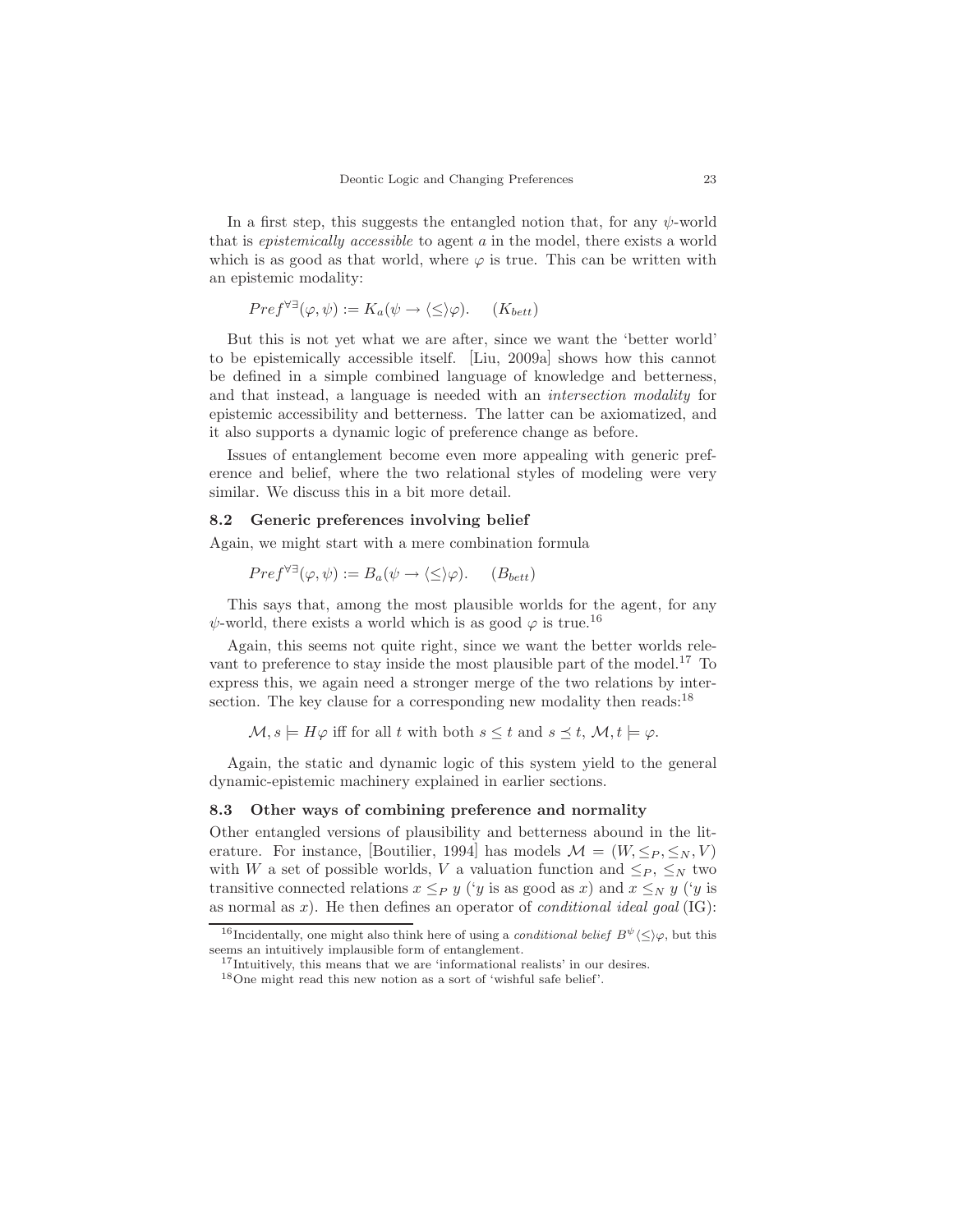In a first step, this suggests the entangled notion that, for any $\psi$-world that is *epistemically accessible* to agent $a$ in the model, there exists a world which is as good as that world, where $\varphi$ is true. This can be written with an epistemic modality:

$$Pref^{\forall\exists}(\varphi, \psi) := K_a(\psi \rightarrow \langle\leq\rangle\varphi). \quad (K_{bett})$$

But this is not yet what we are after, since we want the 'better world' to be epistemically accessible itself. [Liu, 2009a] shows how this cannot be defined in a simple combined language of knowledge and betterness, and that instead, a language is needed with an *intersection modality* for epistemic accessibility and betterness. The latter can be axiomatized, and it also supports a dynamic logic of preference change as before.

Issues of entanglement become even more appealing with generic preference and belief, where the two relational styles of modeling were very similar. We discuss this in a bit more detail.

### 8.2 Generic preferences involving belief

Again, we might start with a mere combination formula

$$Pref^{\forall\exists}(\varphi, \psi) := B_a(\psi \rightarrow \langle\leq\rangle\varphi). \quad (B_{bett})$$

This says that, among the most plausible worlds for the agent, for any $\psi$-world, there exists a world which is as good $\varphi$ is true.[16]

Again, this seems not quite right, since we want the better worlds relevant to preference to stay inside the most plausible part of the model.[17] To express this, we again need a stronger merge of the two relations by intersection. The key clause for a corresponding new modality then reads:[18]

$$\mathcal{M}, s \models H\varphi \text{ iff for all } t \text{ with both } s \leq t \text{ and } s \preceq t,\ \mathcal{M}, t \models \varphi.$$

Again, the static and dynamic logic of this system yield to the general dynamic-epistemic machinery explained in earlier sections.

### 8.3 Other ways of combining preference and normality

Other entangled versions of plausibility and betterness abound in the literature. For instance, [Boutilier, 1994] has models $\mathcal{M} = (W, \leq_P, \leq_N, V)$ with $W$ a set of possible worlds, $V$ a valuation function and $\leq_P$, $\leq_N$ two transitive connected relations $x \leq_P y$ ('$y$ is as good as $x$) and $x \leq_N y$ ('$y$ is as normal as $x$). He then defines an operator of *conditional ideal goal* (IG):

---

[16] Incidentally, one might also think here of using a *conditional belief* $B^{\psi}\langle\leq\rangle\varphi$, but this seems an intuitively implausible form of entanglement.

[17] Intuitively, this means that we are 'informational realists' in our desires.

[18] One might read this new notion as a sort of 'wishful safe belief'.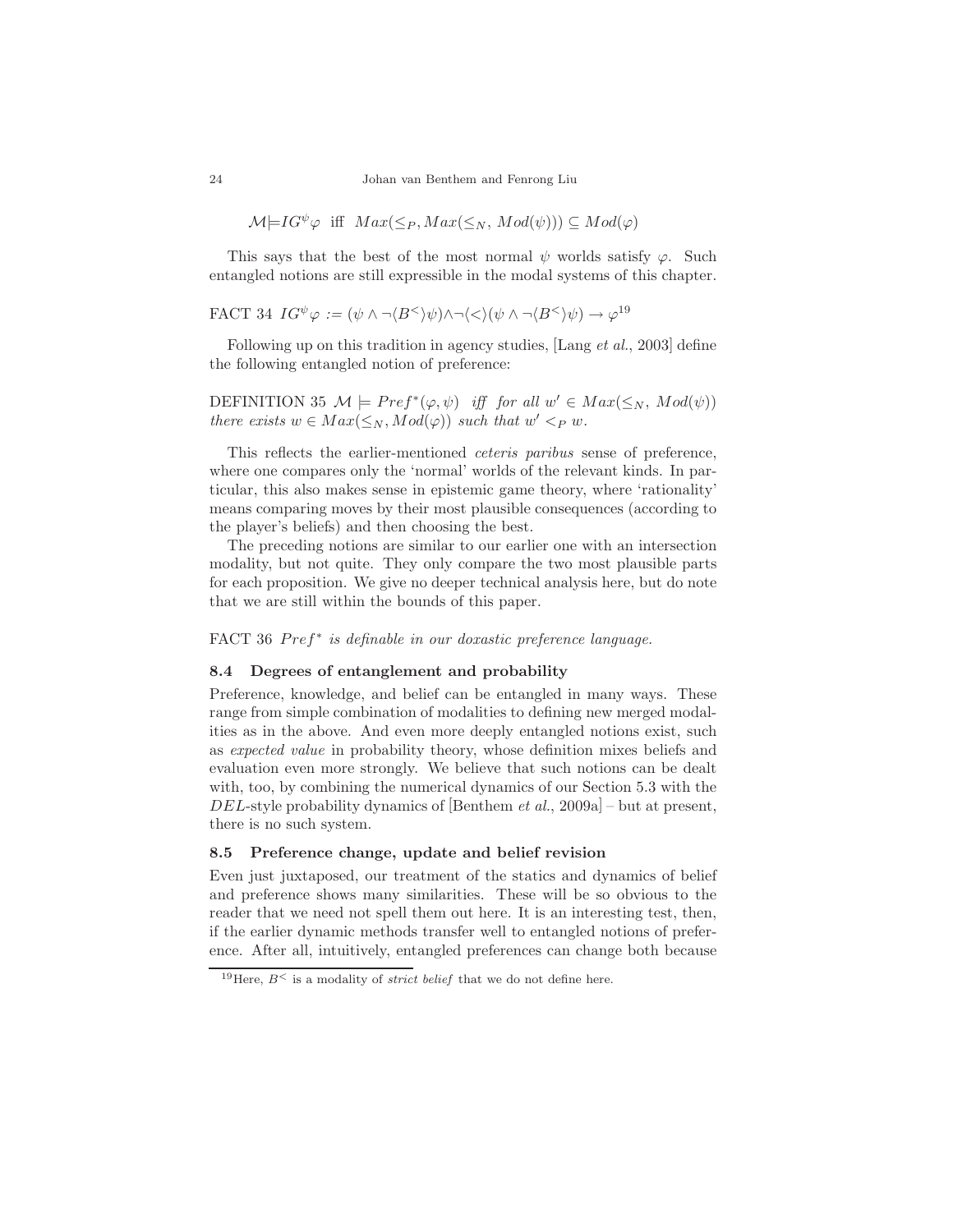$$\mathcal{M} \models IG^{\psi}\varphi \text{ iff } Max(\leq_P, Max(\leq_N, Mod(\psi))) \subseteq Mod(\varphi)$$

This says that the best of the most normal $\psi$ worlds satisfy $\varphi$. Such entangled notions are still expressible in the modal systems of this chapter.

FACT 34 $IG^{\psi}\varphi := (\psi \wedge \neg\langle B^{<}\rangle\psi) \wedge \neg\langle<\rangle(\psi \wedge \neg\langle B^{<}\rangle\psi) \rightarrow \varphi$[19]

Following up on this tradition in agency studies, [Lang *et al.*, 2003] define the following entangled notion of preference:

DEFINITION 35 *$\mathcal{M} \models Pref^{*}(\varphi, \psi)$ iff for all $w' \in Max(\leq_N, Mod(\psi))$ there exists $w \in Max(\leq_N, Mod(\varphi))$ such that $w' <_P w$.*

This reflects the earlier-mentioned *ceteris paribus* sense of preference, where one compares only the 'normal' worlds of the relevant kinds. In particular, this also makes sense in epistemic game theory, where 'rationality' means comparing moves by their most plausible consequences (according to the player's beliefs) and then choosing the best.

The preceding notions are similar to our earlier one with an intersection modality, but not quite. They only compare the two most plausible parts for each proposition. We give no deeper technical analysis here, but do note that we are still within the bounds of this paper.

FACT 36 *$Pref^{*}$ is definable in our doxastic preference language.*

### 8.4 Degrees of entanglement and probability

Preference, knowledge, and belief can be entangled in many ways. These range from simple combination of modalities to defining new merged modalities as in the above. And even more deeply entangled notions exist, such as *expected value* in probability theory, whose definition mixes beliefs and evaluation even more strongly. We believe that such notions can be dealt with, too, by combining the numerical dynamics of our Section 5.3 with the *DEL*-style probability dynamics of [Benthem *et al.*, 2009a] – but at present, there is no such system.

### 8.5 Preference change, update and belief revision

Even just juxtaposed, our treatment of the statics and dynamics of belief and preference shows many similarities. These will be so obvious to the reader that we need not spell them out here. It is an interesting test, then, if the earlier dynamic methods transfer well to entangled notions of preference. After all, intuitively, entangled preferences can change both because

[19] Here, $B^{<}$ is a modality of *strict belief* that we do not define here.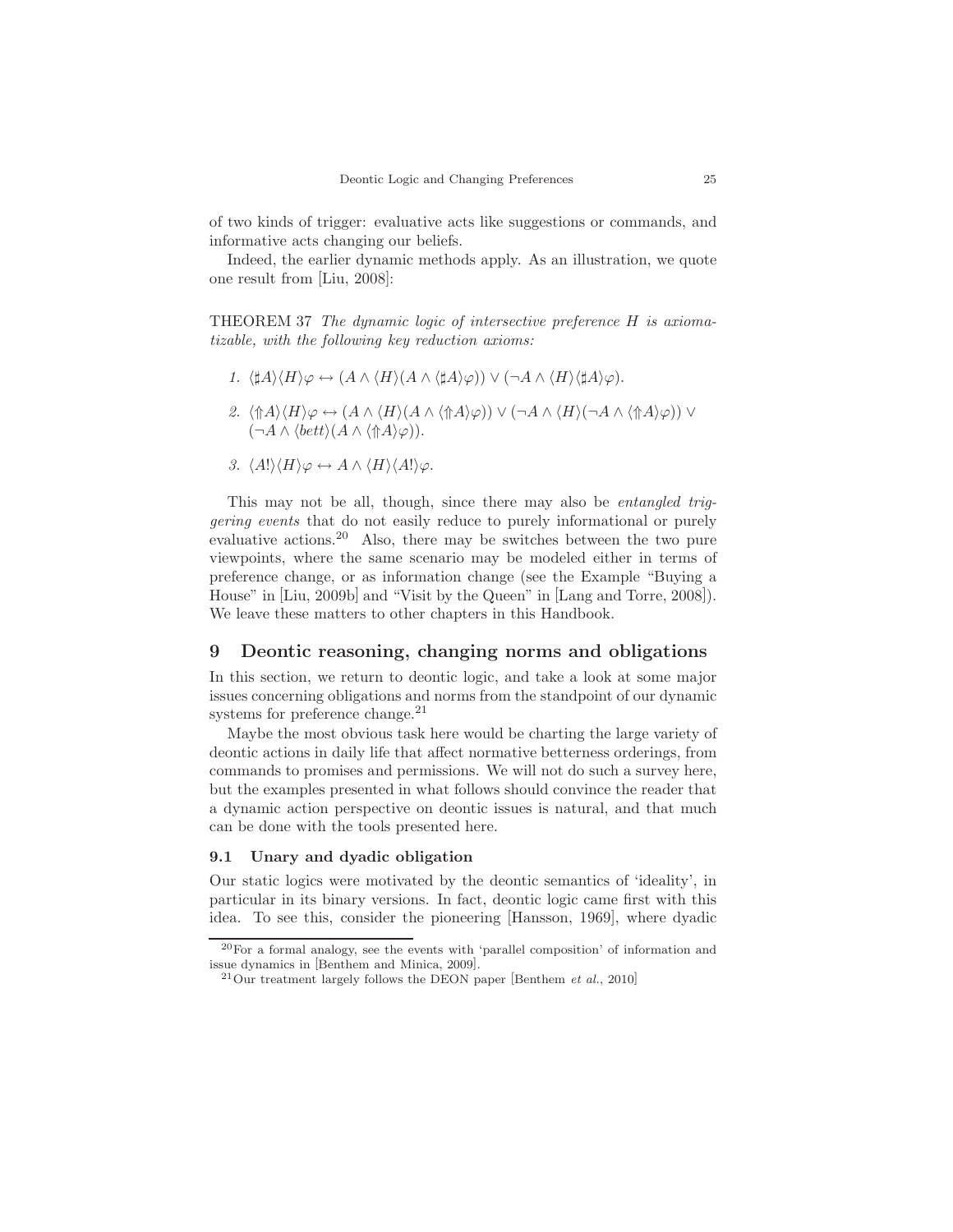of two kinds of trigger: evaluative acts like suggestions or commands, and informative acts changing our beliefs.

Indeed, the earlier dynamic methods apply. As an illustration, we quote one result from [Liu, 2008]:

THEOREM 37 *The dynamic logic of intersective preference $H$ is axiomatizable, with the following key reduction axioms:*

1. $\langle \sharp A \rangle \langle H \rangle \varphi \leftrightarrow (A \wedge \langle H \rangle (A \wedge \langle \sharp A \rangle \varphi)) \vee (\neg A \wedge \langle H \rangle \langle \sharp A \rangle \varphi)$.
2. $\langle \Uparrow A \rangle \langle H \rangle \varphi \leftrightarrow (A \wedge \langle H \rangle (A \wedge \langle \Uparrow A \rangle \varphi)) \vee (\neg A \wedge \langle H \rangle (\neg A \wedge \langle \Uparrow A \rangle \varphi)) \vee (\neg A \wedge \langle bett \rangle (A \wedge \langle \Uparrow A \rangle \varphi))$.
3. $\langle A! \rangle \langle H \rangle \varphi \leftrightarrow A \wedge \langle H \rangle \langle A! \rangle \varphi$.

This may not be all, though, since there may also be *entangled triggering events* that do not easily reduce to purely informational or purely evaluative actions.[20] Also, there may be switches between the two pure viewpoints, where the same scenario may be modeled either in terms of preference change, or as information change (see the Example "Buying a House" in [Liu, 2009b] and "Visit by the Queen" in [Lang and Torre, 2008]). We leave these matters to other chapters in this Handbook.

## 9 Deontic reasoning, changing norms and obligations

In this section, we return to deontic logic, and take a look at some major issues concerning obligations and norms from the standpoint of our dynamic systems for preference change.[21]

Maybe the most obvious task here would be charting the large variety of deontic actions in daily life that affect normative betterness orderings, from commands to promises and permissions. We will not do such a survey here, but the examples presented in what follows should convince the reader that a dynamic action perspective on deontic issues is natural, and that much can be done with the tools presented here.

### 9.1 Unary and dyadic obligation

Our static logics were motivated by the deontic semantics of 'ideality', in particular in its binary versions. In fact, deontic logic came first with this idea. To see this, consider the pioneering [Hansson, 1969], where dyadic

[20] For a formal analogy, see the events with 'parallel composition' of information and issue dynamics in [Benthem and Minica, 2009].

[21] Our treatment largely follows the DEON paper [Benthem *et al.*, 2010]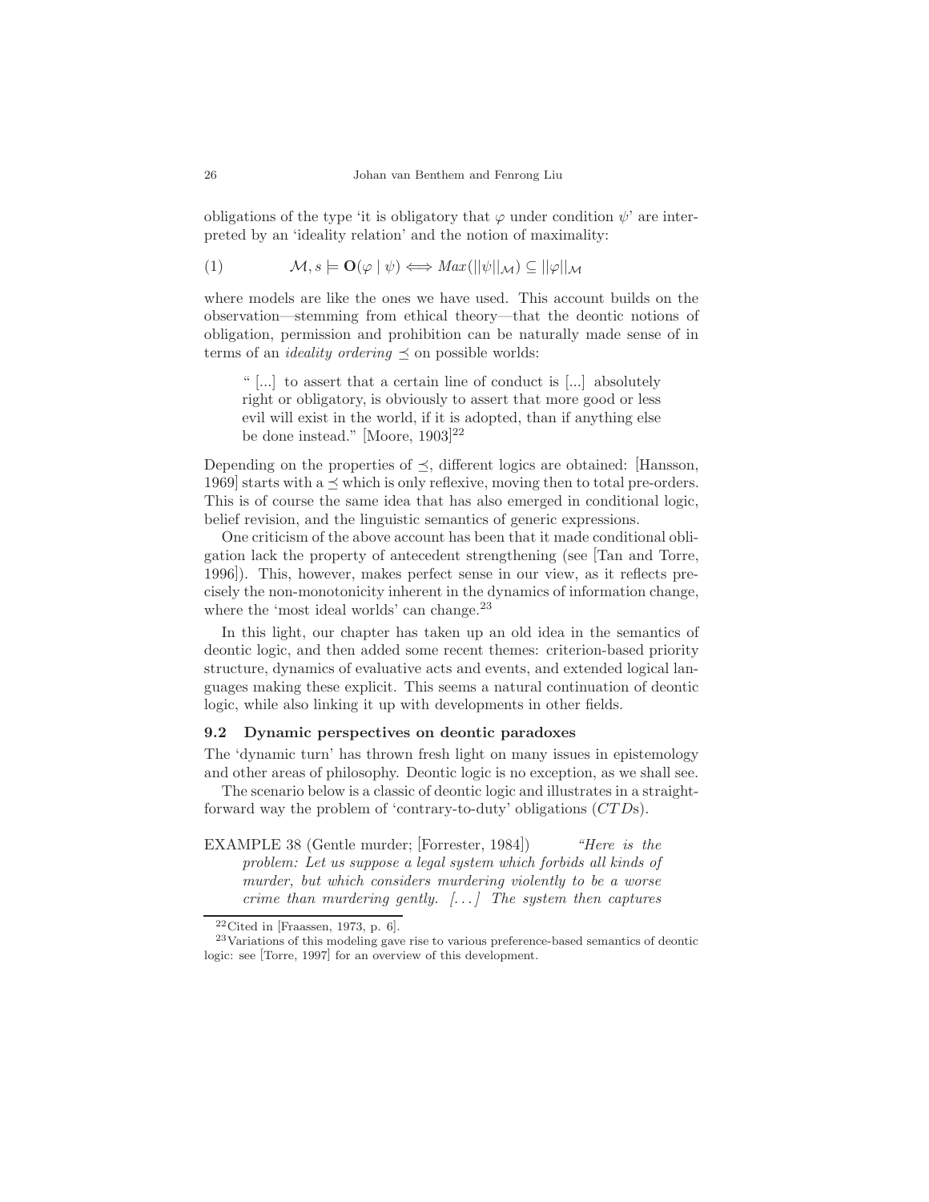obligations of the type 'it is obligatory that $\varphi$ under condition $\psi$' are interpreted by an 'ideality relation' and the notion of maximality:

$$\text{(1)} \qquad \mathcal{M}, s \models \mathbf{O}(\varphi \mid \psi) \Longleftrightarrow Max(||\psi||_{\mathcal{M}}) \subseteq ||\varphi||_{\mathcal{M}}$$

where models are like the ones we have used. This account builds on the observation—stemming from ethical theory—that the deontic notions of obligation, permission and prohibition can be naturally made sense of in terms of an *ideality ordering* $\preceq$ on possible worlds:

> " [...] to assert that a certain line of conduct is [...] absolutely right or obligatory, is obviously to assert that more good or less evil will exist in the world, if it is adopted, than if anything else be done instead." [Moore, 1903][22]

Depending on the properties of $\preceq$, different logics are obtained: [Hansson, 1969] starts with a $\preceq$ which is only reflexive, moving then to total pre-orders. This is of course the same idea that has also emerged in conditional logic, belief revision, and the linguistic semantics of generic expressions.

One criticism of the above account has been that it made conditional obligation lack the property of antecedent strengthening (see [Tan and Torre, 1996]). This, however, makes perfect sense in our view, as it reflects precisely the non-monotonicity inherent in the dynamics of information change, where the 'most ideal worlds' can change.[23]

In this light, our chapter has taken up an old idea in the semantics of deontic logic, and then added some recent themes: criterion-based priority structure, dynamics of evaluative acts and events, and extended logical languages making these explicit. This seems a natural continuation of deontic logic, while also linking it up with developments in other fields.

### 9.2 Dynamic perspectives on deontic paradoxes

The 'dynamic turn' has thrown fresh light on many issues in epistemology and other areas of philosophy. Deontic logic is no exception, as we shall see.

The scenario below is a classic of deontic logic and illustrates in a straightforward way the problem of 'contrary-to-duty' obligations ($CTD$s).

EXAMPLE 38 (Gentle murder; [Forrester, 1984]) *"Here is the problem: Let us suppose a legal system which forbids all kinds of murder, but which considers murdering violently to be a worse crime than murdering gently. [...] The system then captures*

---

[22] Cited in [Fraassen, 1973, p. 6].

[23] Variations of this modeling gave rise to various preference-based semantics of deontic logic: see [Torre, 1997] for an overview of this development.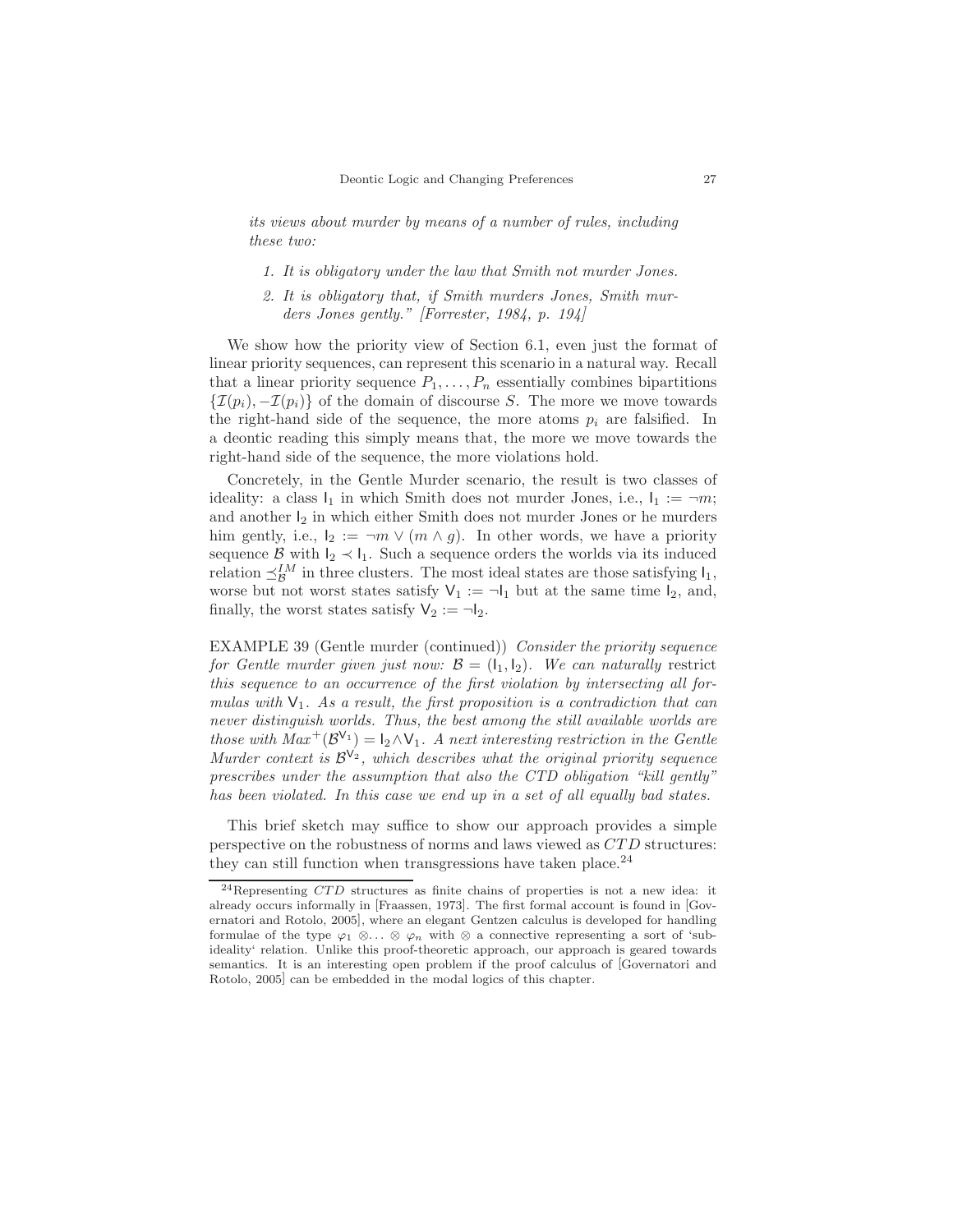*its views about murder by means of a number of rules, including these two:*

1. *It is obligatory under the law that Smith not murder Jones.*
2. *It is obligatory that, if Smith murders Jones, Smith murders Jones gently." [Forrester, 1984, p. 194]*

We show how the priority view of Section 6.1, even just the format of linear priority sequences, can represent this scenario in a natural way. Recall that a linear priority sequence $P_1, \ldots, P_n$ essentially combines bipartitions $\{\mathcal{I}(p_i), -\mathcal{I}(p_i)\}$ of the domain of discourse $S$. The more we move towards the right-hand side of the sequence, the more atoms $p_i$ are falsified. In a deontic reading this simply means that, the more we move towards the right-hand side of the sequence, the more violations hold.

Concretely, in the Gentle Murder scenario, the result is two classes of ideality: a class $\mathsf{I}_1$ in which Smith does not murder Jones, i.e., $\mathsf{I}_1 := \neg m$; and another $\mathsf{I}_2$ in which either Smith does not murder Jones or he murders him gently, i.e., $\mathsf{I}_2 := \neg m \vee (m \wedge g)$. In other words, we have a priority sequence $\mathcal{B}$ with $\mathsf{I}_2 \prec \mathsf{I}_1$. Such a sequence orders the worlds via its induced relation $\preceq^{IM}_{\mathcal{B}}$ in three clusters. The most ideal states are those satisfying $\mathsf{I}_1$, worse but not worst states satisfy $\mathsf{V}_1 := \neg\mathsf{I}_1$ but at the same time $\mathsf{I}_2$, and, finally, the worst states satisfy $\mathsf{V}_2 := \neg\mathsf{I}_2$.

EXAMPLE 39 (Gentle murder (continued)) *Consider the priority sequence for Gentle murder given just now: $\mathcal{B} = (\mathsf{I}_1, \mathsf{I}_2)$. We can naturally* restrict *this sequence to an occurrence of the first violation by intersecting all formulas with $\mathsf{V}_1$. As a result, the first proposition is a contradiction that can never distinguish worlds. Thus, the best among the still available worlds are those with $Max^+(\mathcal{B}^{\mathsf{V}_1}) = \mathsf{I}_2 \wedge \mathsf{V}_1$. A next interesting restriction in the Gentle Murder context is $\mathcal{B}^{\mathsf{V}_2}$, which describes what the original priority sequence prescribes under the assumption that also the CTD obligation "kill gently" has been violated. In this case we end up in a set of all equally bad states.*

This brief sketch may suffice to show our approach provides a simple perspective on the robustness of norms and laws viewed as $CTD$ structures: they can still function when transgressions have taken place.[24]

---

[24] Representing $CTD$ structures as finite chains of properties is not a new idea: it already occurs informally in [Fraassen, 1973]. The first formal account is found in [Governatori and Rotolo, 2005], where an elegant Gentzen calculus is developed for handling formulae of the type $\varphi_1 \otimes \ldots \otimes \varphi_n$ with $\otimes$ a connective representing a sort of 'sub-ideality' relation. Unlike this proof-theoretic approach, our approach is geared towards semantics. It is an interesting open problem if the proof calculus of [Governatori and Rotolo, 2005] can be embedded in the modal logics of this chapter.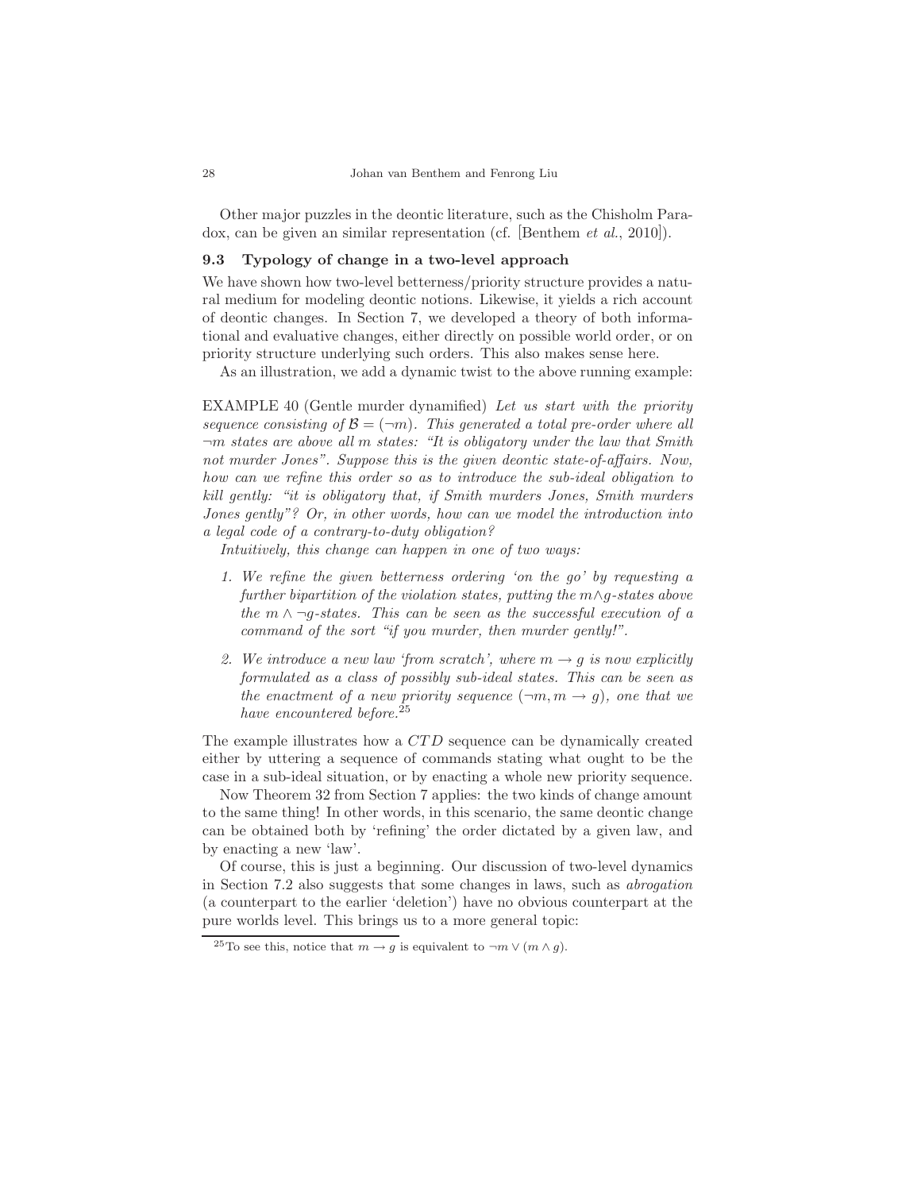Other major puzzles in the deontic literature, such as the Chisholm Paradox, can be given an similar representation (cf. [Benthem *et al.*, 2010]).

### 9.3 Typology of change in a two-level approach

We have shown how two-level betterness/priority structure provides a natural medium for modeling deontic notions. Likewise, it yields a rich account of deontic changes. In Section 7, we developed a theory of both informational and evaluative changes, either directly on possible world order, or on priority structure underlying such orders. This also makes sense here.

As an illustration, we add a dynamic twist to the above running example:

EXAMPLE 40 (Gentle murder dynamified) *Let us start with the priority sequence consisting of $\mathcal{B} = (\neg m)$. This generated a total pre-order where all $\neg m$ states are above all $m$ states: "It is obligatory under the law that Smith not murder Jones". Suppose this is the given deontic state-of-affairs. Now, how can we refine this order so as to introduce the sub-ideal obligation to kill gently: "it is obligatory that, if Smith murders Jones, Smith murders Jones gently"? Or, in other words, how can we model the introduction into a legal code of a contrary-to-duty obligation?*

*Intuitively, this change can happen in one of two ways:*

1. *We refine the given betterness ordering 'on the go' by requesting a further bipartition of the violation states, putting the $m \wedge g$-states above the $m \wedge \neg g$-states. This can be seen as the successful execution of a command of the sort "if you murder, then murder gently!".*
2. *We introduce a new law 'from scratch', where $m \rightarrow g$ is now explicitly formulated as a class of possibly sub-ideal states. This can be seen as the enactment of a new priority sequence $(\neg m, m \rightarrow g)$, one that we have encountered before.*[25]

The example illustrates how a *CTD* sequence can be dynamically created either by uttering a sequence of commands stating what ought to be the case in a sub-ideal situation, or by enacting a whole new priority sequence.

Now Theorem 32 from Section 7 applies: the two kinds of change amount to the same thing! In other words, in this scenario, the same deontic change can be obtained both by 'refining' the order dictated by a given law, and by enacting a new 'law'.

Of course, this is just a beginning. Our discussion of two-level dynamics in Section 7.2 also suggests that some changes in laws, such as *abrogation* (a counterpart to the earlier 'deletion') have no obvious counterpart at the pure worlds level. This brings us to a more general topic:

[25] To see this, notice that $m \rightarrow g$ is equivalent to $\neg m \vee (m \wedge g)$.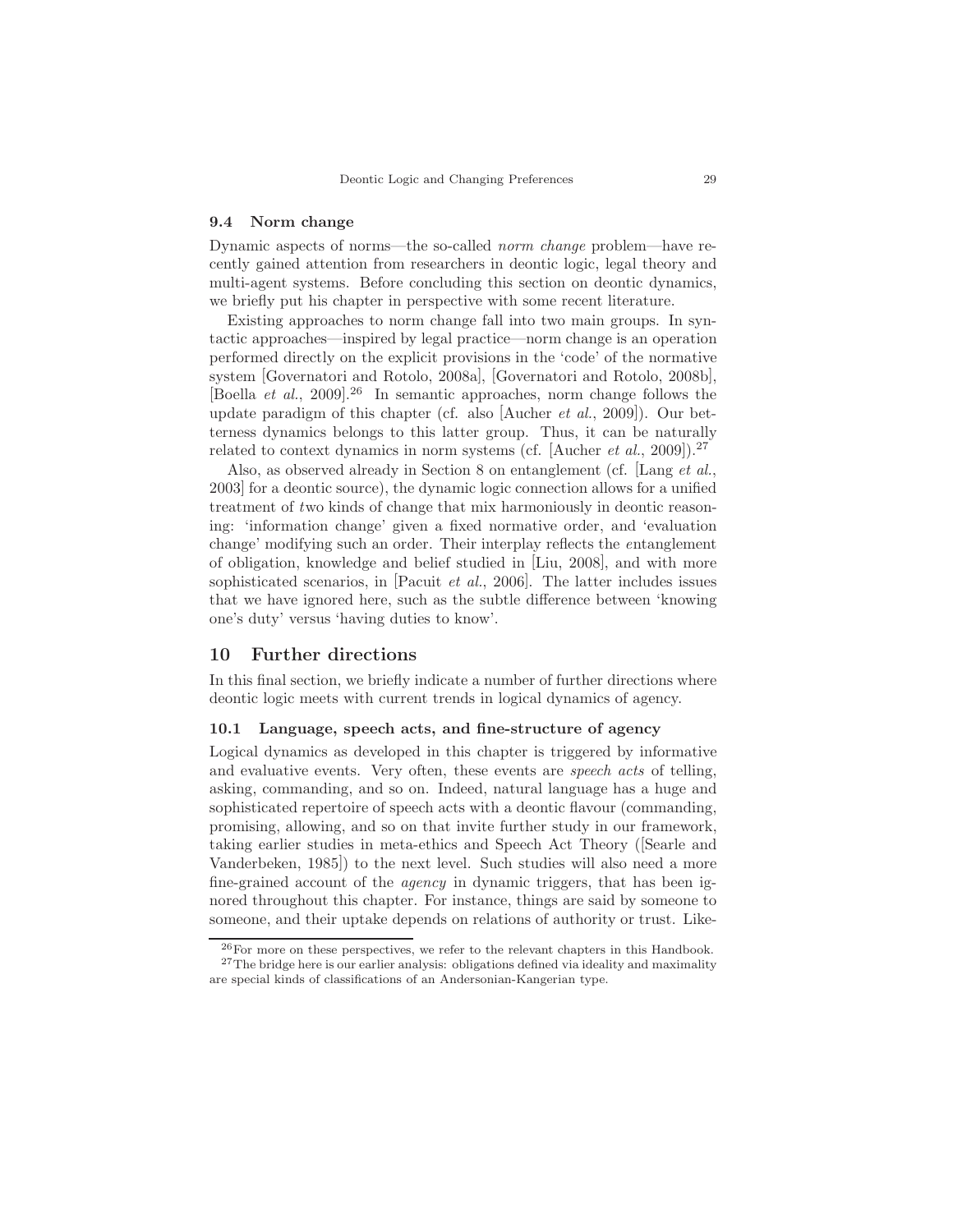### 9.4 Norm change

Dynamic aspects of norms—the so-called *norm change* problem—have recently gained attention from researchers in deontic logic, legal theory and multi-agent systems. Before concluding this section on deontic dynamics, we briefly put his chapter in perspective with some recent literature.

Existing approaches to norm change fall into two main groups. In syntactic approaches—inspired by legal practice—norm change is an operation performed directly on the explicit provisions in the 'code' of the normative system [Governatori and Rotolo, 2008a], [Governatori and Rotolo, 2008b], [Boella *et al.*, 2009].[26] In semantic approaches, norm change follows the update paradigm of this chapter (cf. also [Aucher *et al.*, 2009]). Our betterness dynamics belongs to this latter group. Thus, it can be naturally related to context dynamics in norm systems (cf. [Aucher *et al.*, 2009]).[27]

Also, as observed already in Section 8 on entanglement (cf. [Lang *et al.*, 2003] for a deontic source), the dynamic logic connection allows for a unified treatment of *t*wo kinds of change that mix harmoniously in deontic reasoning: 'information change' given a fixed normative order, and 'evaluation change' modifying such an order. Their interplay reflects the *e*ntanglement of obligation, knowledge and belief studied in [Liu, 2008], and with more sophisticated scenarios, in [Pacuit *et al.*, 2006]. The latter includes issues that we have ignored here, such as the subtle difference between 'knowing one's duty' versus 'having duties to know'.

## 10 Further directions

In this final section, we briefly indicate a number of further directions where deontic logic meets with current trends in logical dynamics of agency.

### 10.1 Language, speech acts, and fine-structure of agency

Logical dynamics as developed in this chapter is triggered by informative and evaluative events. Very often, these events are *speech acts* of telling, asking, commanding, and so on. Indeed, natural language has a huge and sophisticated repertoire of speech acts with a deontic flavour (commanding, promising, allowing, and so on that invite further study in our framework, taking earlier studies in meta-ethics and Speech Act Theory ([Searle and Vanderbeken, 1985]) to the next level. Such studies will also need a more fine-grained account of the *agency* in dynamic triggers, that has been ignored throughout this chapter. For instance, things are said by someone to someone, and their uptake depends on relations of authority or trust. Like-

[26] For more on these perspectives, we refer to the relevant chapters in this Handbook.

[27] The bridge here is our earlier analysis: obligations defined via ideality and maximality are special kinds of classifications of an Andersonian-Kangerian type.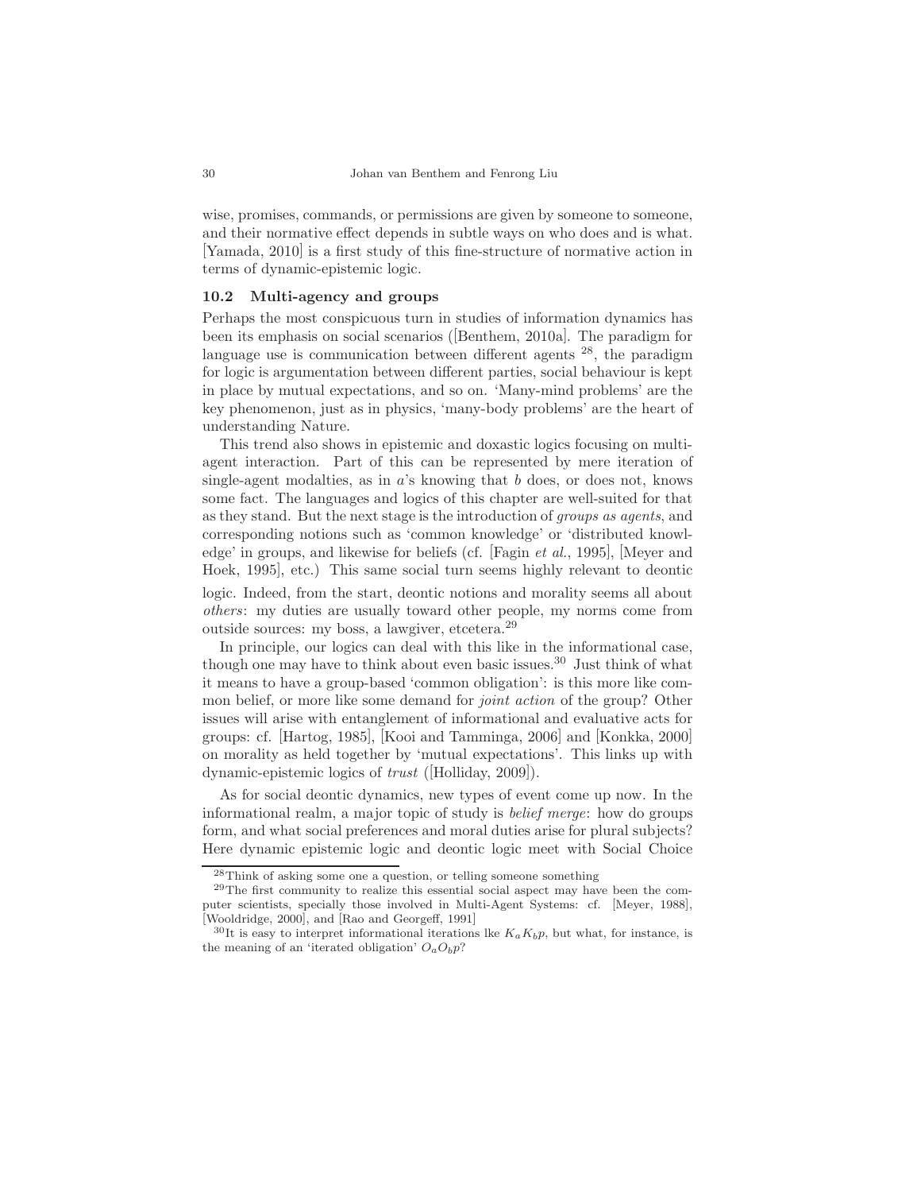wise, promises, commands, or permissions are given by someone to someone, and their normative effect depends in subtle ways on who does and is what. [Yamada, 2010] is a first study of this fine-structure of normative action in terms of dynamic-epistemic logic.

### 10.2 Multi-agency and groups

Perhaps the most conspicuous turn in studies of information dynamics has been its emphasis on social scenarios ([Benthem, 2010a]. The paradigm for language use is communication between different agents [28], the paradigm for logic is argumentation between different parties, social behaviour is kept in place by mutual expectations, and so on. 'Many-mind problems' are the key phenomenon, just as in physics, 'many-body problems' are the heart of understanding Nature.

This trend also shows in epistemic and doxastic logics focusing on multi-agent interaction. Part of this can be represented by mere iteration of single-agent modalties, as in $a$'s knowing that $b$ does, or does not, knows some fact. The languages and logics of this chapter are well-suited for that as they stand. But the next stage is the introduction of *groups as agents*, and corresponding notions such as 'common knowledge' or 'distributed knowledge' in groups, and likewise for beliefs (cf. [Fagin *et al.*, 1995], [Meyer and Hoek, 1995], etc.) This same social turn seems highly relevant to deontic logic. Indeed, from the start, deontic notions and morality seems all about *others*: my duties are usually toward other people, my norms come from outside sources: my boss, a lawgiver, etcetera.[29]

In principle, our logics can deal with this like in the informational case, though one may have to think about even basic issues.[30] Just think of what it means to have a group-based 'common obligation': is this more like common belief, or more like some demand for *joint action* of the group? Other issues will arise with entanglement of informational and evaluative acts for groups: cf. [Hartog, 1985], [Kooi and Tamminga, 2006] and [Konkka, 2000] on morality as held together by 'mutual expectations'. This links up with dynamic-epistemic logics of *trust* ([Holliday, 2009]).

As for social deontic dynamics, new types of event come up now. In the informational realm, a major topic of study is *belief merge*: how do groups form, and what social preferences and moral duties arise for plural subjects? Here dynamic epistemic logic and deontic logic meet with Social Choice

[28] Think of asking some one a question, or telling someone something

[29] The first community to realize this essential social aspect may have been the computer scientists, specially those involved in Multi-Agent Systems: cf. [Meyer, 1988], [Wooldridge, 2000], and [Rao and Georgeff, 1991]

[30] It is easy to interpret informational iterations lke $K_a K_b p$, but what, for instance, is the meaning of an 'iterated obligation' $O_a O_b p$?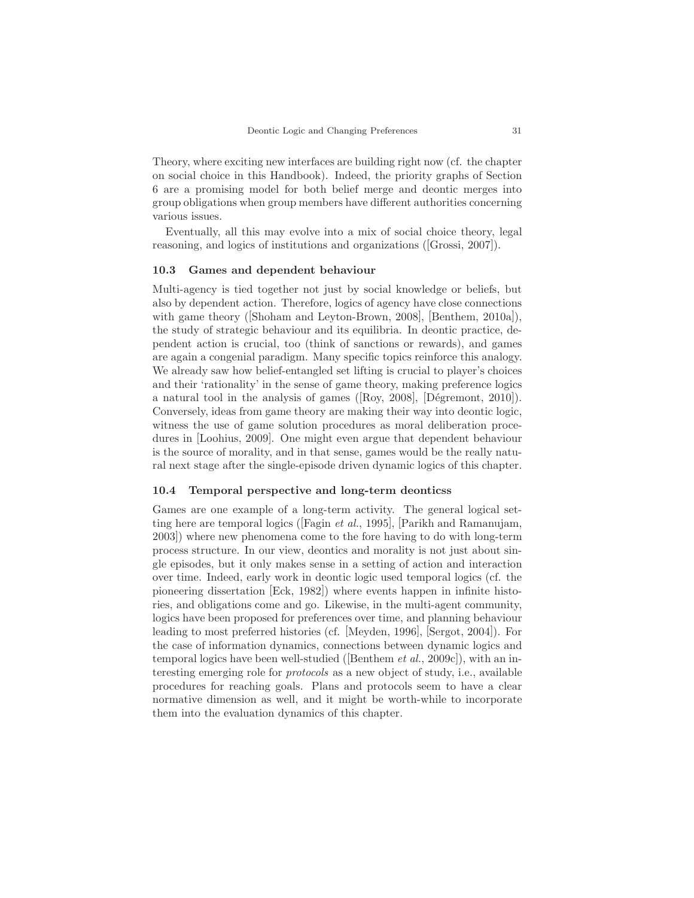Theory, where exciting new interfaces are building right now (cf. the chapter on social choice in this Handbook). Indeed, the priority graphs of Section 6 are a promising model for both belief merge and deontic merges into group obligations when group members have different authorities concerning various issues.

Eventually, all this may evolve into a mix of social choice theory, legal reasoning, and logics of institutions and organizations ([Grossi, 2007]).

### 10.3 Games and dependent behaviour

Multi-agency is tied together not just by social knowledge or beliefs, but also by dependent action. Therefore, logics of agency have close connections with game theory ([Shoham and Leyton-Brown, 2008], [Benthem, 2010a]), the study of strategic behaviour and its equilibria. In deontic practice, dependent action is crucial, too (think of sanctions or rewards), and games are again a congenial paradigm. Many specific topics reinforce this analogy. We already saw how belief-entangled set lifting is crucial to player's choices and their 'rationality' in the sense of game theory, making preference logics a natural tool in the analysis of games ([Roy, 2008], [Dégremont, 2010]). Conversely, ideas from game theory are making their way into deontic logic, witness the use of game solution procedures as moral deliberation procedures in [Loohius, 2009]. One might even argue that dependent behaviour is the source of morality, and in that sense, games would be the really natural next stage after the single-episode driven dynamic logics of this chapter.

### 10.4 Temporal perspective and long-term deonticss

Games are one example of a long-term activity. The general logical setting here are temporal logics ([Fagin *et al.*, 1995], [Parikh and Ramanujam, 2003]) where new phenomena come to the fore having to do with long-term process structure. In our view, deontics and morality is not just about single episodes, but it only makes sense in a setting of action and interaction over time. Indeed, early work in deontic logic used temporal logics (cf. the pioneering dissertation [Eck, 1982]) where events happen in infinite histories, and obligations come and go. Likewise, in the multi-agent community, logics have been proposed for preferences over time, and planning behaviour leading to most preferred histories (cf. [Meyden, 1996], [Sergot, 2004]). For the case of information dynamics, connections between dynamic logics and temporal logics have been well-studied ([Benthem *et al.*, 2009c]), with an interesting emerging role for *protocols* as a new object of study, i.e., available procedures for reaching goals. Plans and protocols seem to have a clear normative dimension as well, and it might be worth-while to incorporate them into the evaluation dynamics of this chapter.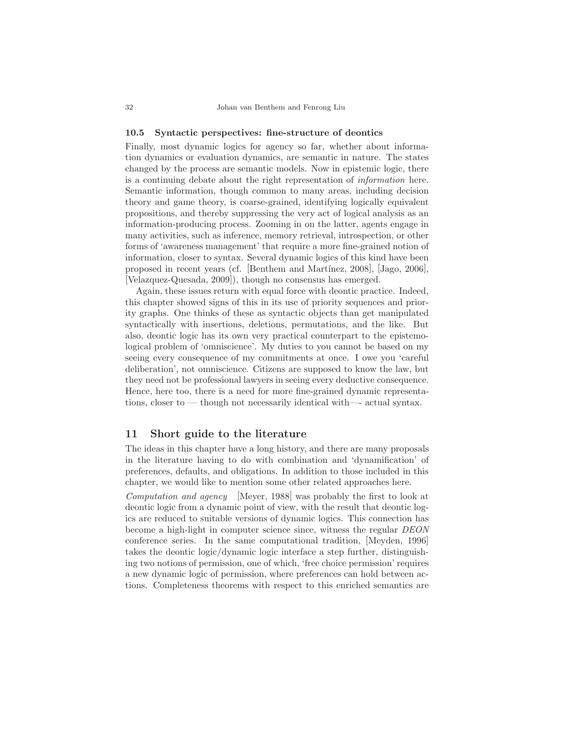### 10.5 Syntactic perspectives: fine-structure of deontics

Finally, most dynamic logics for agency so far, whether about information dynamics or evaluation dynamics, are semantic in nature. The states changed by the process are semantic models. Now in epistemic logic, there is a continuing debate about the right representation of *information* here. Semantic information, though common to many areas, including decision theory and game theory, is coarse-grained, identifying logically equivalent propositions, and thereby suppressing the very act of logical analysis as an information-producing process. Zooming in on the latter, agents engage in many activities, such as inference, memory retrieval, introspection, or other forms of 'awareness management' that require a more fine-grained notion of information, closer to syntax. Several dynamic logics of this kind have been proposed in recent years (cf. [Benthem and Martínez, 2008], [Jago, 2006], [Velazquez-Quesada, 2009]), though no consensus has emerged.

Again, these issues return with equal force with deontic practice. Indeed, this chapter showed signs of this in its use of priority sequences and priority graphs. One thinks of these as syntactic objects than get manipulated syntactically with insertions, deletions, permutations, and the like. But also, deontic logic has its own very practical counterpart to the epistemological problem of 'omniscience'. My duties to you cannot be based on my seeing every consequence of my commitments at once. I owe you 'careful deliberation', not omniscience. Citizens are supposed to know the law, but they need not be professional lawyers in seeing every deductive consequence. Hence, here too, there is a need for more fine-grained dynamic representations, closer to — though not necessarily identical with—- actual syntax.

## 11 Short guide to the literature

The ideas in this chapter have a long history, and there are many proposals in the literature having to do with combination and 'dynamification' of preferences, defaults, and obligations. In addition to those included in this chapter, we would like to mention some other related approaches here.

*Computation and agency* [Meyer, 1988] was probably the first to look at deontic logic from a dynamic point of view, with the result that deontic logics are reduced to suitable versions of dynamic logics. This connection has become a high-light in computer science since, witness the regular *DEON* conference series. In the same computational tradition, [Meyden, 1996] takes the deontic logic/dynamic logic interface a step further, distinguishing two notions of permission, one of which, 'free choice permission' requires a new dynamic logic of permission, where preferences can hold between actions. Completeness theorems with respect to this enriched semantics are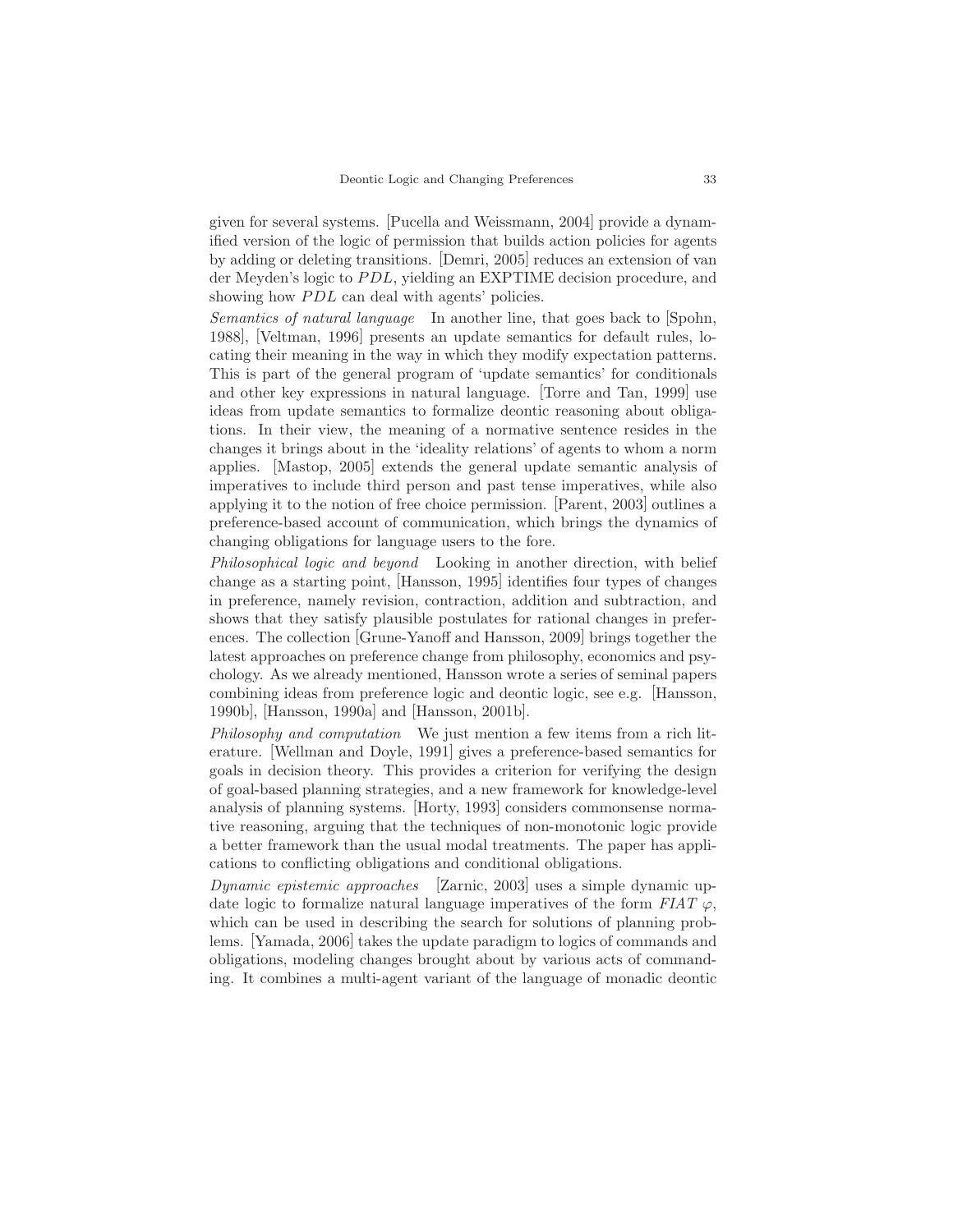given for several systems. [Pucella and Weissmann, 2004] provide a dynamified version of the logic of permission that builds action policies for agents by adding or deleting transitions. [Demri, 2005] reduces an extension of van der Meyden's logic to $PDL$, yielding an EXPTIME decision procedure, and showing how $PDL$ can deal with agents' policies.

*Semantics of natural language* In another line, that goes back to [Spohn, 1988], [Veltman, 1996] presents an update semantics for default rules, locating their meaning in the way in which they modify expectation patterns. This is part of the general program of 'update semantics' for conditionals and other key expressions in natural language. [Torre and Tan, 1999] use ideas from update semantics to formalize deontic reasoning about obligations. In their view, the meaning of a normative sentence resides in the changes it brings about in the 'ideality relations' of agents to whom a norm applies. [Mastop, 2005] extends the general update semantic analysis of imperatives to include third person and past tense imperatives, while also applying it to the notion of free choice permission. [Parent, 2003] outlines a preference-based account of communication, which brings the dynamics of changing obligations for language users to the fore.

*Philosophical logic and beyond* Looking in another direction, with belief change as a starting point, [Hansson, 1995] identifies four types of changes in preference, namely revision, contraction, addition and subtraction, and shows that they satisfy plausible postulates for rational changes in preferences. The collection [Grune-Yanoff and Hansson, 2009] brings together the latest approaches on preference change from philosophy, economics and psychology. As we already mentioned, Hansson wrote a series of seminal papers combining ideas from preference logic and deontic logic, see e.g. [Hansson, 1990b], [Hansson, 1990a] and [Hansson, 2001b].

*Philosophy and computation* We just mention a few items from a rich literature. [Wellman and Doyle, 1991] gives a preference-based semantics for goals in decision theory. This provides a criterion for verifying the design of goal-based planning strategies, and a new framework for knowledge-level analysis of planning systems. [Horty, 1993] considers commonsense normative reasoning, arguing that the techniques of non-monotonic logic provide a better framework than the usual modal treatments. The paper has applications to conflicting obligations and conditional obligations.

*Dynamic epistemic approaches* [Zarnic, 2003] uses a simple dynamic update logic to formalize natural language imperatives of the form $FIAT\ \varphi$, which can be used in describing the search for solutions of planning problems. [Yamada, 2006] takes the update paradigm to logics of commands and obligations, modeling changes brought about by various acts of commanding. It combines a multi-agent variant of the language of monadic deontic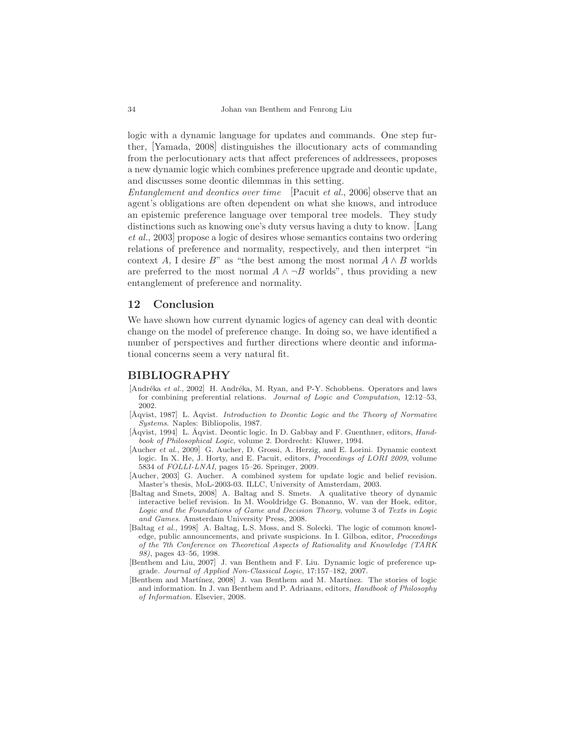logic with a dynamic language for updates and commands. One step further, [Yamada, 2008] distinguishes the illocutionary acts of commanding from the perlocutionary acts that affect preferences of addressees, proposes a new dynamic logic which combines preference upgrade and deontic update, and discusses some deontic dilemmas in this setting.

*Entanglement and deontics over time* [Pacuit *et al.*, 2006] observe that an agent's obligations are often dependent on what she knows, and introduce an epistemic preference language over temporal tree models. They study distinctions such as knowing one's duty versus having a duty to know. [Lang *et al.*, 2003] propose a logic of desires whose semantics contains two ordering relations of preference and normality, respectively, and then interpret "in context $A$, I desire $B$" as "the best among the most normal $A \wedge B$ worlds are preferred to the most normal $A \wedge \neg B$ worlds", thus providing a new entanglement of preference and normality.

## 12 Conclusion

We have shown how current dynamic logics of agency can deal with deontic change on the model of preference change. In doing so, we have identified a number of perspectives and further directions where deontic and informational concerns seem a very natural fit.

## BIBLIOGRAPHY

[Andréka *et al.*, 2002] H. Andréka, M. Ryan, and P-Y. Schobbens. Operators and laws for combining preferential relations. *Journal of Logic and Computation*, 12:12–53, 2002.

[Åqvist, 1987] L. Åqvist. *Introduction to Deontic Logic and the Theory of Normative Systems*. Naples: Bibliopolis, 1987.

[Åqvist, 1994] L. Åqvist. Deontic logic. In D. Gabbay and F. Guenthner, editors, *Handbook of Philosophical Logic*, volume 2. Dordrecht: Kluwer, 1994.

[Aucher *et al.*, 2009] G. Aucher, D. Grossi, A. Herzig, and E. Lorini. Dynamic context logic. In X. He, J. Horty, and E. Pacuit, editors, *Proceedings of LORI 2009*, volume 5834 of *FOLLI-LNAI*, pages 15–26. Springer, 2009.

[Aucher, 2003] G. Aucher. A combined system for update logic and belief revision. Master's thesis, MoL-2003-03. ILLC, University of Amsterdam, 2003.

[Baltag and Smets, 2008] A. Baltag and S. Smets. A qualitative theory of dynamic interactive belief revision. In M. Wooldridge G. Bonanno, W. van der Hoek, editor, *Logic and the Foundations of Game and Decision Theory*, volume 3 of *Texts in Logic and Games*. Amsterdam University Press, 2008.

[Baltag *et al.*, 1998] A. Baltag, L.S. Moss, and S. Solecki. The logic of common knowledge, public announcements, and private suspicions. In I. Gilboa, editor, *Proceedings of the 7th Conference on Theoretical Aspects of Rationality and Knowledge (TARK 98)*, pages 43–56, 1998.

[Benthem and Liu, 2007] J. van Benthem and F. Liu. Dynamic logic of preference upgrade. *Journal of Applied Non-Classical Logic*, 17:157–182, 2007.

[Benthem and Martínez, 2008] J. van Benthem and M. Martínez. The stories of logic and information. In J. van Benthem and P. Adriaans, editors, *Handbook of Philosophy of Information*. Elsevier, 2008.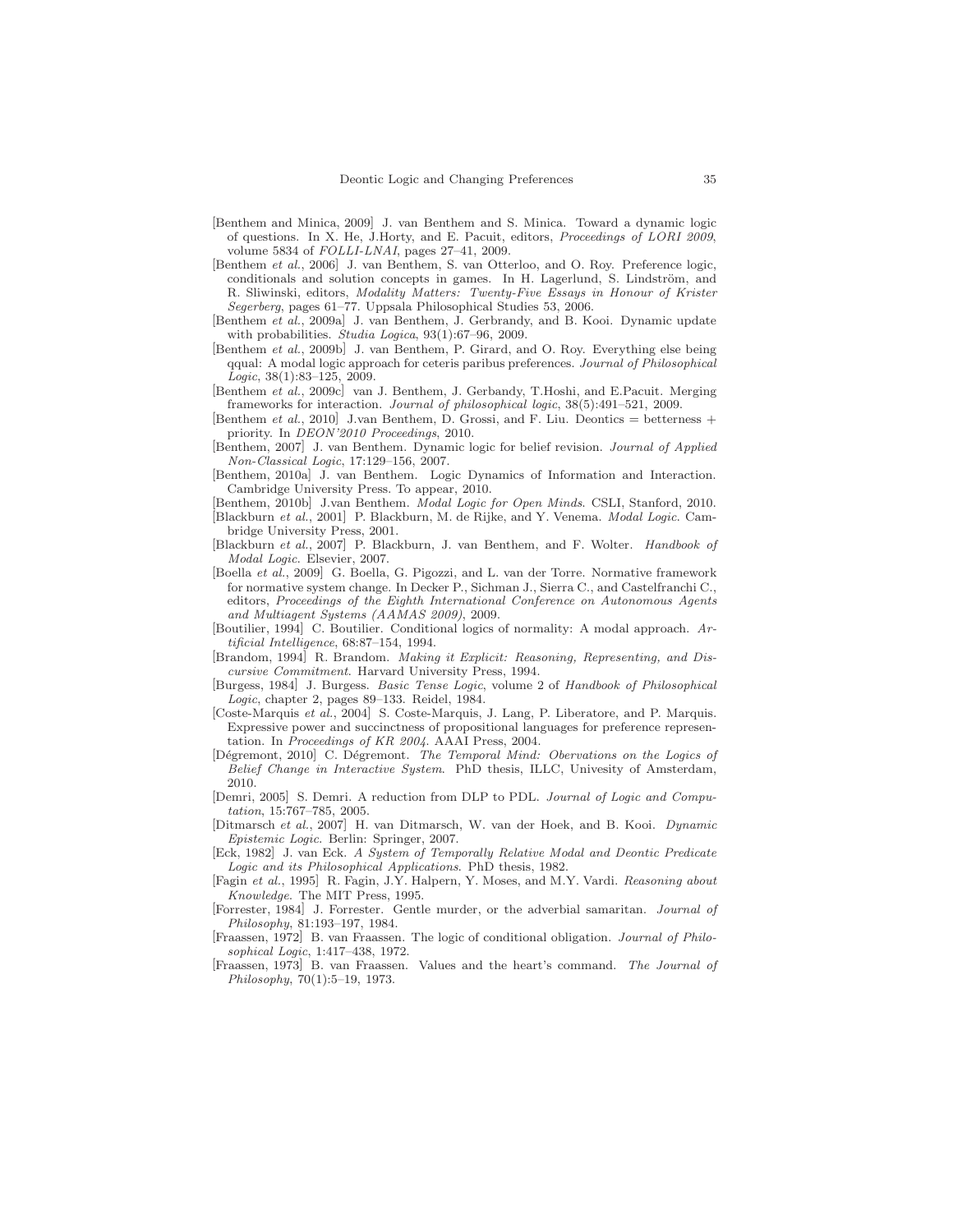[Benthem and Minica, 2009] J. van Benthem and S. Minica. Toward a dynamic logic of questions. In X. He, J.Horty, and E. Pacuit, editors, *Proceedings of LORI 2009*, volume 5834 of *FOLLI-LNAI*, pages 27–41, 2009.

[Benthem *et al.*, 2006] J. van Benthem, S. van Otterloo, and O. Roy. Preference logic, conditionals and solution concepts in games. In H. Lagerlund, S. Lindström, and R. Sliwinski, editors, *Modality Matters: Twenty-Five Essays in Honour of Krister Segerberg*, pages 61–77. Uppsala Philosophical Studies 53, 2006.

[Benthem *et al.*, 2009a] J. van Benthem, J. Gerbrandy, and B. Kooi. Dynamic update with probabilities. *Studia Logica*, 93(1):67–96, 2009.

[Benthem *et al.*, 2009b] J. van Benthem, P. Girard, and O. Roy. Everything else being qqual: A modal logic approach for ceteris paribus preferences. *Journal of Philosophical Logic*, 38(1):83–125, 2009.

[Benthem *et al.*, 2009c] van J. Benthem, J. Gerbandy, T.Hoshi, and E.Pacuit. Merging frameworks for interaction. *Journal of philosophical logic*, 38(5):491–521, 2009.

[Benthem *et al.*, 2010] J.van Benthem, D. Grossi, and F. Liu. Deontics = betterness + priority. In *DEON'2010 Proceedings*, 2010.

[Benthem, 2007] J. van Benthem. Dynamic logic for belief revision. *Journal of Applied Non-Classical Logic*, 17:129–156, 2007.

[Benthem, 2010a] J. van Benthem. Logic Dynamics of Information and Interaction. Cambridge University Press. To appear, 2010.

[Benthem, 2010b] J.van Benthem. *Modal Logic for Open Minds*. CSLI, Stanford, 2010.

[Blackburn *et al.*, 2001] P. Blackburn, M. de Rijke, and Y. Venema. *Modal Logic*. Cambridge University Press, 2001.

[Blackburn *et al.*, 2007] P. Blackburn, J. van Benthem, and F. Wolter. *Handbook of Modal Logic*. Elsevier, 2007.

[Boella *et al.*, 2009] G. Boella, G. Pigozzi, and L. van der Torre. Normative framework for normative system change. In Decker P., Sichman J., Sierra C., and Castelfranchi C., editors, *Proceedings of the Eighth International Conference on Autonomous Agents and Multiagent Systems (AAMAS 2009)*, 2009.

[Boutilier, 1994] C. Boutilier. Conditional logics of normality: A modal approach. *Artificial Intelligence*, 68:87–154, 1994.

[Brandom, 1994] R. Brandom. *Making it Explicit: Reasoning, Representing, and Discursive Commitment*. Harvard University Press, 1994.

[Burgess, 1984] J. Burgess. *Basic Tense Logic*, volume 2 of *Handbook of Philosophical Logic*, chapter 2, pages 89–133. Reidel, 1984.

[Coste-Marquis *et al.*, 2004] S. Coste-Marquis, J. Lang, P. Liberatore, and P. Marquis. Expressive power and succinctness of propositional languages for preference representation. In *Proceedings of KR 2004*. AAAI Press, 2004.

[Dégremont, 2010] C. Dégremont. *The Temporal Mind: Obervations on the Logics of Belief Change in Interactive System*. PhD thesis, ILLC, Univesity of Amsterdam, 2010.

[Demri, 2005] S. Demri. A reduction from DLP to PDL. *Journal of Logic and Computation*, 15:767–785, 2005.

[Ditmarsch *et al.*, 2007] H. van Ditmarsch, W. van der Hoek, and B. Kooi. *Dynamic Epistemic Logic*. Berlin: Springer, 2007.

[Eck, 1982] J. van Eck. *A System of Temporally Relative Modal and Deontic Predicate Logic and its Philosophical Applications*. PhD thesis, 1982.

[Fagin *et al.*, 1995] R. Fagin, J.Y. Halpern, Y. Moses, and M.Y. Vardi. *Reasoning about Knowledge*. The MIT Press, 1995.

[Forrester, 1984] J. Forrester. Gentle murder, or the adverbial samaritan. *Journal of Philosophy*, 81:193–197, 1984.

[Fraassen, 1972] B. van Fraassen. The logic of conditional obligation. *Journal of Philosophical Logic*, 1:417–438, 1972.

[Fraassen, 1973] B. van Fraassen. Values and the heart's command. *The Journal of Philosophy*, 70(1):5–19, 1973.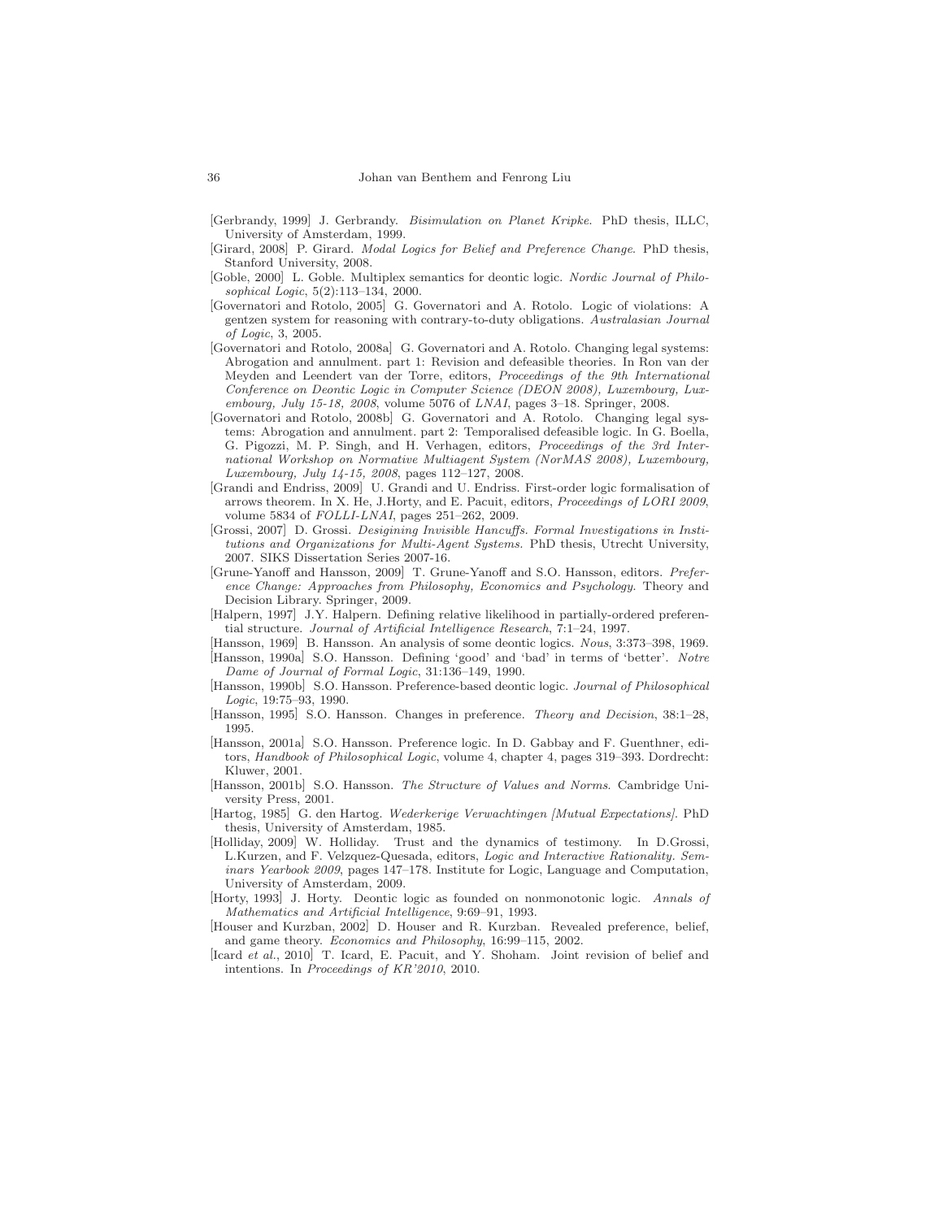[Gerbrandy, 1999] J. Gerbrandy. *Bisimulation on Planet Kripke*. PhD thesis, ILLC, University of Amsterdam, 1999.

[Girard, 2008] P. Girard. *Modal Logics for Belief and Preference Change*. PhD thesis, Stanford University, 2008.

[Goble, 2000] L. Goble. Multiplex semantics for deontic logic. *Nordic Journal of Philosophical Logic*, 5(2):113–134, 2000.

[Governatori and Rotolo, 2005] G. Governatori and A. Rotolo. Logic of violations: A gentzen system for reasoning with contrary-to-duty obligations. *Australasian Journal of Logic*, 3, 2005.

[Governatori and Rotolo, 2008a] G. Governatori and A. Rotolo. Changing legal systems: Abrogation and annulment. part 1: Revision and defeasible theories. In Ron van der Meyden and Leendert van der Torre, editors, *Proceedings of the 9th International Conference on Deontic Logic in Computer Science (DEON 2008), Luxembourg, Luxembourg, July 15-18, 2008*, volume 5076 of *LNAI*, pages 3–18. Springer, 2008.

[Governatori and Rotolo, 2008b] G. Governatori and A. Rotolo. Changing legal systems: Abrogation and annulment. part 2: Temporalised defeasible logic. In G. Boella, G. Pigozzi, M. P. Singh, and H. Verhagen, editors, *Proceedings of the 3rd International Workshop on Normative Multiagent System (NorMAS 2008), Luxembourg, Luxembourg, July 14-15, 2008*, pages 112–127, 2008.

[Grandi and Endriss, 2009] U. Grandi and U. Endriss. First-order logic formalisation of arrows theorem. In X. He, J.Horty, and E. Pacuit, editors, *Proceedings of LORI 2009*, volume 5834 of *FOLLI-LNAI*, pages 251–262, 2009.

[Grossi, 2007] D. Grossi. *Desigining Invisible Hancuffs. Formal Investigations in Institutions and Organizations for Multi-Agent Systems.* PhD thesis, Utrecht University, 2007. SIKS Dissertation Series 2007-16.

[Grune-Yanoff and Hansson, 2009] T. Grune-Yanoff and S.O. Hansson, editors. *Preference Change: Approaches from Philosophy, Economics and Psychology.* Theory and Decision Library. Springer, 2009.

[Halpern, 1997] J.Y. Halpern. Defining relative likelihood in partially-ordered preferential structure. *Journal of Artificial Intelligence Research*, 7:1–24, 1997.

[Hansson, 1969] B. Hansson. An analysis of some deontic logics. *Nous*, 3:373–398, 1969.

[Hansson, 1990a] S.O. Hansson. Defining 'good' and 'bad' in terms of 'better'. *Notre Dame of Journal of Formal Logic*, 31:136–149, 1990.

[Hansson, 1990b] S.O. Hansson. Preference-based deontic logic. *Journal of Philosophical Logic*, 19:75–93, 1990.

[Hansson, 1995] S.O. Hansson. Changes in preference. *Theory and Decision*, 38:1–28, 1995.

[Hansson, 2001a] S.O. Hansson. Preference logic. In D. Gabbay and F. Guenthner, editors, *Handbook of Philosophical Logic*, volume 4, chapter 4, pages 319–393. Dordrecht: Kluwer, 2001.

[Hansson, 2001b] S.O. Hansson. *The Structure of Values and Norms*. Cambridge University Press, 2001.

[Hartog, 1985] G. den Hartog. *Wederkerige Verwachtingen [Mutual Expectations]*. PhD thesis, University of Amsterdam, 1985.

[Holliday, 2009] W. Holliday. Trust and the dynamics of testimony. In D.Grossi, L.Kurzen, and F. Velzquez-Quesada, editors, *Logic and Interactive Rationality. Seminars Yearbook 2009*, pages 147–178. Institute for Logic, Language and Computation, University of Amsterdam, 2009.

[Horty, 1993] J. Horty. Deontic logic as founded on nonmonotonic logic. *Annals of Mathematics and Artificial Intelligence*, 9:69–91, 1993.

[Houser and Kurzban, 2002] D. Houser and R. Kurzban. Revealed preference, belief, and game theory. *Economics and Philosophy*, 16:99–115, 2002.

[Icard *et al.*, 2010] T. Icard, E. Pacuit, and Y. Shoham. Joint revision of belief and intentions. In *Proceedings of KR'2010*, 2010.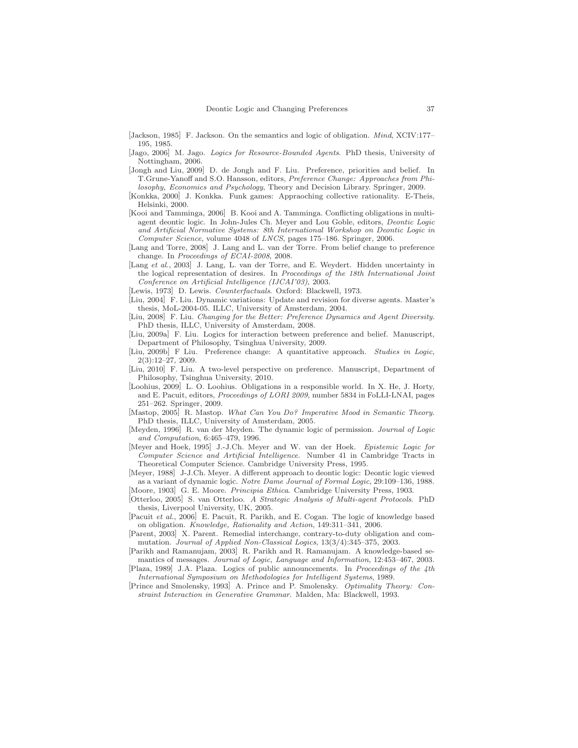[Jackson, 1985] F. Jackson. On the semantics and logic of obligation. *Mind*, XCIV:177–195, 1985.

[Jago, 2006] M. Jago. *Logics for Resource-Bounded Agents*. PhD thesis, University of Nottingham, 2006.

[Jongh and Liu, 2009] D. de Jongh and F. Liu. Preference, priorities and belief. In T.Grune-Yanoff and S.O. Hansson, editors, *Preference Change: Approaches from Philosophy, Economics and Psychology*, Theory and Decision Library. Springer, 2009.

[Konkka, 2000] J. Konkka. Funk games: Appraoching collective rationality. E-Theis, Helsinki, 2000.

[Kooi and Tamminga, 2006] B. Kooi and A. Tamminga. Conflicting obligations in multi-agent deontic logic. In John-Jules Ch. Meyer and Lou Goble, editors, *Deontic Logic and Artificial Normative Systems: 8th International Workshop on Deontic Logic in Computer Science*, volume 4048 of *LNCS*, pages 175–186. Springer, 2006.

[Lang and Torre, 2008] J. Lang and L. van der Torre. From belief change to preference change. In *Proceedings of ECAI-2008*, 2008.

[Lang *et al.*, 2003] J. Lang, L. van der Torre, and E. Weydert. Hidden uncertainty in the logical representation of desires. In *Proceedings of the 18th International Joint Conference on Artificial Intelligence (IJCAI'03)*, 2003.

[Lewis, 1973] D. Lewis. *Counterfactuals*. Oxford: Blackwell, 1973.

[Liu, 2004] F. Liu. Dynamic variations: Update and revision for diverse agents. Master's thesis, MoL-2004-05. ILLC, University of Amsterdam, 2004.

[Liu, 2008] F. Liu. *Changing for the Better: Preference Dynamics and Agent Diversity*. PhD thesis, ILLC, University of Amsterdam, 2008.

[Liu, 2009a] F. Liu. Logics for interaction between preference and belief. Manuscript, Department of Philosophy, Tsinghua University, 2009.

[Liu, 2009b] F Liu. Preference change: A quantitative approach. *Studies in Logic*, 2(3):12–27, 2009.

[Liu, 2010] F. Liu. A two-level perspective on preference. Manuscript, Department of Philosophy, Tsinghua University, 2010.

[Loohius, 2009] L. O. Loohius. Obligations in a responsible world. In X. He, J. Horty, and E. Pacuit, editors, *Proceedings of LORI 2009*, number 5834 in FoLLI-LNAI, pages 251–262. Springer, 2009.

[Mastop, 2005] R. Mastop. *What Can You Do? Imperative Mood in Semantic Theory*. PhD thesis, ILLC, University of Amsterdam, 2005.

[Meyden, 1996] R. van der Meyden. The dynamic logic of permission. *Journal of Logic and Computation*, 6:465–479, 1996.

[Meyer and Hoek, 1995] J.-J.Ch. Meyer and W. van der Hoek. *Epistemic Logic for Computer Science and Artificial Intelligence*. Number 41 in Cambridge Tracts in Theoretical Computer Science. Cambridge University Press, 1995.

[Meyer, 1988] J-J.Ch. Meyer. A different approach to deontic logic: Deontic logic viewed as a variant of dynamic logic. *Notre Dame Journal of Formal Logic*, 29:109–136, 1988.

[Moore, 1903] G. E. Moore. *Principia Ethica*. Cambridge University Press, 1903.

[Otterloo, 2005] S. van Otterloo. *A Strategic Analysis of Multi-agent Protocols*. PhD thesis, Liverpool University, UK, 2005.

[Pacuit *et al.*, 2006] E. Pacuit, R. Parikh, and E. Cogan. The logic of knowledge based on obligation. *Knowledge, Rationality and Action*, 149:311–341, 2006.

[Parent, 2003] X. Parent. Remedial interchange, contrary-to-duty obligation and commutation. *Journal of Applied Non-Classical Logics*, 13(3/4):345–375, 2003.

[Parikh and Ramanujam, 2003] R. Parikh and R. Ramanujam. A knowledge-based semantics of messages. *Journal of Logic, Language and Information*, 12:453–467, 2003.

[Plaza, 1989] J.A. Plaza. Logics of public announcements. In *Proceedings of the 4th International Symposium on Methodologies for Intelligent Systems*, 1989.

[Prince and Smolensky, 1993] A. Prince and P. Smolensky. *Optimality Theory: Constraint Interaction in Generative Grammar*. Malden, Ma: Blackwell, 1993.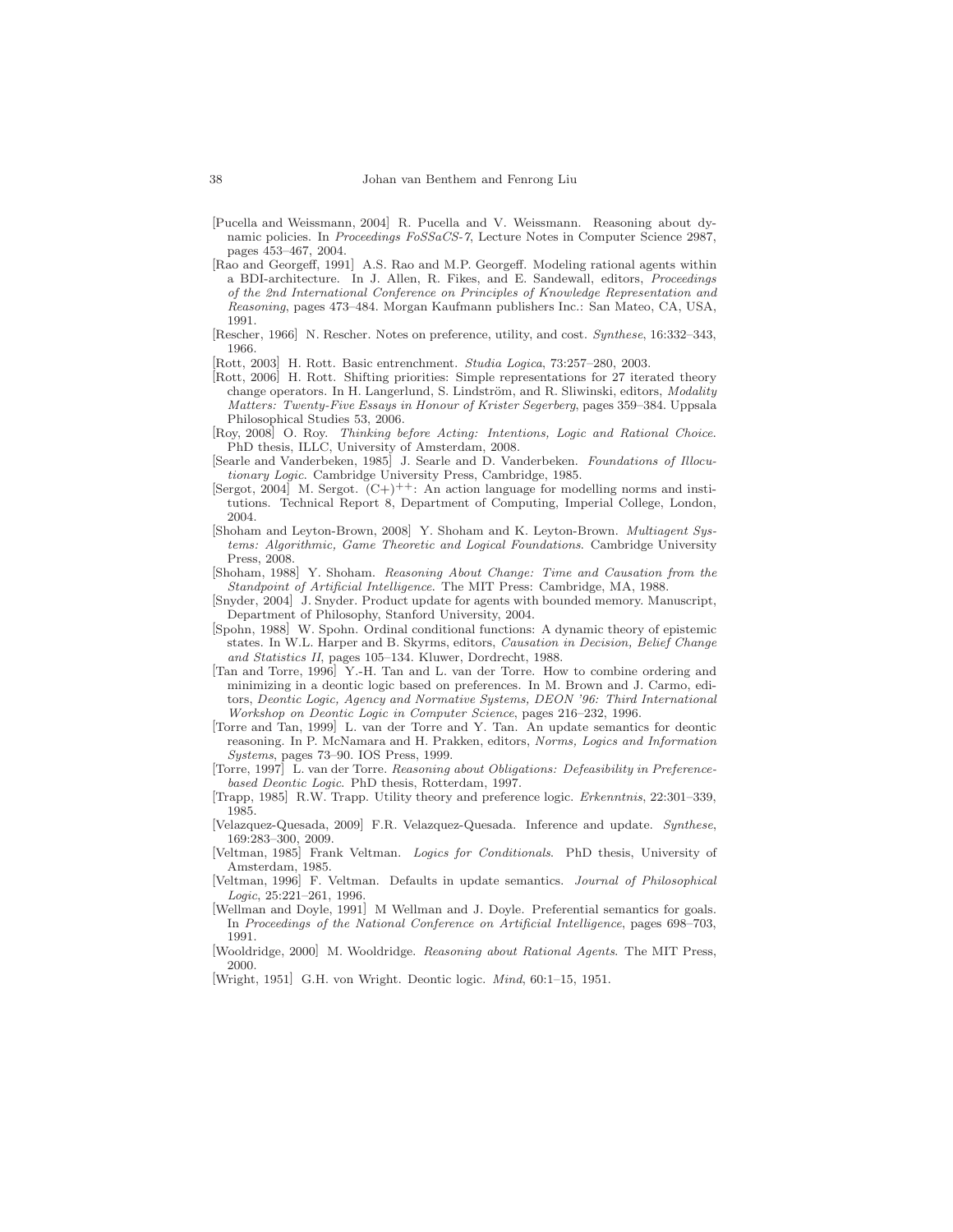[Pucella and Weissmann, 2004] R. Pucella and V. Weissmann. Reasoning about dynamic policies. In *Proceedings FoSSaCS-7*, Lecture Notes in Computer Science 2987, pages 453–467, 2004.

[Rao and Georgeff, 1991] A.S. Rao and M.P. Georgeff. Modeling rational agents within a BDI-architecture. In J. Allen, R. Fikes, and E. Sandewall, editors, *Proceedings of the 2nd International Conference on Principles of Knowledge Representation and Reasoning*, pages 473–484. Morgan Kaufmann publishers Inc.: San Mateo, CA, USA, 1991.

[Rescher, 1966] N. Rescher. Notes on preference, utility, and cost. *Synthese*, 16:332–343, 1966.

[Rott, 2003] H. Rott. Basic entrenchment. *Studia Logica*, 73:257–280, 2003.

[Rott, 2006] H. Rott. Shifting priorities: Simple representations for 27 iterated theory change operators. In H. Langerlund, S. Lindström, and R. Sliwinski, editors, *Modality Matters: Twenty-Five Essays in Honour of Krister Segerberg*, pages 359–384. Uppsala Philosophical Studies 53, 2006.

[Roy, 2008] O. Roy. *Thinking before Acting: Intentions, Logic and Rational Choice*. PhD thesis, ILLC, University of Amsterdam, 2008.

[Searle and Vanderbeken, 1985] J. Searle and D. Vanderbeken. *Foundations of Illocutionary Logic*. Cambridge University Press, Cambridge, 1985.

[Sergot, 2004] M. Sergot. $(C+)^{++}$: An action language for modelling norms and institutions. Technical Report 8, Department of Computing, Imperial College, London, 2004.

[Shoham and Leyton-Brown, 2008] Y. Shoham and K. Leyton-Brown. *Multiagent Systems: Algorithmic, Game Theoretic and Logical Foundations*. Cambridge University Press, 2008.

[Shoham, 1988] Y. Shoham. *Reasoning About Change: Time and Causation from the Standpoint of Artificial Intelligence*. The MIT Press: Cambridge, MA, 1988.

[Snyder, 2004] J. Snyder. Product update for agents with bounded memory. Manuscript, Department of Philosophy, Stanford University, 2004.

[Spohn, 1988] W. Spohn. Ordinal conditional functions: A dynamic theory of epistemic states. In W.L. Harper and B. Skyrms, editors, *Causation in Decision, Belief Change and Statistics II*, pages 105–134. Kluwer, Dordrecht, 1988.

[Tan and Torre, 1996] Y.-H. Tan and L. van der Torre. How to combine ordering and minimizing in a deontic logic based on preferences. In M. Brown and J. Carmo, editors, *Deontic Logic, Agency and Normative Systems, DEON '96: Third International Workshop on Deontic Logic in Computer Science*, pages 216–232, 1996.

[Torre and Tan, 1999] L. van der Torre and Y. Tan. An update semantics for deontic reasoning. In P. McNamara and H. Prakken, editors, *Norms, Logics and Information Systems*, pages 73–90. IOS Press, 1999.

[Torre, 1997] L. van der Torre. *Reasoning about Obligations: Defeasibility in Preference-based Deontic Logic*. PhD thesis, Rotterdam, 1997.

[Trapp, 1985] R.W. Trapp. Utility theory and preference logic. *Erkenntnis*, 22:301–339, 1985.

[Velazquez-Quesada, 2009] F.R. Velazquez-Quesada. Inference and update. *Synthese*, 169:283–300, 2009.

[Veltman, 1985] Frank Veltman. *Logics for Conditionals*. PhD thesis, University of Amsterdam, 1985.

[Veltman, 1996] F. Veltman. Defaults in update semantics. *Journal of Philosophical Logic*, 25:221–261, 1996.

[Wellman and Doyle, 1991] M Wellman and J. Doyle. Preferential semantics for goals. In *Proceedings of the National Conference on Artificial Intelligence*, pages 698–703, 1991.

[Wooldridge, 2000] M. Wooldridge. *Reasoning about Rational Agents*. The MIT Press, 2000.

[Wright, 1951] G.H. von Wright. Deontic logic. *Mind*, 60:1–15, 1951.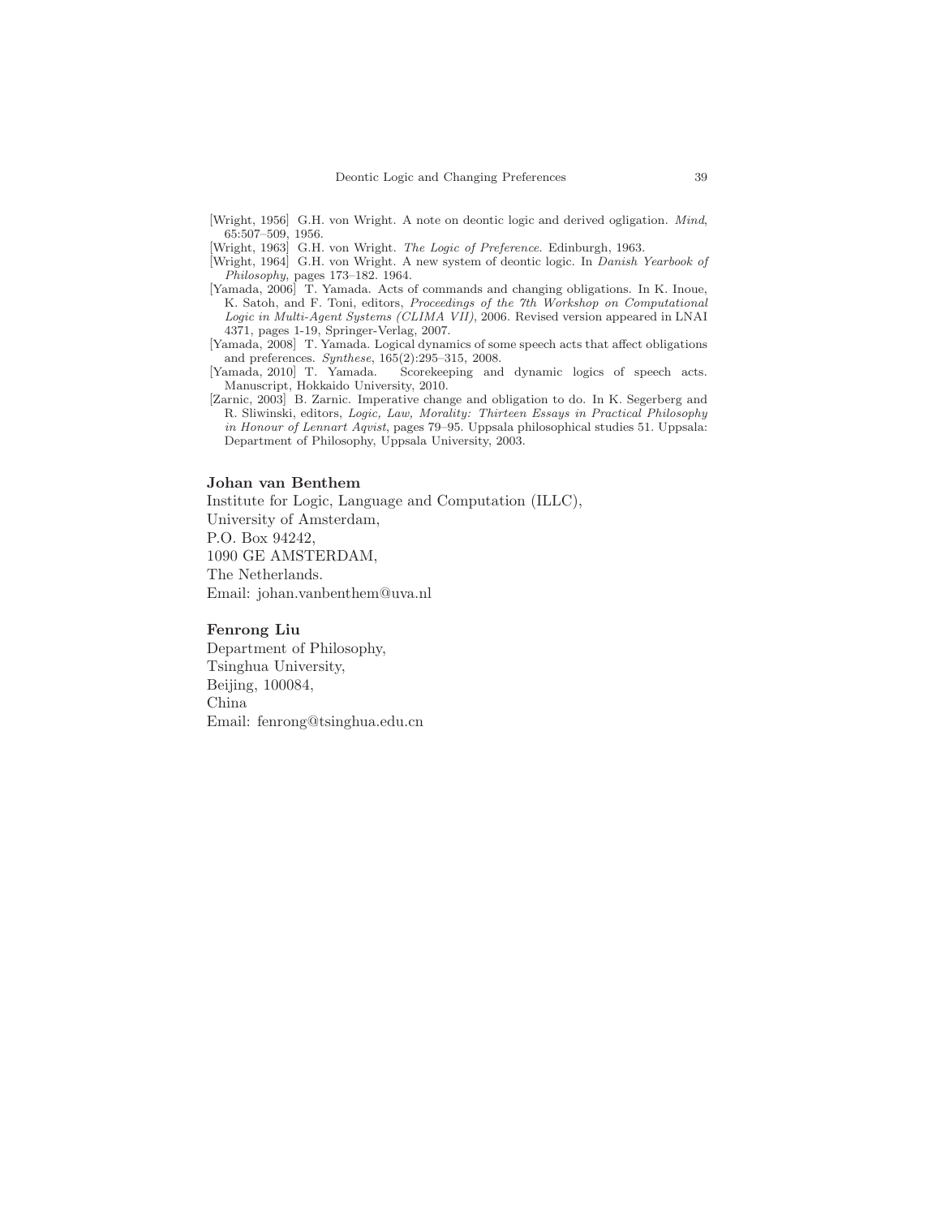[Wright, 1956] G.H. von Wright. A note on deontic logic and derived ogligation. *Mind*, 65:507–509, 1956.

[Wright, 1963] G.H. von Wright. *The Logic of Preference*. Edinburgh, 1963.

[Wright, 1964] G.H. von Wright. A new system of deontic logic. In *Danish Yearbook of Philosophy*, pages 173–182. 1964.

[Yamada, 2006] T. Yamada. Acts of commands and changing obligations. In K. Inoue, K. Satoh, and F. Toni, editors, *Proceedings of the 7th Workshop on Computational Logic in Multi-Agent Systems (CLIMA VII)*, 2006. Revised version appeared in LNAI 4371, pages 1-19, Springer-Verlag, 2007.

[Yamada, 2008] T. Yamada. Logical dynamics of some speech acts that affect obligations and preferences. *Synthese*, 165(2):295–315, 2008.

[Yamada, 2010] T. Yamada. Scorekeeping and dynamic logics of speech acts. Manuscript, Hokkaido University, 2010.

[Zarnic, 2003] B. Zarnic. Imperative change and obligation to do. In K. Segerberg and R. Sliwinski, editors, *Logic, Law, Morality: Thirteen Essays in Practical Philosophy in Honour of Lennart Aqvist*, pages 79–95. Uppsala philosophical studies 51. Uppsala: Department of Philosophy, Uppsala University, 2003.

**Johan van Benthem**
Institute for Logic, Language and Computation (ILLC),
University of Amsterdam,
P.O. Box 94242,
1090 GE AMSTERDAM,
The Netherlands.
Email: johan.vanbenthem@uva.nl

**Fenrong Liu**
Department of Philosophy,
Tsinghua University,
Beijing, 100084,
China
Email: fenrong@tsinghua.edu.cn